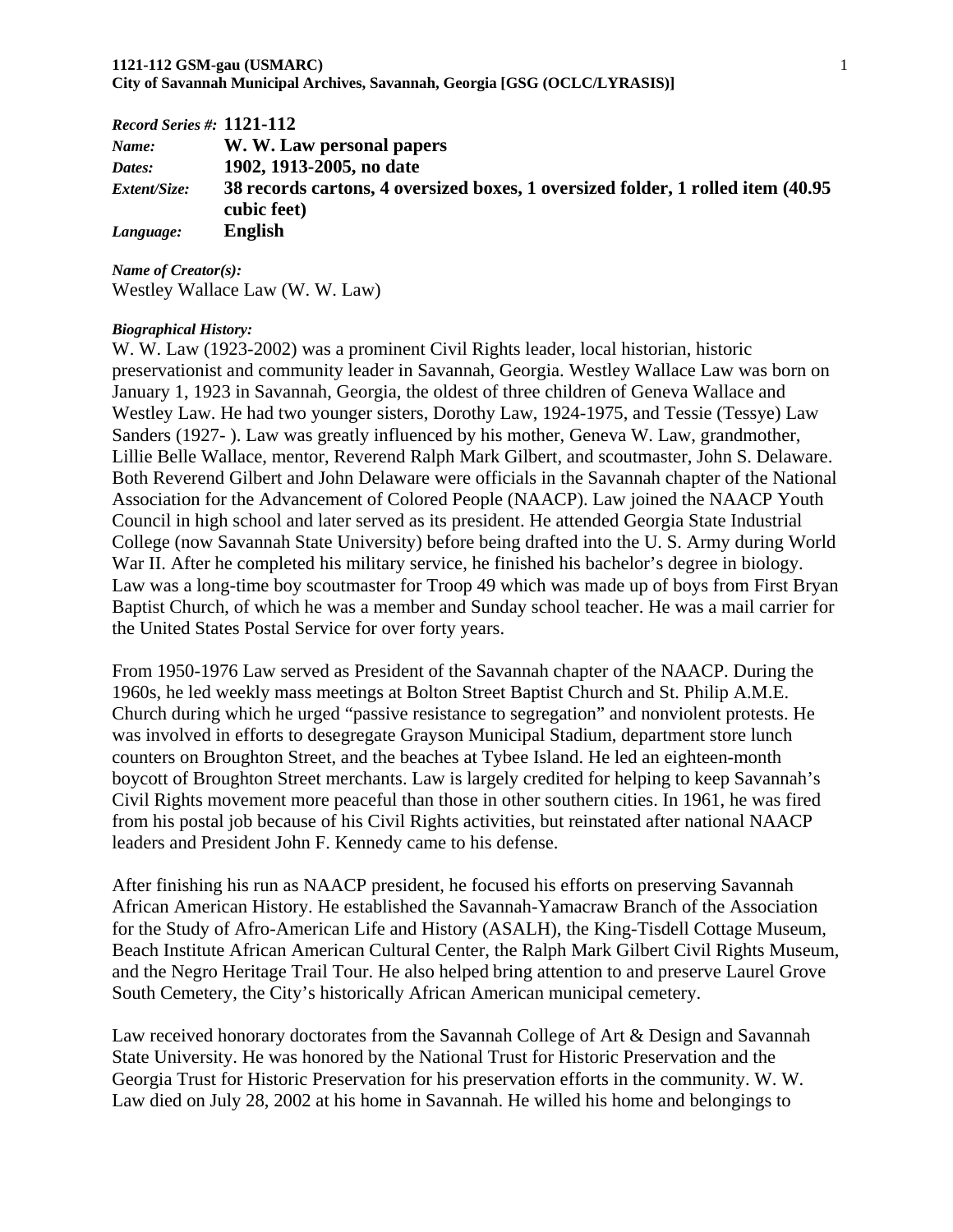**1121-112 GSM-gau (USMARC)**
**City of Savannah Municipal Archives, Savannah, Georgia [GSG (OCLC/LYRASIS)]**

*Record Series #:* **1121-112**
*Name:* **W. W. Law personal papers**
*Dates:* **1902, 1913-2005, no date**
*Extent/Size:* **38 records cartons, 4 oversized boxes, 1 oversized folder, 1 rolled item (40.95 cubic feet)**
*Language:* **English**

*Name of Creator(s):*
Westley Wallace Law (W. W. Law)

*Biographical History:*
W. W. Law (1923-2002) was a prominent Civil Rights leader, local historian, historic preservationist and community leader in Savannah, Georgia. Westley Wallace Law was born on January 1, 1923 in Savannah, Georgia, the oldest of three children of Geneva Wallace and Westley Law. He had two younger sisters, Dorothy Law, 1924-1975, and Tessie (Tessye) Law Sanders (1927- ). Law was greatly influenced by his mother, Geneva W. Law, grandmother, Lillie Belle Wallace, mentor, Reverend Ralph Mark Gilbert, and scoutmaster, John S. Delaware. Both Reverend Gilbert and John Delaware were officials in the Savannah chapter of the National Association for the Advancement of Colored People (NAACP). Law joined the NAACP Youth Council in high school and later served as its president. He attended Georgia State Industrial College (now Savannah State University) before being drafted into the U. S. Army during World War II. After he completed his military service, he finished his bachelor's degree in biology. Law was a long-time boy scoutmaster for Troop 49 which was made up of boys from First Bryan Baptist Church, of which he was a member and Sunday school teacher. He was a mail carrier for the United States Postal Service for over forty years.

From 1950-1976 Law served as President of the Savannah chapter of the NAACP. During the 1960s, he led weekly mass meetings at Bolton Street Baptist Church and St. Philip A.M.E. Church during which he urged "passive resistance to segregation" and nonviolent protests. He was involved in efforts to desegregate Grayson Municipal Stadium, department store lunch counters on Broughton Street, and the beaches at Tybee Island. He led an eighteen-month boycott of Broughton Street merchants. Law is largely credited for helping to keep Savannah's Civil Rights movement more peaceful than those in other southern cities. In 1961, he was fired from his postal job because of his Civil Rights activities, but reinstated after national NAACP leaders and President John F. Kennedy came to his defense.

After finishing his run as NAACP president, he focused his efforts on preserving Savannah African American History. He established the Savannah-Yamacraw Branch of the Association for the Study of Afro-American Life and History (ASALH), the King-Tisdell Cottage Museum, Beach Institute African American Cultural Center, the Ralph Mark Gilbert Civil Rights Museum, and the Negro Heritage Trail Tour. He also helped bring attention to and preserve Laurel Grove South Cemetery, the City's historically African American municipal cemetery.

Law received honorary doctorates from the Savannah College of Art & Design and Savannah State University. He was honored by the National Trust for Historic Preservation and the Georgia Trust for Historic Preservation for his preservation efforts in the community. W. W. Law died on July 28, 2002 at his home in Savannah. He willed his home and belongings to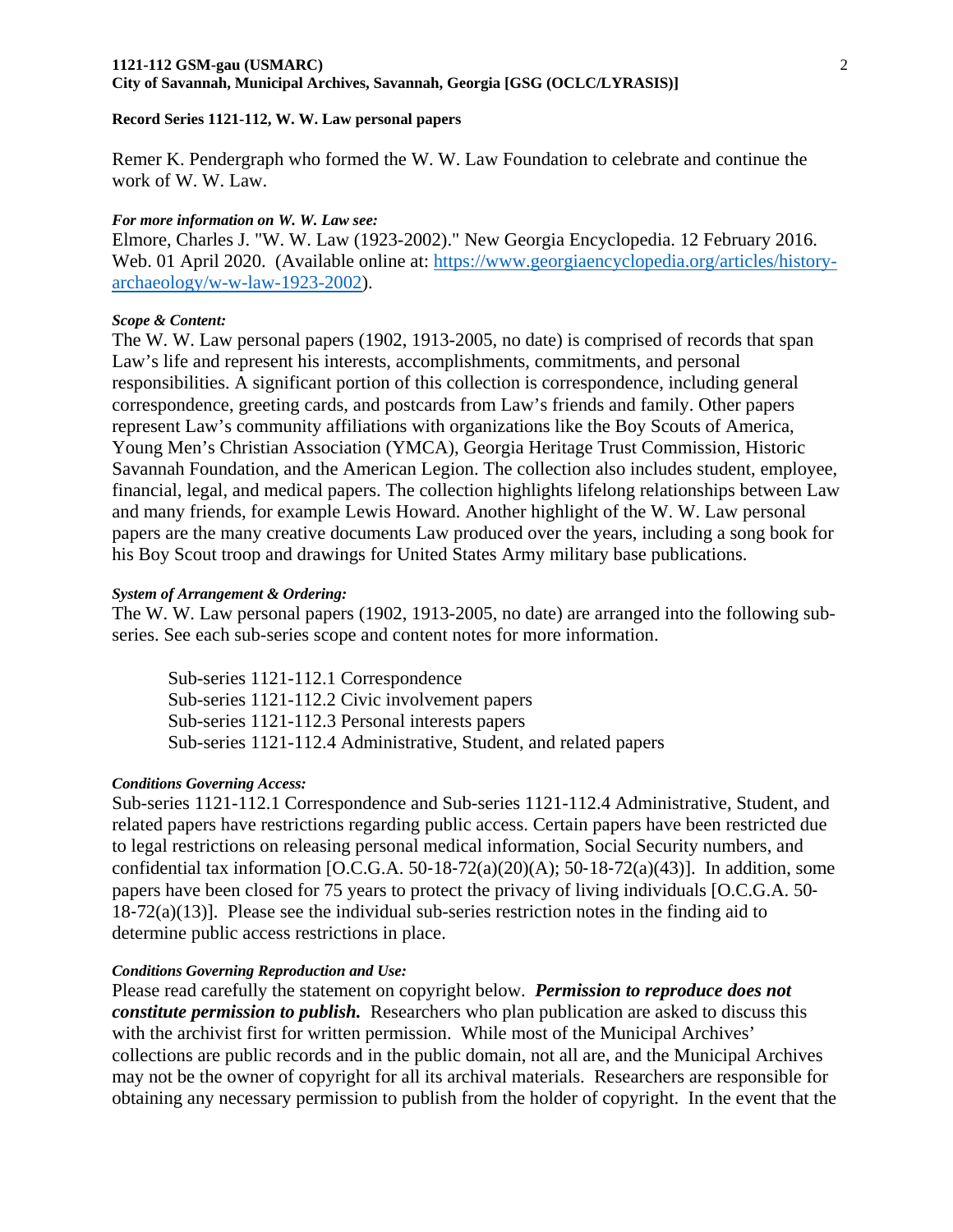Remer K. Pendergraph who formed the W. W. Law Foundation to celebrate and continue the work of W. W. Law.

***For more information on W. W. Law see:***

Elmore, Charles J. "W. W. Law (1923-2002)." New Georgia Encyclopedia. 12 February 2016. Web. 01 April 2020. (Available online at: [https://www.georgiaencyclopedia.org/articles/history-archaeology/w-w-law-1923-2002](https://www.georgiaencyclopedia.org/articles/history-archaeology/w-w-law-1923-2002)).

***Scope & Content:***

The W. W. Law personal papers (1902, 1913-2005, no date) is comprised of records that span Law's life and represent his interests, accomplishments, commitments, and personal responsibilities. A significant portion of this collection is correspondence, including general correspondence, greeting cards, and postcards from Law's friends and family. Other papers represent Law's community affiliations with organizations like the Boy Scouts of America, Young Men's Christian Association (YMCA), Georgia Heritage Trust Commission, Historic Savannah Foundation, and the American Legion. The collection also includes student, employee, financial, legal, and medical papers. The collection highlights lifelong relationships between Law and many friends, for example Lewis Howard. Another highlight of the W. W. Law personal papers are the many creative documents Law produced over the years, including a song book for his Boy Scout troop and drawings for United States Army military base publications.

***System of Arrangement & Ordering:***

The W. W. Law personal papers (1902, 1913-2005, no date) are arranged into the following sub-series. See each sub-series scope and content notes for more information.

- Sub-series 1121-112.1 Correspondence
- Sub-series 1121-112.2 Civic involvement papers
- Sub-series 1121-112.3 Personal interests papers
- Sub-series 1121-112.4 Administrative, Student, and related papers

***Conditions Governing Access:***

Sub-series 1121-112.1 Correspondence and Sub-series 1121-112.4 Administrative, Student, and related papers have restrictions regarding public access. Certain papers have been restricted due to legal restrictions on releasing personal medical information, Social Security numbers, and confidential tax information [O.C.G.A. 50-18-72(a)(20)(A); 50-18-72(a)(43)]. In addition, some papers have been closed for 75 years to protect the privacy of living individuals [O.C.G.A. 50-18-72(a)(13)]. Please see the individual sub-series restriction notes in the finding aid to determine public access restrictions in place.

***Conditions Governing Reproduction and Use:***

Please read carefully the statement on copyright below. ***Permission to reproduce does not constitute permission to publish.*** Researchers who plan publication are asked to discuss this with the archivist first for written permission. While most of the Municipal Archives' collections are public records and in the public domain, not all are, and the Municipal Archives may not be the owner of copyright for all its archival materials. Researchers are responsible for obtaining any necessary permission to publish from the holder of copyright. In the event that the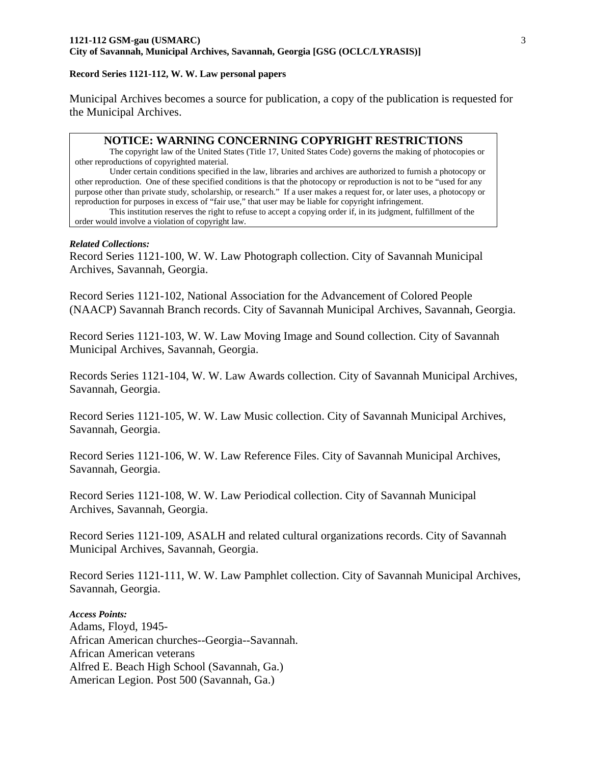Municipal Archives becomes a source for publication, a copy of the publication is requested for the Municipal Archives.

> **NOTICE: WARNING CONCERNING COPYRIGHT RESTRICTIONS**
>
> The copyright law of the United States (Title 17, United States Code) governs the making of photocopies or other reproductions of copyrighted material.
>
> Under certain conditions specified in the law, libraries and archives are authorized to furnish a photocopy or other reproduction. One of these specified conditions is that the photocopy or reproduction is not to be "used for any purpose other than private study, scholarship, or research." If a user makes a request for, or later uses, a photocopy or reproduction for purposes in excess of "fair use," that user may be liable for copyright infringement.
>
> This institution reserves the right to refuse to accept a copying order if, in its judgment, fulfillment of the order would involve a violation of copyright law.

***Related Collections:***

Record Series 1121-100, W. W. Law Photograph collection. City of Savannah Municipal Archives, Savannah, Georgia.

Record Series 1121-102, National Association for the Advancement of Colored People (NAACP) Savannah Branch records. City of Savannah Municipal Archives, Savannah, Georgia.

Record Series 1121-103, W. W. Law Moving Image and Sound collection. City of Savannah Municipal Archives, Savannah, Georgia.

Records Series 1121-104, W. W. Law Awards collection. City of Savannah Municipal Archives, Savannah, Georgia.

Record Series 1121-105, W. W. Law Music collection. City of Savannah Municipal Archives, Savannah, Georgia.

Record Series 1121-106, W. W. Law Reference Files. City of Savannah Municipal Archives, Savannah, Georgia.

Record Series 1121-108, W. W. Law Periodical collection. City of Savannah Municipal Archives, Savannah, Georgia.

Record Series 1121-109, ASALH and related cultural organizations records. City of Savannah Municipal Archives, Savannah, Georgia.

Record Series 1121-111, W. W. Law Pamphlet collection. City of Savannah Municipal Archives, Savannah, Georgia.

***Access Points:***

Adams, Floyd, 1945-
African American churches--Georgia--Savannah.
African American veterans
Alfred E. Beach High School (Savannah, Ga.)
American Legion. Post 500 (Savannah, Ga.)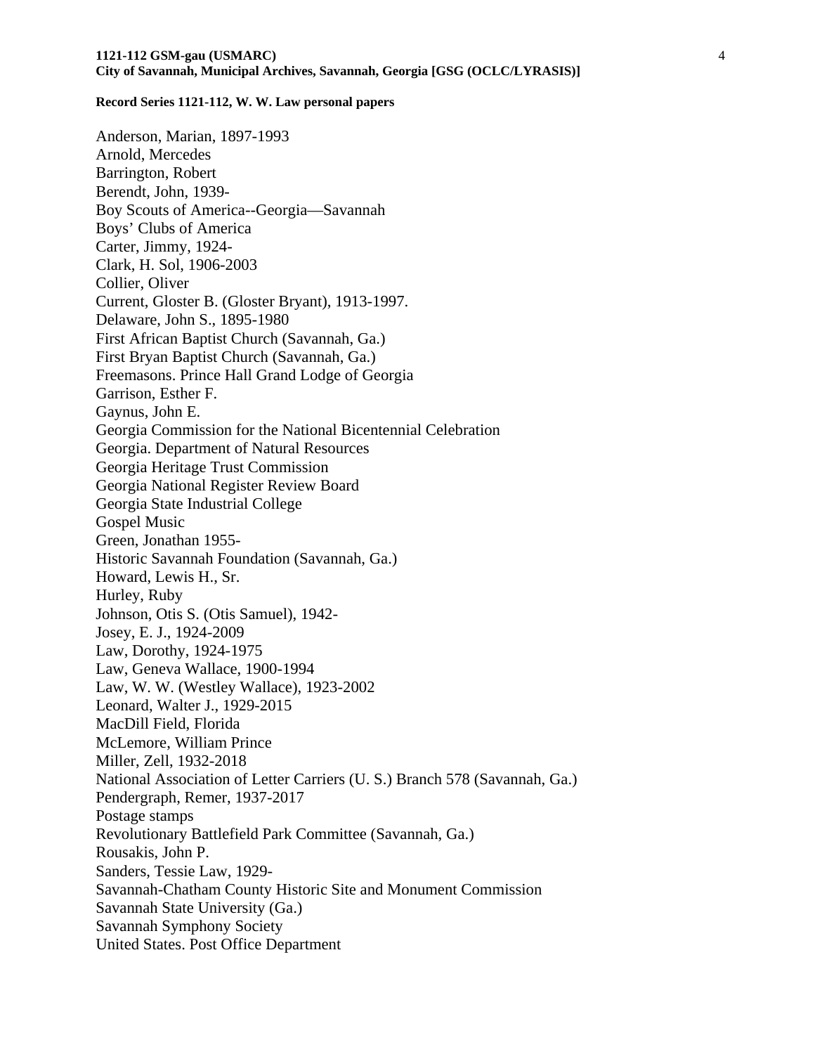**Record Series 1121-112, W. W. Law personal papers**

Anderson, Marian, 1897-1993
Arnold, Mercedes
Barrington, Robert
Berendt, John, 1939-
Boy Scouts of America--Georgia—Savannah
Boys' Clubs of America
Carter, Jimmy, 1924-
Clark, H. Sol, 1906-2003
Collier, Oliver
Current, Gloster B. (Gloster Bryant), 1913-1997.
Delaware, John S., 1895-1980
First African Baptist Church (Savannah, Ga.)
First Bryan Baptist Church (Savannah, Ga.)
Freemasons. Prince Hall Grand Lodge of Georgia
Garrison, Esther F.
Gaynus, John E.
Georgia Commission for the National Bicentennial Celebration
Georgia. Department of Natural Resources
Georgia Heritage Trust Commission
Georgia National Register Review Board
Georgia State Industrial College
Gospel Music
Green, Jonathan 1955-
Historic Savannah Foundation (Savannah, Ga.)
Howard, Lewis H., Sr.
Hurley, Ruby
Johnson, Otis S. (Otis Samuel), 1942-
Josey, E. J., 1924-2009
Law, Dorothy, 1924-1975
Law, Geneva Wallace, 1900-1994
Law, W. W. (Westley Wallace), 1923-2002
Leonard, Walter J., 1929-2015
MacDill Field, Florida
McLemore, William Prince
Miller, Zell, 1932-2018
National Association of Letter Carriers (U. S.) Branch 578 (Savannah, Ga.)
Pendergraph, Remer, 1937-2017
Postage stamps
Revolutionary Battlefield Park Committee (Savannah, Ga.)
Rousakis, John P.
Sanders, Tessie Law, 1929-
Savannah-Chatham County Historic Site and Monument Commission
Savannah State University (Ga.)
Savannah Symphony Society
United States. Post Office Department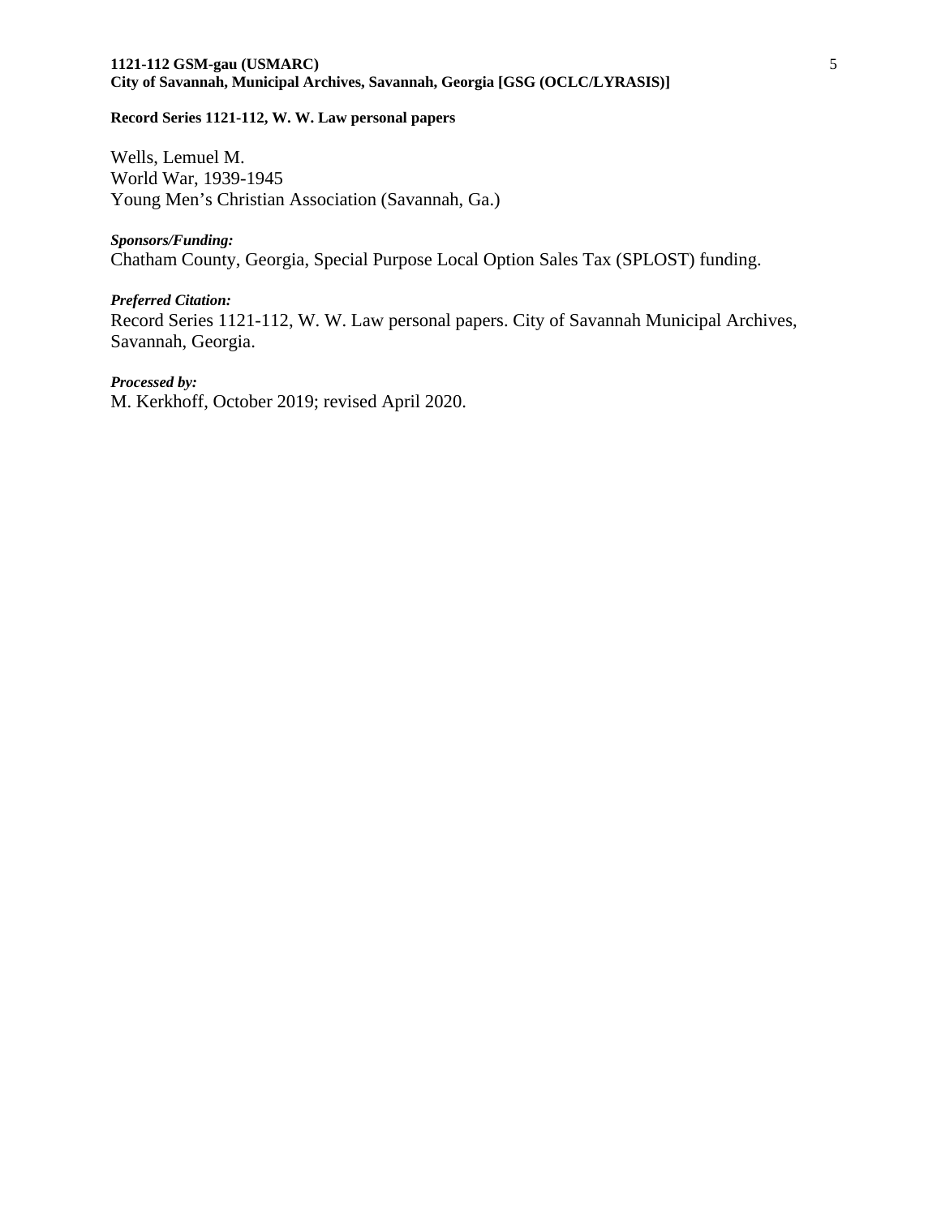Wells, Lemuel M.
World War, 1939-1945
Young Men's Christian Association (Savannah, Ga.)

***Sponsors/Funding:***
Chatham County, Georgia, Special Purpose Local Option Sales Tax (SPLOST) funding.

***Preferred Citation:***
Record Series 1121-112, W. W. Law personal papers. City of Savannah Municipal Archives, Savannah, Georgia.

***Processed by:***
M. Kerkhoff, October 2019; revised April 2020.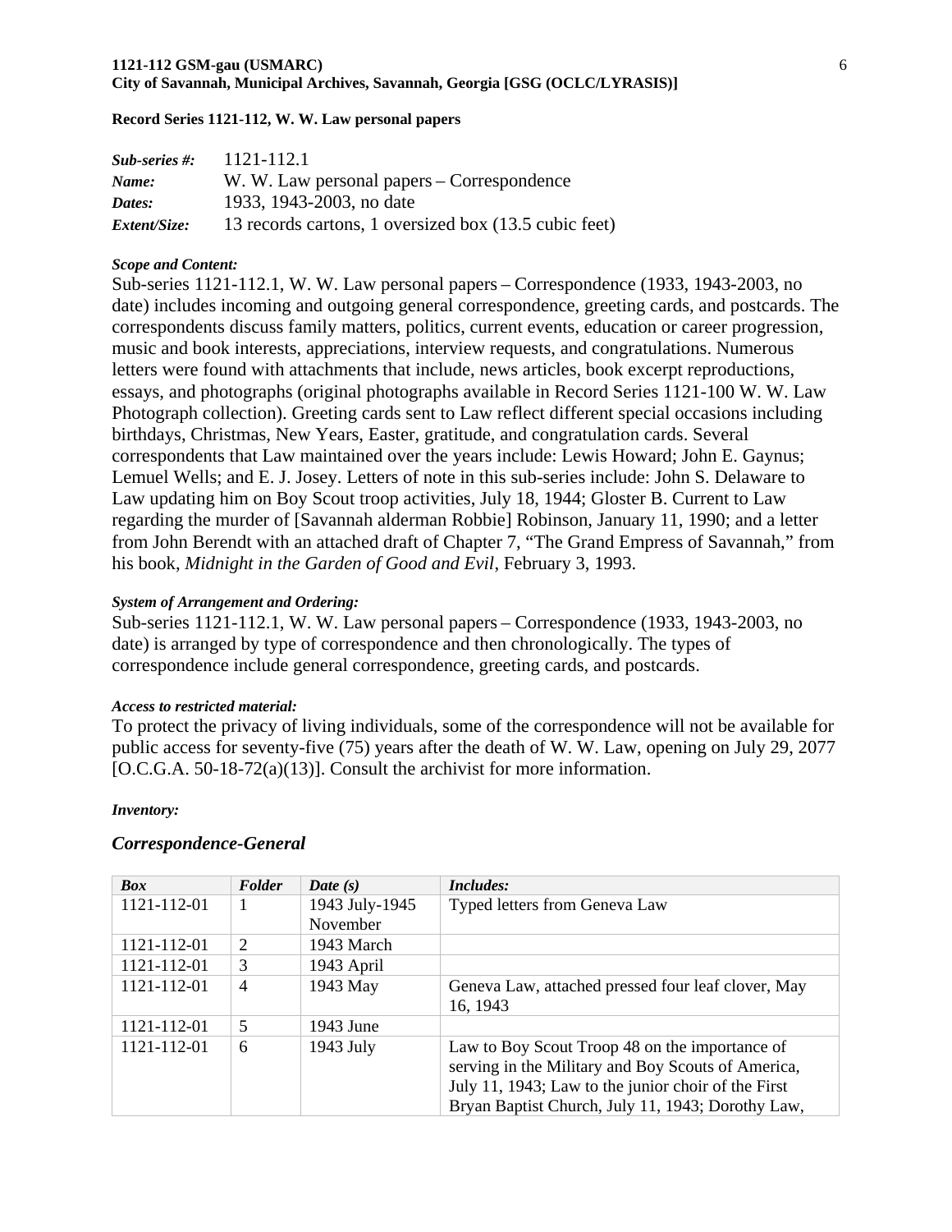**Record Series 1121-112, W. W. Law personal papers**

| | |
|---|---|
| ***Sub-series #:*** | 1121-112.1 |
| ***Name:*** | W. W. Law personal papers – Correspondence |
| ***Dates:*** | 1933, 1943-2003, no date |
| ***Extent/Size:*** | 13 records cartons, 1 oversized box (13.5 cubic feet) |

***Scope and Content:***

Sub-series 1121-112.1, W. W. Law personal papers – Correspondence (1933, 1943-2003, no date) includes incoming and outgoing general correspondence, greeting cards, and postcards. The correspondents discuss family matters, politics, current events, education or career progression, music and book interests, appreciations, interview requests, and congratulations. Numerous letters were found with attachments that include, news articles, book excerpt reproductions, essays, and photographs (original photographs available in Record Series 1121-100 W. W. Law Photograph collection). Greeting cards sent to Law reflect different special occasions including birthdays, Christmas, New Years, Easter, gratitude, and congratulation cards. Several correspondents that Law maintained over the years include: Lewis Howard; John E. Gaynus; Lemuel Wells; and E. J. Josey. Letters of note in this sub-series include: John S. Delaware to Law updating him on Boy Scout troop activities, July 18, 1944; Gloster B. Current to Law regarding the murder of [Savannah alderman Robbie] Robinson, January 11, 1990; and a letter from John Berendt with an attached draft of Chapter 7, "The Grand Empress of Savannah," from his book, *Midnight in the Garden of Good and Evil*, February 3, 1993.

***System of Arrangement and Ordering:***

Sub-series 1121-112.1, W. W. Law personal papers – Correspondence (1933, 1943-2003, no date) is arranged by type of correspondence and then chronologically. The types of correspondence include general correspondence, greeting cards, and postcards.

***Access to restricted material:***

To protect the privacy of living individuals, some of the correspondence will not be available for public access for seventy-five (75) years after the death of W. W. Law, opening on July 29, 2077 [O.C.G.A. 50-18-72(a)(13)]. Consult the archivist for more information.

***Inventory:***

## *Correspondence-General*

| *Box* | *Folder* | *Date (s)* | *Includes:* |
|---|---|---|---|
| 1121-112-01 | 1 | 1943 July-1945 November | Typed letters from Geneva Law |
| 1121-112-01 | 2 | 1943 March | |
| 1121-112-01 | 3 | 1943 April | |
| 1121-112-01 | 4 | 1943 May | Geneva Law, attached pressed four leaf clover, May 16, 1943 |
| 1121-112-01 | 5 | 1943 June | |
| 1121-112-01 | 6 | 1943 July | Law to Boy Scout Troop 48 on the importance of serving in the Military and Boy Scouts of America, July 11, 1943; Law to the junior choir of the First Bryan Baptist Church, July 11, 1943; Dorothy Law, |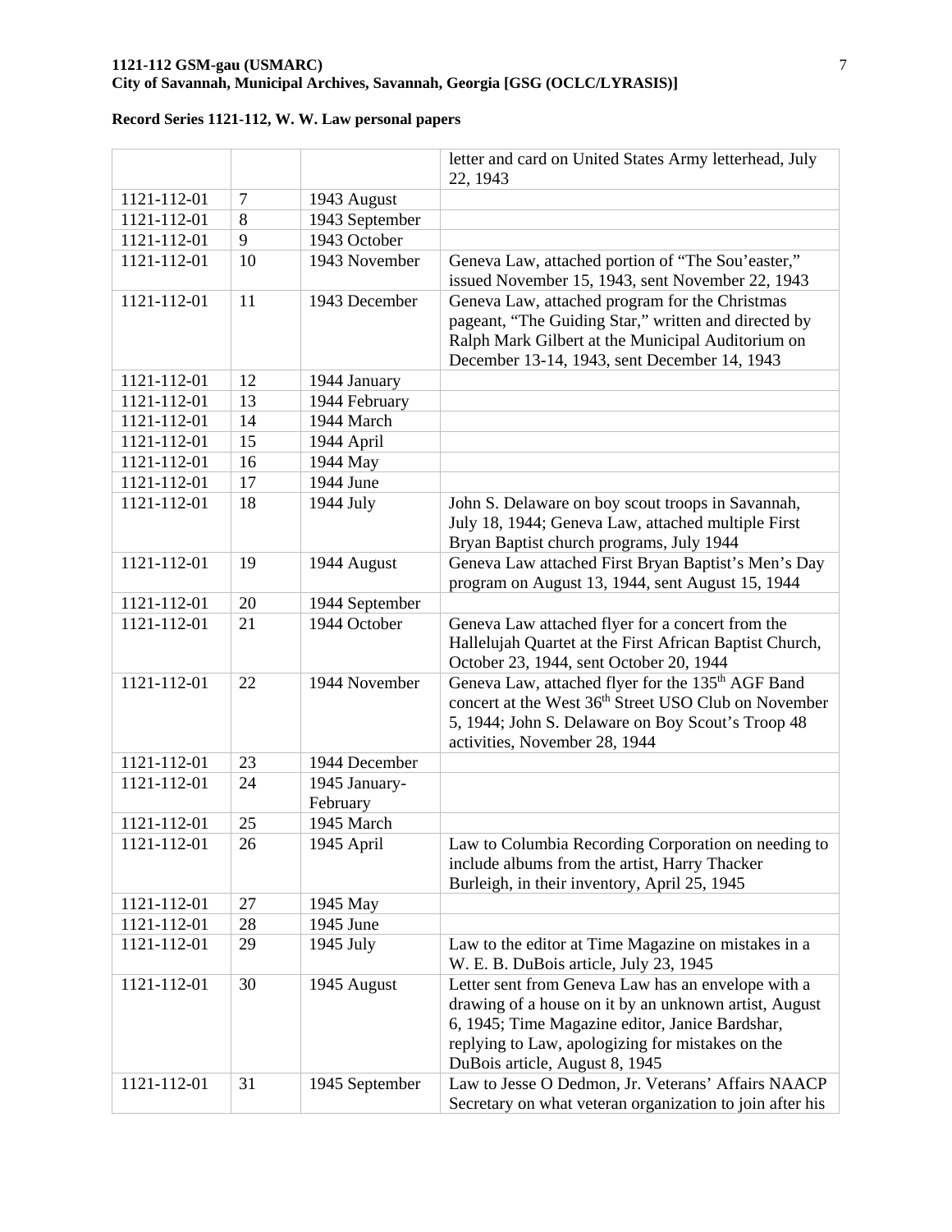**Record Series 1121-112, W. W. Law personal papers**

| | | | |
|---|---|---|---|
| | | | letter and card on United States Army letterhead, July 22, 1943 |
| 1121-112-01 | 7 | 1943 August | |
| 1121-112-01 | 8 | 1943 September | |
| 1121-112-01 | 9 | 1943 October | |
| 1121-112-01 | 10 | 1943 November | Geneva Law, attached portion of "The Sou'easter," issued November 15, 1943, sent November 22, 1943 |
| 1121-112-01 | 11 | 1943 December | Geneva Law, attached program for the Christmas pageant, "The Guiding Star," written and directed by Ralph Mark Gilbert at the Municipal Auditorium on December 13-14, 1943, sent December 14, 1943 |
| 1121-112-01 | 12 | 1944 January | |
| 1121-112-01 | 13 | 1944 February | |
| 1121-112-01 | 14 | 1944 March | |
| 1121-112-01 | 15 | 1944 April | |
| 1121-112-01 | 16 | 1944 May | |
| 1121-112-01 | 17 | 1944 June | |
| 1121-112-01 | 18 | 1944 July | John S. Delaware on boy scout troops in Savannah, July 18, 1944; Geneva Law, attached multiple First Bryan Baptist church programs, July 1944 |
| 1121-112-01 | 19 | 1944 August | Geneva Law attached First Bryan Baptist's Men's Day program on August 13, 1944, sent August 15, 1944 |
| 1121-112-01 | 20 | 1944 September | |
| 1121-112-01 | 21 | 1944 October | Geneva Law attached flyer for a concert from the Hallelujah Quartet at the First African Baptist Church, October 23, 1944, sent October 20, 1944 |
| 1121-112-01 | 22 | 1944 November | Geneva Law, attached flyer for the 135th AGF Band concert at the West 36th Street USO Club on November 5, 1944; John S. Delaware on Boy Scout's Troop 48 activities, November 28, 1944 |
| 1121-112-01 | 23 | 1944 December | |
| 1121-112-01 | 24 | 1945 January-February | |
| 1121-112-01 | 25 | 1945 March | |
| 1121-112-01 | 26 | 1945 April | Law to Columbia Recording Corporation on needing to include albums from the artist, Harry Thacker Burleigh, in their inventory, April 25, 1945 |
| 1121-112-01 | 27 | 1945 May | |
| 1121-112-01 | 28 | 1945 June | |
| 1121-112-01 | 29 | 1945 July | Law to the editor at Time Magazine on mistakes in a W. E. B. DuBois article, July 23, 1945 |
| 1121-112-01 | 30 | 1945 August | Letter sent from Geneva Law has an envelope with a drawing of a house on it by an unknown artist, August 6, 1945; Time Magazine editor, Janice Bardshar, replying to Law, apologizing for mistakes on the DuBois article, August 8, 1945 |
| 1121-112-01 | 31 | 1945 September | Law to Jesse O Dedmon, Jr. Veterans' Affairs NAACP Secretary on what veteran organization to join after his |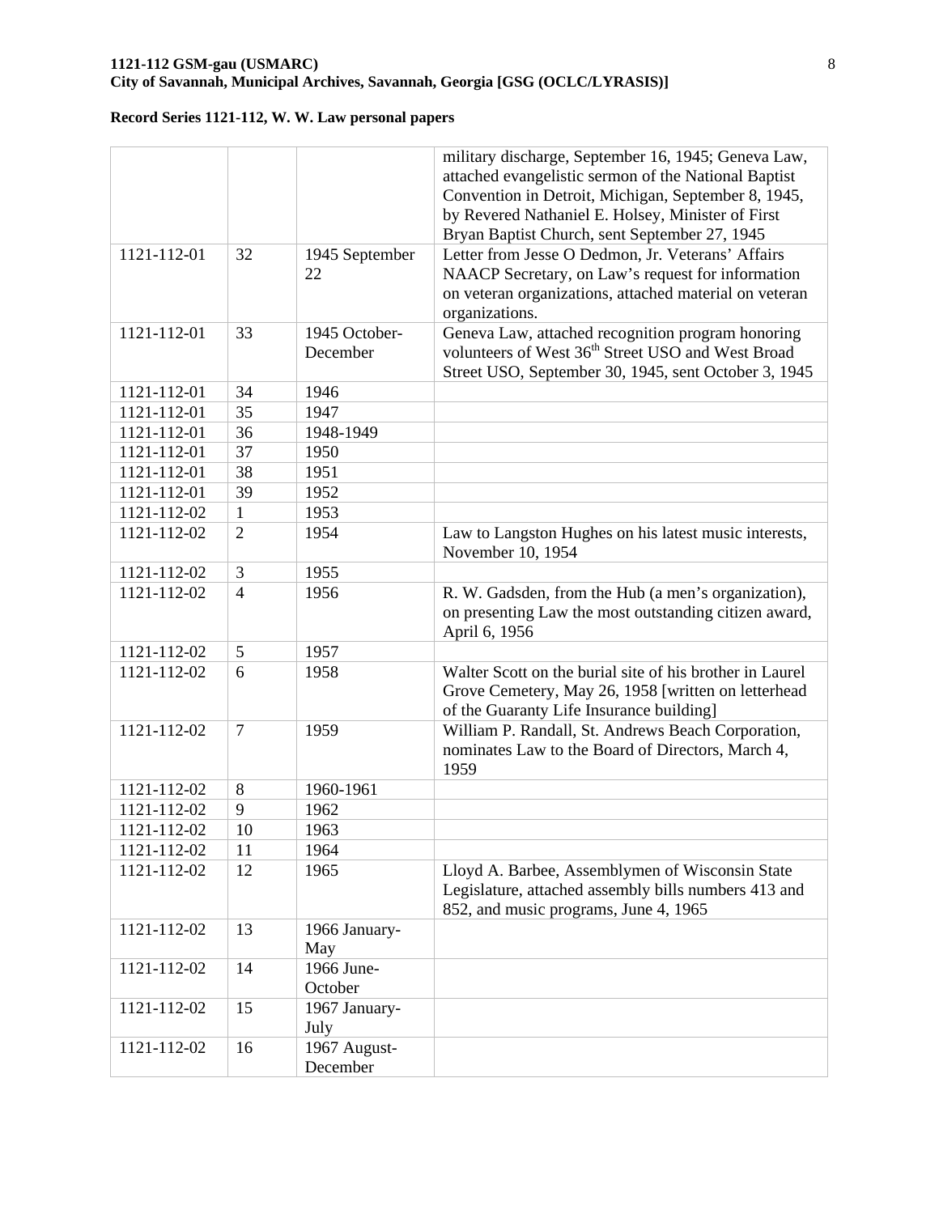**Record Series 1121-112, W. W. Law personal papers**

| | | | |
|---|---|---|---|
| | | | military discharge, September 16, 1945; Geneva Law, attached evangelistic sermon of the National Baptist Convention in Detroit, Michigan, September 8, 1945, by Revered Nathaniel E. Holsey, Minister of First Bryan Baptist Church, sent September 27, 1945 |
| 1121-112-01 | 32 | 1945 September 22 | Letter from Jesse O Dedmon, Jr. Veterans' Affairs NAACP Secretary, on Law's request for information on veteran organizations, attached material on veteran organizations. |
| 1121-112-01 | 33 | 1945 October-December | Geneva Law, attached recognition program honoring volunteers of West 36th Street USO and West Broad Street USO, September 30, 1945, sent October 3, 1945 |
| 1121-112-01 | 34 | 1946 | |
| 1121-112-01 | 35 | 1947 | |
| 1121-112-01 | 36 | 1948-1949 | |
| 1121-112-01 | 37 | 1950 | |
| 1121-112-01 | 38 | 1951 | |
| 1121-112-01 | 39 | 1952 | |
| 1121-112-02 | 1 | 1953 | |
| 1121-112-02 | 2 | 1954 | Law to Langston Hughes on his latest music interests, November 10, 1954 |
| 1121-112-02 | 3 | 1955 | |
| 1121-112-02 | 4 | 1956 | R. W. Gadsden, from the Hub (a men's organization), on presenting Law the most outstanding citizen award, April 6, 1956 |
| 1121-112-02 | 5 | 1957 | |
| 1121-112-02 | 6 | 1958 | Walter Scott on the burial site of his brother in Laurel Grove Cemetery, May 26, 1958 [written on letterhead of the Guaranty Life Insurance building] |
| 1121-112-02 | 7 | 1959 | William P. Randall, St. Andrews Beach Corporation, nominates Law to the Board of Directors, March 4, 1959 |
| 1121-112-02 | 8 | 1960-1961 | |
| 1121-112-02 | 9 | 1962 | |
| 1121-112-02 | 10 | 1963 | |
| 1121-112-02 | 11 | 1964 | |
| 1121-112-02 | 12 | 1965 | Lloyd A. Barbee, Assemblymen of Wisconsin State Legislature, attached assembly bills numbers 413 and 852, and music programs, June 4, 1965 |
| 1121-112-02 | 13 | 1966 January-May | |
| 1121-112-02 | 14 | 1966 June-October | |
| 1121-112-02 | 15 | 1967 January-July | |
| 1121-112-02 | 16 | 1967 August-December | |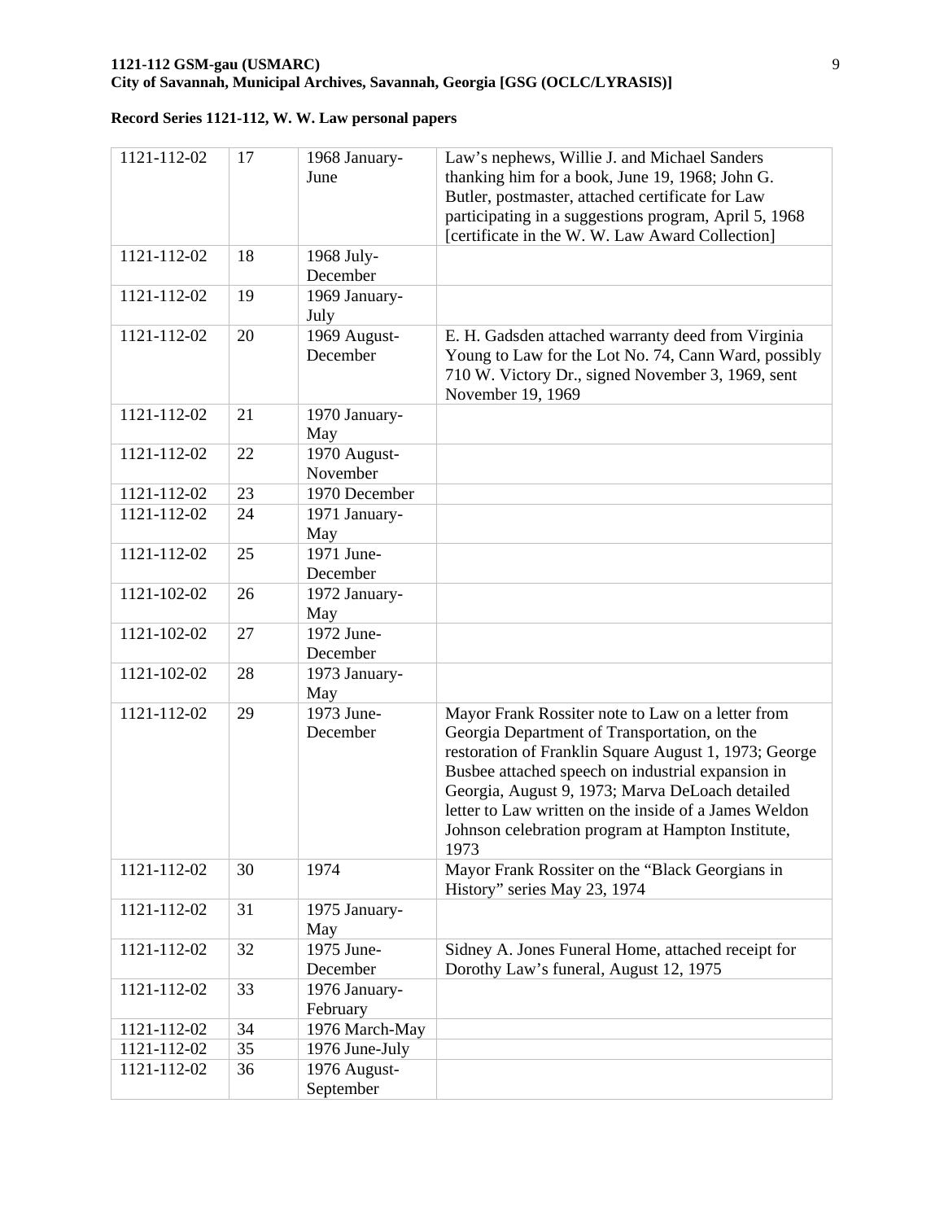**Record Series 1121-112, W. W. Law personal papers**

| | | | |
|---|---|---|---|
| 1121-112-02 | 17 | 1968 January-June | Law's nephews, Willie J. and Michael Sanders thanking him for a book, June 19, 1968; John G. Butler, postmaster, attached certificate for Law participating in a suggestions program, April 5, 1968 [certificate in the W. W. Law Award Collection] |
| 1121-112-02 | 18 | 1968 July-December | |
| 1121-112-02 | 19 | 1969 January-July | |
| 1121-112-02 | 20 | 1969 August-December | E. H. Gadsden attached warranty deed from Virginia Young to Law for the Lot No. 74, Cann Ward, possibly 710 W. Victory Dr., signed November 3, 1969, sent November 19, 1969 |
| 1121-112-02 | 21 | 1970 January-May | |
| 1121-112-02 | 22 | 1970 August-November | |
| 1121-112-02 | 23 | 1970 December | |
| 1121-112-02 | 24 | 1971 January-May | |
| 1121-112-02 | 25 | 1971 June-December | |
| 1121-102-02 | 26 | 1972 January-May | |
| 1121-102-02 | 27 | 1972 June-December | |
| 1121-102-02 | 28 | 1973 January-May | |
| 1121-112-02 | 29 | 1973 June-December | Mayor Frank Rossiter note to Law on a letter from Georgia Department of Transportation, on the restoration of Franklin Square August 1, 1973; George Busbee attached speech on industrial expansion in Georgia, August 9, 1973; Marva DeLoach detailed letter to Law written on the inside of a James Weldon Johnson celebration program at Hampton Institute, 1973 |
| 1121-112-02 | 30 | 1974 | Mayor Frank Rossiter on the "Black Georgians in History" series May 23, 1974 |
| 1121-112-02 | 31 | 1975 January-May | |
| 1121-112-02 | 32 | 1975 June-December | Sidney A. Jones Funeral Home, attached receipt for Dorothy Law's funeral, August 12, 1975 |
| 1121-112-02 | 33 | 1976 January-February | |
| 1121-112-02 | 34 | 1976 March-May | |
| 1121-112-02 | 35 | 1976 June-July | |
| 1121-112-02 | 36 | 1976 August-September | |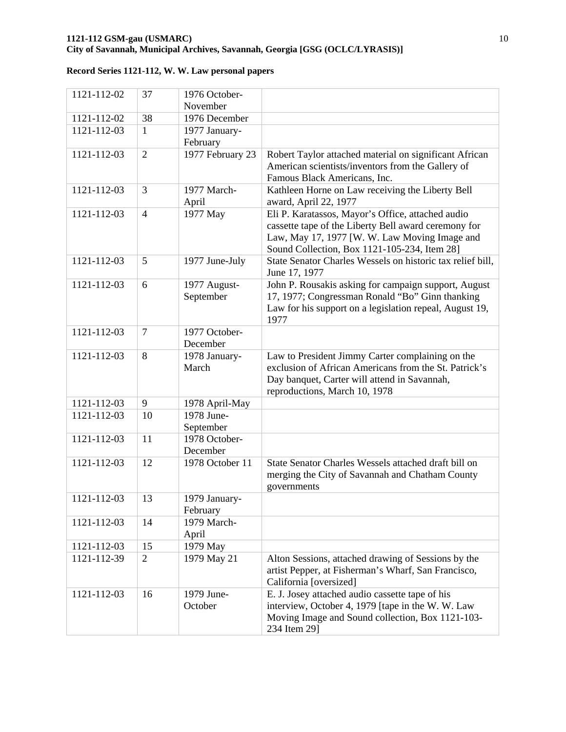**Record Series 1121-112, W. W. Law personal papers**

| | | | |
|---|---|---|---|
| 1121-112-02 | 37 | 1976 October-November | |
| 1121-112-02 | 38 | 1976 December | |
| 1121-112-03 | 1 | 1977 January-February | |
| 1121-112-03 | 2 | 1977 February 23 | Robert Taylor attached material on significant African American scientists/inventors from the Gallery of Famous Black Americans, Inc. |
| 1121-112-03 | 3 | 1977 March-April | Kathleen Horne on Law receiving the Liberty Bell award, April 22, 1977 |
| 1121-112-03 | 4 | 1977 May | Eli P. Karatassos, Mayor's Office, attached audio cassette tape of the Liberty Bell award ceremony for Law, May 17, 1977 [W. W. Law Moving Image and Sound Collection, Box 1121-105-234, Item 28] |
| 1121-112-03 | 5 | 1977 June-July | State Senator Charles Wessels on historic tax relief bill, June 17, 1977 |
| 1121-112-03 | 6 | 1977 August-September | John P. Rousakis asking for campaign support, August 17, 1977; Congressman Ronald "Bo" Ginn thanking Law for his support on a legislation repeal, August 19, 1977 |
| 1121-112-03 | 7 | 1977 October-December | |
| 1121-112-03 | 8 | 1978 January-March | Law to President Jimmy Carter complaining on the exclusion of African Americans from the St. Patrick's Day banquet, Carter will attend in Savannah, reproductions, March 10, 1978 |
| 1121-112-03 | 9 | 1978 April-May | |
| 1121-112-03 | 10 | 1978 June-September | |
| 1121-112-03 | 11 | 1978 October-December | |
| 1121-112-03 | 12 | 1978 October 11 | State Senator Charles Wessels attached draft bill on merging the City of Savannah and Chatham County governments |
| 1121-112-03 | 13 | 1979 January-February | |
| 1121-112-03 | 14 | 1979 March-April | |
| 1121-112-03 | 15 | 1979 May | |
| 1121-112-39 | 2 | 1979 May 21 | Alton Sessions, attached drawing of Sessions by the artist Pepper, at Fisherman's Wharf, San Francisco, California [oversized] |
| 1121-112-03 | 16 | 1979 June-October | E. J. Josey attached audio cassette tape of his interview, October 4, 1979 [tape in the W. W. Law Moving Image and Sound collection, Box 1121-103-234 Item 29] |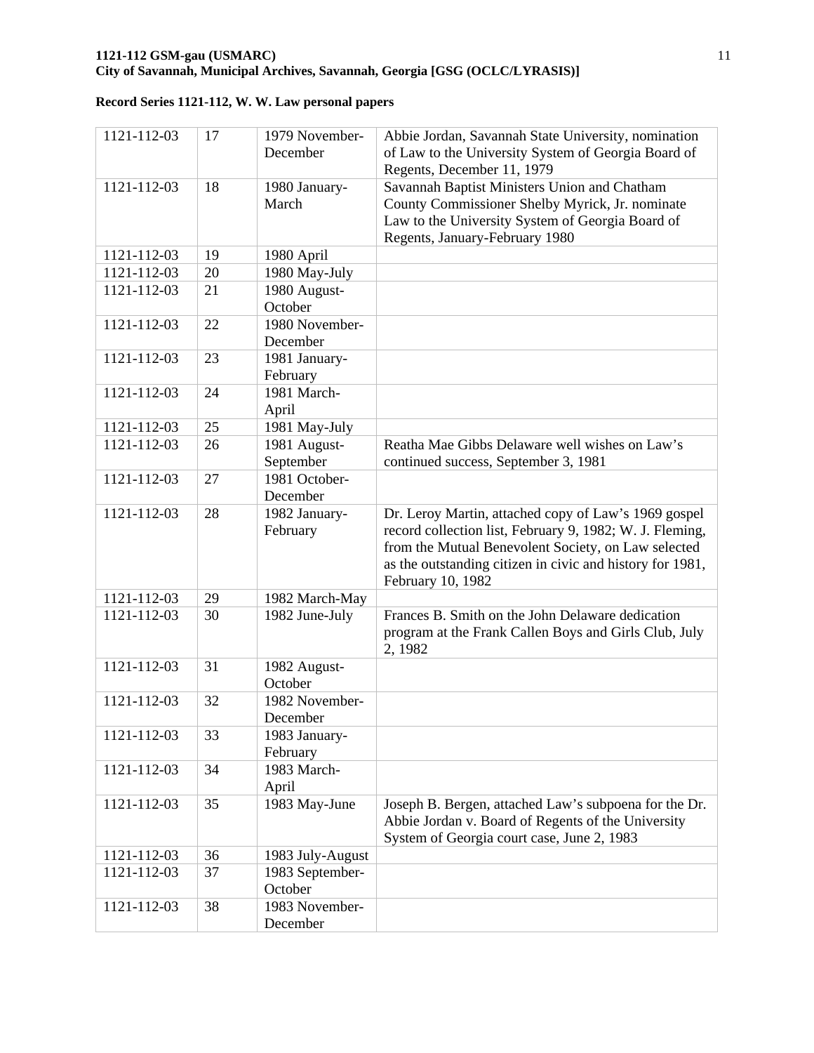**1121-112 GSM-gau (USMARC)**
**City of Savannah, Municipal Archives, Savannah, Georgia [GSG (OCLC/LYRASIS)]**

**Record Series 1121-112, W. W. Law personal papers**

| | | | |
|---|---|---|---|
| 1121-112-03 | 17 | 1979 November-December | Abbie Jordan, Savannah State University, nomination of Law to the University System of Georgia Board of Regents, December 11, 1979 |
| 1121-112-03 | 18 | 1980 January-March | Savannah Baptist Ministers Union and Chatham County Commissioner Shelby Myrick, Jr. nominate Law to the University System of Georgia Board of Regents, January-February 1980 |
| 1121-112-03 | 19 | 1980 April | |
| 1121-112-03 | 20 | 1980 May-July | |
| 1121-112-03 | 21 | 1980 August-October | |
| 1121-112-03 | 22 | 1980 November-December | |
| 1121-112-03 | 23 | 1981 January-February | |
| 1121-112-03 | 24 | 1981 March-April | |
| 1121-112-03 | 25 | 1981 May-July | |
| 1121-112-03 | 26 | 1981 August-September | Reatha Mae Gibbs Delaware well wishes on Law's continued success, September 3, 1981 |
| 1121-112-03 | 27 | 1981 October-December | |
| 1121-112-03 | 28 | 1982 January-February | Dr. Leroy Martin, attached copy of Law's 1969 gospel record collection list, February 9, 1982; W. J. Fleming, from the Mutual Benevolent Society, on Law selected as the outstanding citizen in civic and history for 1981, February 10, 1982 |
| 1121-112-03 | 29 | 1982 March-May | |
| 1121-112-03 | 30 | 1982 June-July | Frances B. Smith on the John Delaware dedication program at the Frank Callen Boys and Girls Club, July 2, 1982 |
| 1121-112-03 | 31 | 1982 August-October | |
| 1121-112-03 | 32 | 1982 November-December | |
| 1121-112-03 | 33 | 1983 January-February | |
| 1121-112-03 | 34 | 1983 March-April | |
| 1121-112-03 | 35 | 1983 May-June | Joseph B. Bergen, attached Law's subpoena for the Dr. Abbie Jordan v. Board of Regents of the University System of Georgia court case, June 2, 1983 |
| 1121-112-03 | 36 | 1983 July-August | |
| 1121-112-03 | 37 | 1983 September-October | |
| 1121-112-03 | 38 | 1983 November-December | |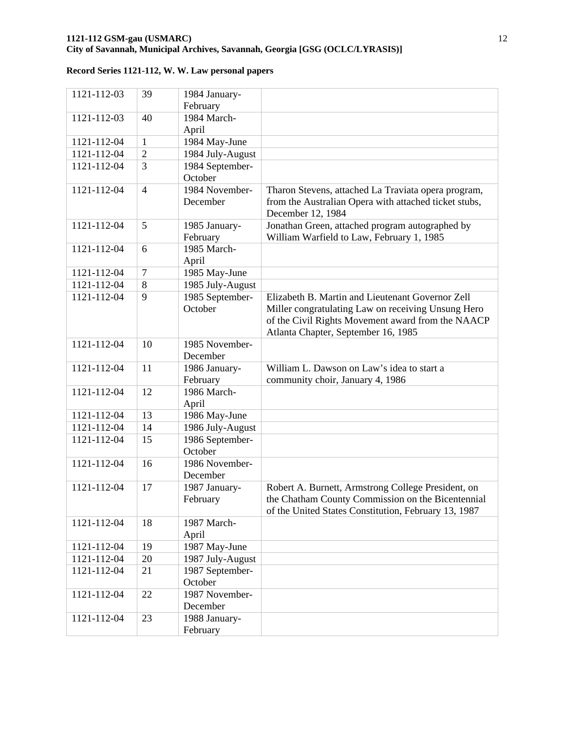**Record Series 1121-112, W. W. Law personal papers**

| | | | |
|---|---|---|---|
| 1121-112-03 | 39 | 1984 January-February | |
| 1121-112-03 | 40 | 1984 March-April | |
| 1121-112-04 | 1 | 1984 May-June | |
| 1121-112-04 | 2 | 1984 July-August | |
| 1121-112-04 | 3 | 1984 September-October | |
| 1121-112-04 | 4 | 1984 November-December | Tharon Stevens, attached La Traviata opera program, from the Australian Opera with attached ticket stubs, December 12, 1984 |
| 1121-112-04 | 5 | 1985 January-February | Jonathan Green, attached program autographed by William Warfield to Law, February 1, 1985 |
| 1121-112-04 | 6 | 1985 March-April | |
| 1121-112-04 | 7 | 1985 May-June | |
| 1121-112-04 | 8 | 1985 July-August | |
| 1121-112-04 | 9 | 1985 September-October | Elizabeth B. Martin and Lieutenant Governor Zell Miller congratulating Law on receiving Unsung Hero of the Civil Rights Movement award from the NAACP Atlanta Chapter, September 16, 1985 |
| 1121-112-04 | 10 | 1985 November-December | |
| 1121-112-04 | 11 | 1986 January-February | William L. Dawson on Law's idea to start a community choir, January 4, 1986 |
| 1121-112-04 | 12 | 1986 March-April | |
| 1121-112-04 | 13 | 1986 May-June | |
| 1121-112-04 | 14 | 1986 July-August | |
| 1121-112-04 | 15 | 1986 September-October | |
| 1121-112-04 | 16 | 1986 November-December | |
| 1121-112-04 | 17 | 1987 January-February | Robert A. Burnett, Armstrong College President, on the Chatham County Commission on the Bicentennial of the United States Constitution, February 13, 1987 |
| 1121-112-04 | 18 | 1987 March-April | |
| 1121-112-04 | 19 | 1987 May-June | |
| 1121-112-04 | 20 | 1987 July-August | |
| 1121-112-04 | 21 | 1987 September-October | |
| 1121-112-04 | 22 | 1987 November-December | |
| 1121-112-04 | 23 | 1988 January-February | |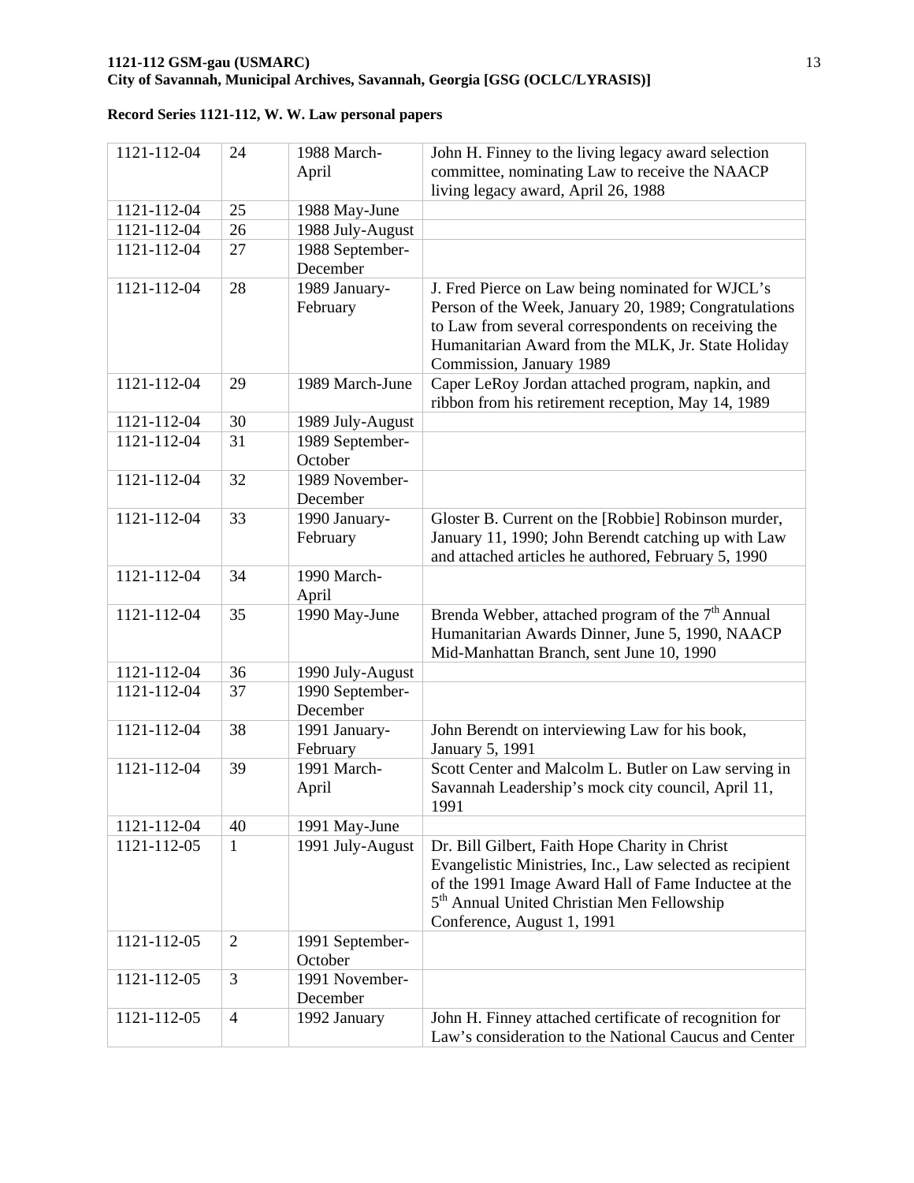**Record Series 1121-112, W. W. Law personal papers**

| | | | |
|---|---|---|---|
| 1121-112-04 | 24 | 1988 March-April | John H. Finney to the living legacy award selection committee, nominating Law to receive the NAACP living legacy award, April 26, 1988 |
| 1121-112-04 | 25 | 1988 May-June | |
| 1121-112-04 | 26 | 1988 July-August | |
| 1121-112-04 | 27 | 1988 September-December | |
| 1121-112-04 | 28 | 1989 January-February | J. Fred Pierce on Law being nominated for WJCL's Person of the Week, January 20, 1989; Congratulations to Law from several correspondents on receiving the Humanitarian Award from the MLK, Jr. State Holiday Commission, January 1989 |
| 1121-112-04 | 29 | 1989 March-June | Caper LeRoy Jordan attached program, napkin, and ribbon from his retirement reception, May 14, 1989 |
| 1121-112-04 | 30 | 1989 July-August | |
| 1121-112-04 | 31 | 1989 September-October | |
| 1121-112-04 | 32 | 1989 November-December | |
| 1121-112-04 | 33 | 1990 January-February | Gloster B. Current on the [Robbie] Robinson murder, January 11, 1990; John Berendt catching up with Law and attached articles he authored, February 5, 1990 |
| 1121-112-04 | 34 | 1990 March-April | |
| 1121-112-04 | 35 | 1990 May-June | Brenda Webber, attached program of the 7th Annual Humanitarian Awards Dinner, June 5, 1990, NAACP Mid-Manhattan Branch, sent June 10, 1990 |
| 1121-112-04 | 36 | 1990 July-August | |
| 1121-112-04 | 37 | 1990 September-December | |
| 1121-112-04 | 38 | 1991 January-February | John Berendt on interviewing Law for his book, January 5, 1991 |
| 1121-112-04 | 39 | 1991 March-April | Scott Center and Malcolm L. Butler on Law serving in Savannah Leadership's mock city council, April 11, 1991 |
| 1121-112-04 | 40 | 1991 May-June | |
| 1121-112-05 | 1 | 1991 July-August | Dr. Bill Gilbert, Faith Hope Charity in Christ Evangelistic Ministries, Inc., Law selected as recipient of the 1991 Image Award Hall of Fame Inductee at the 5th Annual United Christian Men Fellowship Conference, August 1, 1991 |
| 1121-112-05 | 2 | 1991 September-October | |
| 1121-112-05 | 3 | 1991 November-December | |
| 1121-112-05 | 4 | 1992 January | John H. Finney attached certificate of recognition for Law's consideration to the National Caucus and Center |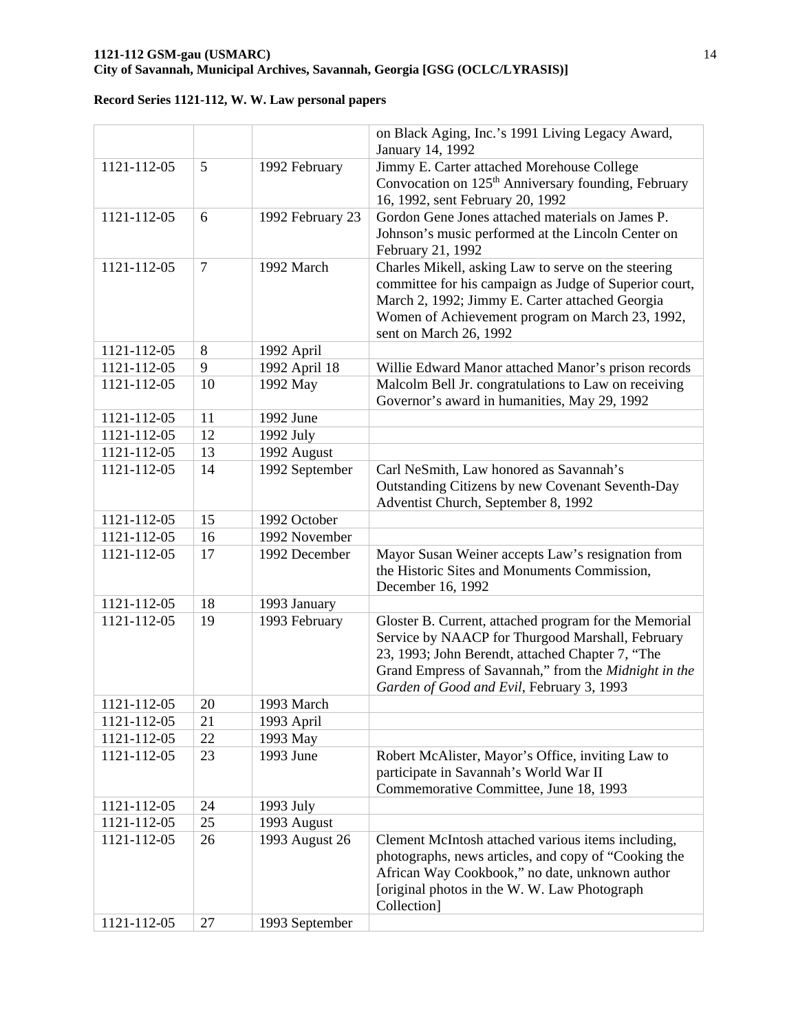**Record Series 1121-112, W. W. Law personal papers**

| | | | |
|---|---|---|---|
| | | | on Black Aging, Inc.'s 1991 Living Legacy Award, January 14, 1992 |
| 1121-112-05 | 5 | 1992 February | Jimmy E. Carter attached Morehouse College Convocation on 125th Anniversary founding, February 16, 1992, sent February 20, 1992 |
| 1121-112-05 | 6 | 1992 February 23 | Gordon Gene Jones attached materials on James P. Johnson's music performed at the Lincoln Center on February 21, 1992 |
| 1121-112-05 | 7 | 1992 March | Charles Mikell, asking Law to serve on the steering committee for his campaign as Judge of Superior court, March 2, 1992; Jimmy E. Carter attached Georgia Women of Achievement program on March 23, 1992, sent on March 26, 1992 |
| 1121-112-05 | 8 | 1992 April | |
| 1121-112-05 | 9 | 1992 April 18 | Willie Edward Manor attached Manor's prison records |
| 1121-112-05 | 10 | 1992 May | Malcolm Bell Jr. congratulations to Law on receiving Governor's award in humanities, May 29, 1992 |
| 1121-112-05 | 11 | 1992 June | |
| 1121-112-05 | 12 | 1992 July | |
| 1121-112-05 | 13 | 1992 August | |
| 1121-112-05 | 14 | 1992 September | Carl NeSmith, Law honored as Savannah's Outstanding Citizens by new Covenant Seventh-Day Adventist Church, September 8, 1992 |
| 1121-112-05 | 15 | 1992 October | |
| 1121-112-05 | 16 | 1992 November | |
| 1121-112-05 | 17 | 1992 December | Mayor Susan Weiner accepts Law's resignation from the Historic Sites and Monuments Commission, December 16, 1992 |
| 1121-112-05 | 18 | 1993 January | |
| 1121-112-05 | 19 | 1993 February | Gloster B. Current, attached program for the Memorial Service by NAACP for Thurgood Marshall, February 23, 1993; John Berendt, attached Chapter 7, "The Grand Empress of Savannah," from the *Midnight in the Garden of Good and Evil*, February 3, 1993 |
| 1121-112-05 | 20 | 1993 March | |
| 1121-112-05 | 21 | 1993 April | |
| 1121-112-05 | 22 | 1993 May | |
| 1121-112-05 | 23 | 1993 June | Robert McAlister, Mayor's Office, inviting Law to participate in Savannah's World War II Commemorative Committee, June 18, 1993 |
| 1121-112-05 | 24 | 1993 July | |
| 1121-112-05 | 25 | 1993 August | |
| 1121-112-05 | 26 | 1993 August 26 | Clement McIntosh attached various items including, photographs, news articles, and copy of "Cooking the African Way Cookbook," no date, unknown author [original photos in the W. W. Law Photograph Collection] |
| 1121-112-05 | 27 | 1993 September | |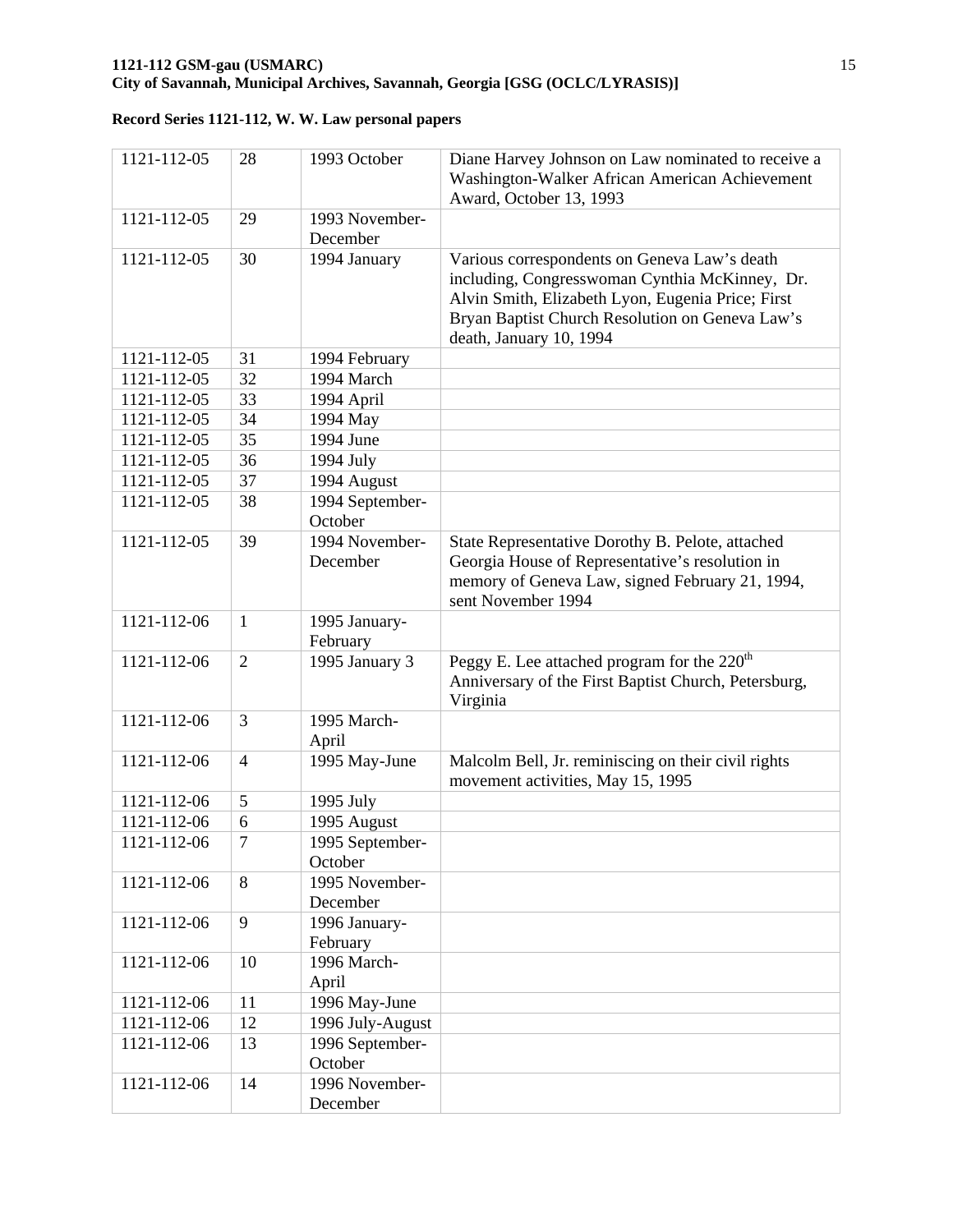**Record Series 1121-112, W. W. Law personal papers**

| | | | |
|---|---|---|---|
| 1121-112-05 | 28 | 1993 October | Diane Harvey Johnson on Law nominated to receive a Washington-Walker African American Achievement Award, October 13, 1993 |
| 1121-112-05 | 29 | 1993 November-December | |
| 1121-112-05 | 30 | 1994 January | Various correspondents on Geneva Law's death including, Congresswoman Cynthia McKinney, Dr. Alvin Smith, Elizabeth Lyon, Eugenia Price; First Bryan Baptist Church Resolution on Geneva Law's death, January 10, 1994 |
| 1121-112-05 | 31 | 1994 February | |
| 1121-112-05 | 32 | 1994 March | |
| 1121-112-05 | 33 | 1994 April | |
| 1121-112-05 | 34 | 1994 May | |
| 1121-112-05 | 35 | 1994 June | |
| 1121-112-05 | 36 | 1994 July | |
| 1121-112-05 | 37 | 1994 August | |
| 1121-112-05 | 38 | 1994 September-October | |
| 1121-112-05 | 39 | 1994 November-December | State Representative Dorothy B. Pelote, attached Georgia House of Representative's resolution in memory of Geneva Law, signed February 21, 1994, sent November 1994 |
| 1121-112-06 | 1 | 1995 January-February | |
| 1121-112-06 | 2 | 1995 January 3 | Peggy E. Lee attached program for the 220th Anniversary of the First Baptist Church, Petersburg, Virginia |
| 1121-112-06 | 3 | 1995 March-April | |
| 1121-112-06 | 4 | 1995 May-June | Malcolm Bell, Jr. reminiscing on their civil rights movement activities, May 15, 1995 |
| 1121-112-06 | 5 | 1995 July | |
| 1121-112-06 | 6 | 1995 August | |
| 1121-112-06 | 7 | 1995 September-October | |
| 1121-112-06 | 8 | 1995 November-December | |
| 1121-112-06 | 9 | 1996 January-February | |
| 1121-112-06 | 10 | 1996 March-April | |
| 1121-112-06 | 11 | 1996 May-June | |
| 1121-112-06 | 12 | 1996 July-August | |
| 1121-112-06 | 13 | 1996 September-October | |
| 1121-112-06 | 14 | 1996 November-December | |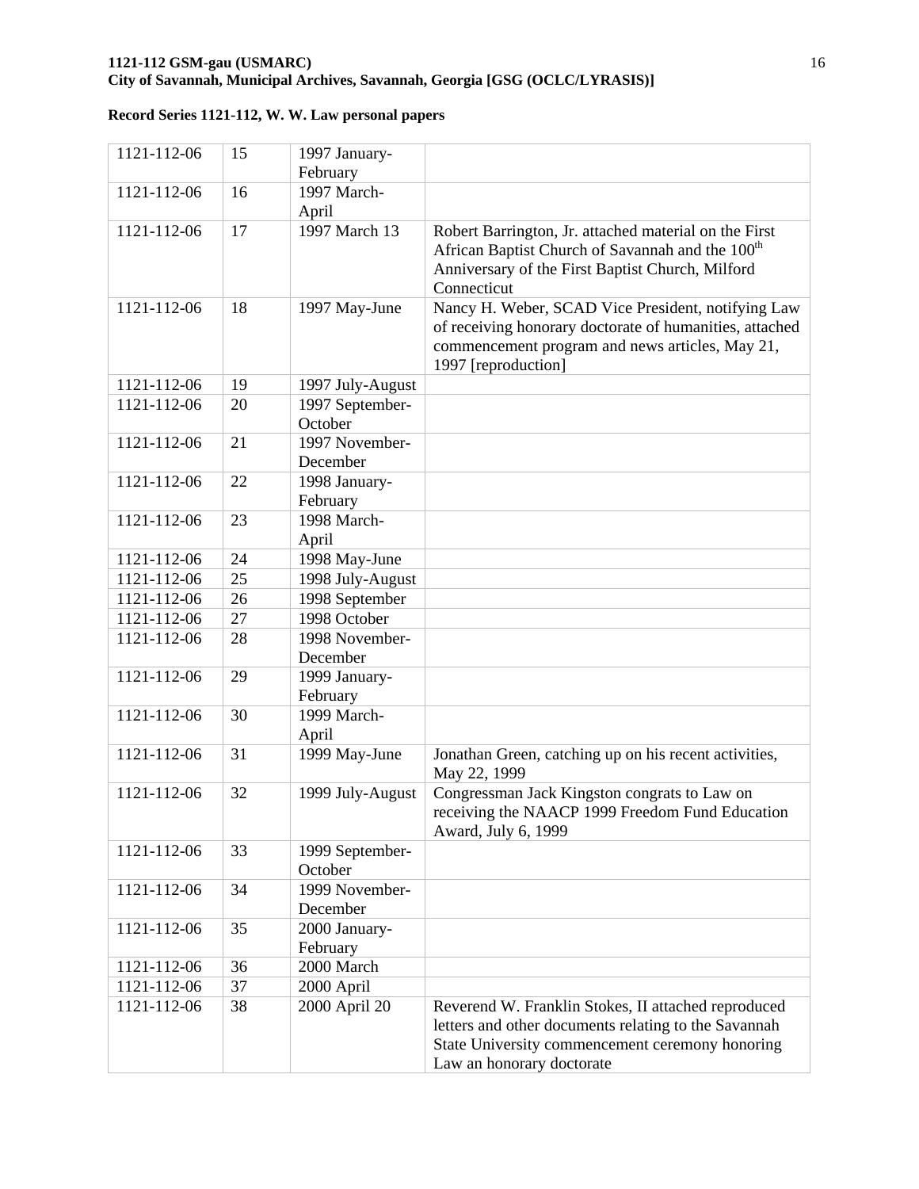**Record Series 1121-112, W. W. Law personal papers**

| | | | |
|---|---|---|---|
| 1121-112-06 | 15 | 1997 January-February | |
| 1121-112-06 | 16 | 1997 March-April | |
| 1121-112-06 | 17 | 1997 March 13 | Robert Barrington, Jr. attached material on the First African Baptist Church of Savannah and the 100th Anniversary of the First Baptist Church, Milford Connecticut |
| 1121-112-06 | 18 | 1997 May-June | Nancy H. Weber, SCAD Vice President, notifying Law of receiving honorary doctorate of humanities, attached commencement program and news articles, May 21, 1997 [reproduction] |
| 1121-112-06 | 19 | 1997 July-August | |
| 1121-112-06 | 20 | 1997 September-October | |
| 1121-112-06 | 21 | 1997 November-December | |
| 1121-112-06 | 22 | 1998 January-February | |
| 1121-112-06 | 23 | 1998 March-April | |
| 1121-112-06 | 24 | 1998 May-June | |
| 1121-112-06 | 25 | 1998 July-August | |
| 1121-112-06 | 26 | 1998 September | |
| 1121-112-06 | 27 | 1998 October | |
| 1121-112-06 | 28 | 1998 November-December | |
| 1121-112-06 | 29 | 1999 January-February | |
| 1121-112-06 | 30 | 1999 March-April | |
| 1121-112-06 | 31 | 1999 May-June | Jonathan Green, catching up on his recent activities, May 22, 1999 |
| 1121-112-06 | 32 | 1999 July-August | Congressman Jack Kingston congrats to Law on receiving the NAACP 1999 Freedom Fund Education Award, July 6, 1999 |
| 1121-112-06 | 33 | 1999 September-October | |
| 1121-112-06 | 34 | 1999 November-December | |
| 1121-112-06 | 35 | 2000 January-February | |
| 1121-112-06 | 36 | 2000 March | |
| 1121-112-06 | 37 | 2000 April | |
| 1121-112-06 | 38 | 2000 April 20 | Reverend W. Franklin Stokes, II attached reproduced letters and other documents relating to the Savannah State University commencement ceremony honoring Law an honorary doctorate |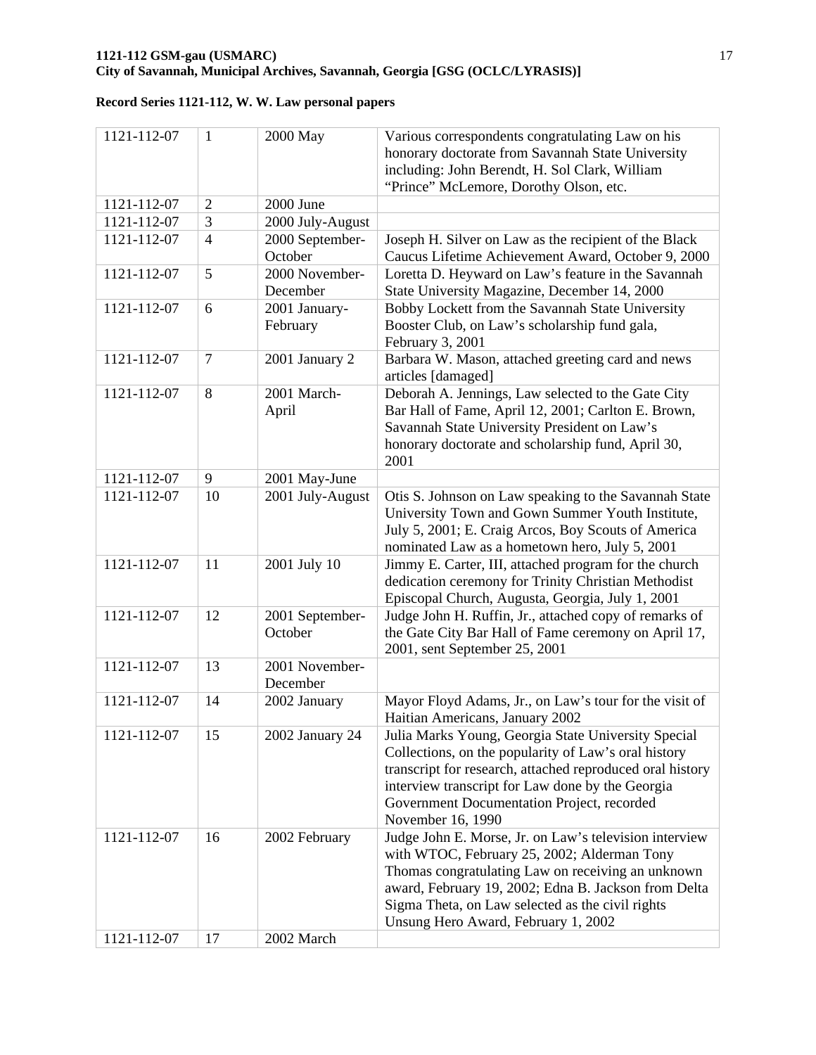**Record Series 1121-112, W. W. Law personal papers**

| | | | |
|---|---|---|---|
| 1121-112-07 | 1 | 2000 May | Various correspondents congratulating Law on his honorary doctorate from Savannah State University including: John Berendt, H. Sol Clark, William “Prince” McLemore, Dorothy Olson, etc. |
| 1121-112-07 | 2 | 2000 June | |
| 1121-112-07 | 3 | 2000 July-August | |
| 1121-112-07 | 4 | 2000 September-October | Joseph H. Silver on Law as the recipient of the Black Caucus Lifetime Achievement Award, October 9, 2000 |
| 1121-112-07 | 5 | 2000 November-December | Loretta D. Heyward on Law’s feature in the Savannah State University Magazine, December 14, 2000 |
| 1121-112-07 | 6 | 2001 January-February | Bobby Lockett from the Savannah State University Booster Club, on Law’s scholarship fund gala, February 3, 2001 |
| 1121-112-07 | 7 | 2001 January 2 | Barbara W. Mason, attached greeting card and news articles [damaged] |
| 1121-112-07 | 8 | 2001 March-April | Deborah A. Jennings, Law selected to the Gate City Bar Hall of Fame, April 12, 2001; Carlton E. Brown, Savannah State University President on Law’s honorary doctorate and scholarship fund, April 30, 2001 |
| 1121-112-07 | 9 | 2001 May-June | |
| 1121-112-07 | 10 | 2001 July-August | Otis S. Johnson on Law speaking to the Savannah State University Town and Gown Summer Youth Institute, July 5, 2001; E. Craig Arcos, Boy Scouts of America nominated Law as a hometown hero, July 5, 2001 |
| 1121-112-07 | 11 | 2001 July 10 | Jimmy E. Carter, III, attached program for the church dedication ceremony for Trinity Christian Methodist Episcopal Church, Augusta, Georgia, July 1, 2001 |
| 1121-112-07 | 12 | 2001 September-October | Judge John H. Ruffin, Jr., attached copy of remarks of the Gate City Bar Hall of Fame ceremony on April 17, 2001, sent September 25, 2001 |
| 1121-112-07 | 13 | 2001 November-December | |
| 1121-112-07 | 14 | 2002 January | Mayor Floyd Adams, Jr., on Law’s tour for the visit of Haitian Americans, January 2002 |
| 1121-112-07 | 15 | 2002 January 24 | Julia Marks Young, Georgia State University Special Collections, on the popularity of Law’s oral history transcript for research, attached reproduced oral history interview transcript for Law done by the Georgia Government Documentation Project, recorded November 16, 1990 |
| 1121-112-07 | 16 | 2002 February | Judge John E. Morse, Jr. on Law’s television interview with WTOC, February 25, 2002; Alderman Tony Thomas congratulating Law on receiving an unknown award, February 19, 2002; Edna B. Jackson from Delta Sigma Theta, on Law selected as the civil rights Unsung Hero Award, February 1, 2002 |
| 1121-112-07 | 17 | 2002 March | |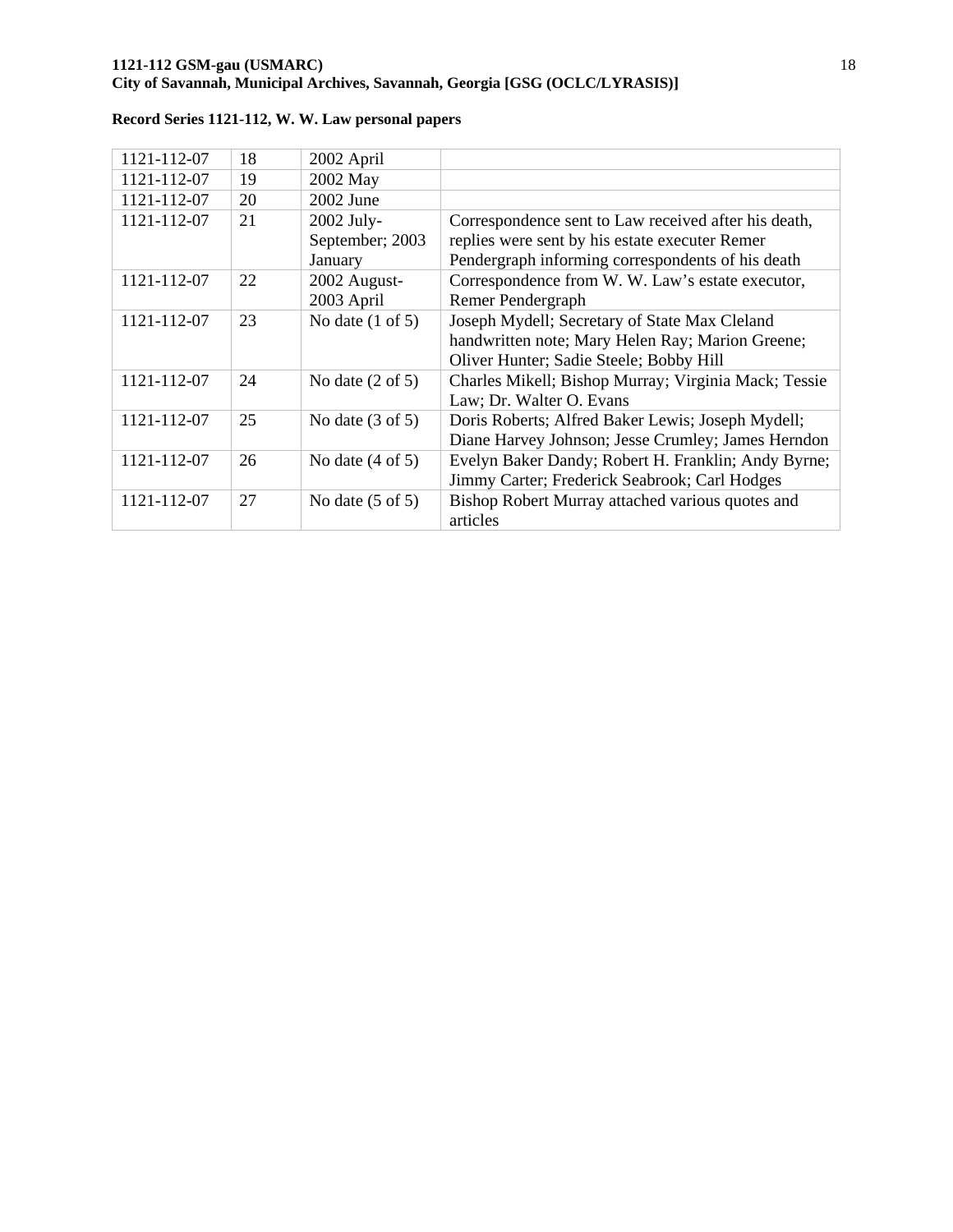**Record Series 1121-112, W. W. Law personal papers**

| | | | |
|---|---|---|---|
| 1121-112-07 | 18 | 2002 April | |
| 1121-112-07 | 19 | 2002 May | |
| 1121-112-07 | 20 | 2002 June | |
| 1121-112-07 | 21 | 2002 July-September; 2003 January | Correspondence sent to Law received after his death, replies were sent by his estate executer Remer Pendergraph informing correspondents of his death |
| 1121-112-07 | 22 | 2002 August-2003 April | Correspondence from W. W. Law's estate executor, Remer Pendergraph |
| 1121-112-07 | 23 | No date (1 of 5) | Joseph Mydell; Secretary of State Max Cleland handwritten note; Mary Helen Ray; Marion Greene; Oliver Hunter; Sadie Steele; Bobby Hill |
| 1121-112-07 | 24 | No date (2 of 5) | Charles Mikell; Bishop Murray; Virginia Mack; Tessie Law; Dr. Walter O. Evans |
| 1121-112-07 | 25 | No date (3 of 5) | Doris Roberts; Alfred Baker Lewis; Joseph Mydell; Diane Harvey Johnson; Jesse Crumley; James Herndon |
| 1121-112-07 | 26 | No date (4 of 5) | Evelyn Baker Dandy; Robert H. Franklin; Andy Byrne; Jimmy Carter; Frederick Seabrook; Carl Hodges |
| 1121-112-07 | 27 | No date (5 of 5) | Bishop Robert Murray attached various quotes and articles |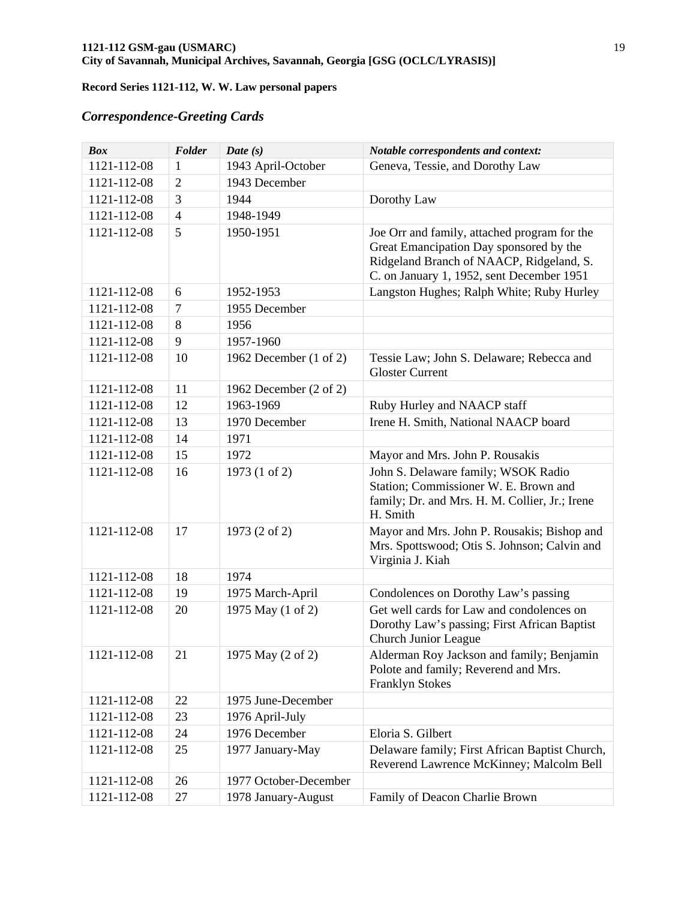**1121-112 GSM-gau (USMARC)**
**City of Savannah, Municipal Archives, Savannah, Georgia [GSG (OCLC/LYRASIS)]**

**Record Series 1121-112, W. W. Law personal papers**

## *Correspondence-Greeting Cards*

| *Box* | *Folder* | *Date (s)* | *Notable correspondents and context:* |
|---|---|---|---|
| 1121-112-08 | 1 | 1943 April-October | Geneva, Tessie, and Dorothy Law |
| 1121-112-08 | 2 | 1943 December | |
| 1121-112-08 | 3 | 1944 | Dorothy Law |
| 1121-112-08 | 4 | 1948-1949 | |
| 1121-112-08 | 5 | 1950-1951 | Joe Orr and family, attached program for the Great Emancipation Day sponsored by the Ridgeland Branch of NAACP, Ridgeland, S. C. on January 1, 1952, sent December 1951 |
| 1121-112-08 | 6 | 1952-1953 | Langston Hughes; Ralph White; Ruby Hurley |
| 1121-112-08 | 7 | 1955 December | |
| 1121-112-08 | 8 | 1956 | |
| 1121-112-08 | 9 | 1957-1960 | |
| 1121-112-08 | 10 | 1962 December (1 of 2) | Tessie Law; John S. Delaware; Rebecca and Gloster Current |
| 1121-112-08 | 11 | 1962 December (2 of 2) | |
| 1121-112-08 | 12 | 1963-1969 | Ruby Hurley and NAACP staff |
| 1121-112-08 | 13 | 1970 December | Irene H. Smith, National NAACP board |
| 1121-112-08 | 14 | 1971 | |
| 1121-112-08 | 15 | 1972 | Mayor and Mrs. John P. Rousakis |
| 1121-112-08 | 16 | 1973 (1 of 2) | John S. Delaware family; WSOK Radio Station; Commissioner W. E. Brown and family; Dr. and Mrs. H. M. Collier, Jr.; Irene H. Smith |
| 1121-112-08 | 17 | 1973 (2 of 2) | Mayor and Mrs. John P. Rousakis; Bishop and Mrs. Spottswood; Otis S. Johnson; Calvin and Virginia J. Kiah |
| 1121-112-08 | 18 | 1974 | |
| 1121-112-08 | 19 | 1975 March-April | Condolences on Dorothy Law's passing |
| 1121-112-08 | 20 | 1975 May (1 of 2) | Get well cards for Law and condolences on Dorothy Law's passing; First African Baptist Church Junior League |
| 1121-112-08 | 21 | 1975 May (2 of 2) | Alderman Roy Jackson and family; Benjamin Polote and family; Reverend and Mrs. Franklyn Stokes |
| 1121-112-08 | 22 | 1975 June-December | |
| 1121-112-08 | 23 | 1976 April-July | |
| 1121-112-08 | 24 | 1976 December | Eloria S. Gilbert |
| 1121-112-08 | 25 | 1977 January-May | Delaware family; First African Baptist Church, Reverend Lawrence McKinney; Malcolm Bell |
| 1121-112-08 | 26 | 1977 October-December | |
| 1121-112-08 | 27 | 1978 January-August | Family of Deacon Charlie Brown |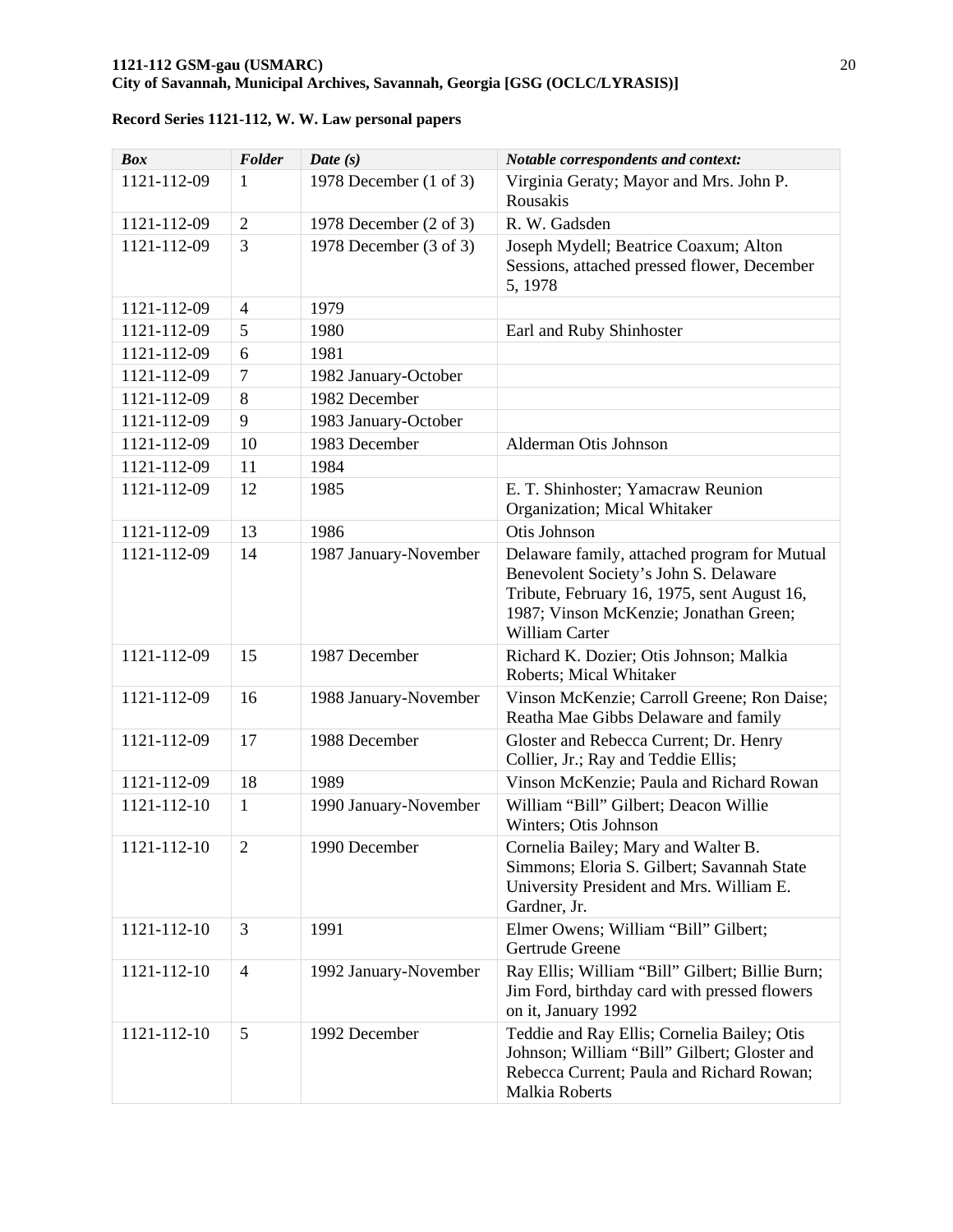**1121-112 GSM-gau (USMARC)**
**City of Savannah, Municipal Archives, Savannah, Georgia [GSG (OCLC/LYRASIS)]**

**Record Series 1121-112, W. W. Law personal papers**

| ***Box*** | ***Folder*** | ***Date (s)*** | ***Notable correspondents and context:*** |
|---|---|---|---|
| 1121-112-09 | 1 | 1978 December (1 of 3) | Virginia Geraty; Mayor and Mrs. John P. Rousakis |
| 1121-112-09 | 2 | 1978 December (2 of 3) | R. W. Gadsden |
| 1121-112-09 | 3 | 1978 December (3 of 3) | Joseph Mydell; Beatrice Coaxum; Alton Sessions, attached pressed flower, December 5, 1978 |
| 1121-112-09 | 4 | 1979 | |
| 1121-112-09 | 5 | 1980 | Earl and Ruby Shinhoster |
| 1121-112-09 | 6 | 1981 | |
| 1121-112-09 | 7 | 1982 January-October | |
| 1121-112-09 | 8 | 1982 December | |
| 1121-112-09 | 9 | 1983 January-October | |
| 1121-112-09 | 10 | 1983 December | Alderman Otis Johnson |
| 1121-112-09 | 11 | 1984 | |
| 1121-112-09 | 12 | 1985 | E. T. Shinhoster; Yamacraw Reunion Organization; Mical Whitaker |
| 1121-112-09 | 13 | 1986 | Otis Johnson |
| 1121-112-09 | 14 | 1987 January-November | Delaware family, attached program for Mutual Benevolent Society's John S. Delaware Tribute, February 16, 1975, sent August 16, 1987; Vinson McKenzie; Jonathan Green; William Carter |
| 1121-112-09 | 15 | 1987 December | Richard K. Dozier; Otis Johnson; Malkia Roberts; Mical Whitaker |
| 1121-112-09 | 16 | 1988 January-November | Vinson McKenzie; Carroll Greene; Ron Daise; Reatha Mae Gibbs Delaware and family |
| 1121-112-09 | 17 | 1988 December | Gloster and Rebecca Current; Dr. Henry Collier, Jr.; Ray and Teddie Ellis; |
| 1121-112-09 | 18 | 1989 | Vinson McKenzie; Paula and Richard Rowan |
| 1121-112-10 | 1 | 1990 January-November | William "Bill" Gilbert; Deacon Willie Winters; Otis Johnson |
| 1121-112-10 | 2 | 1990 December | Cornelia Bailey; Mary and Walter B. Simmons; Eloria S. Gilbert; Savannah State University President and Mrs. William E. Gardner, Jr. |
| 1121-112-10 | 3 | 1991 | Elmer Owens; William "Bill" Gilbert; Gertrude Greene |
| 1121-112-10 | 4 | 1992 January-November | Ray Ellis; William "Bill" Gilbert; Billie Burn; Jim Ford, birthday card with pressed flowers on it, January 1992 |
| 1121-112-10 | 5 | 1992 December | Teddie and Ray Ellis; Cornelia Bailey; Otis Johnson; William "Bill" Gilbert; Gloster and Rebecca Current; Paula and Richard Rowan; Malkia Roberts |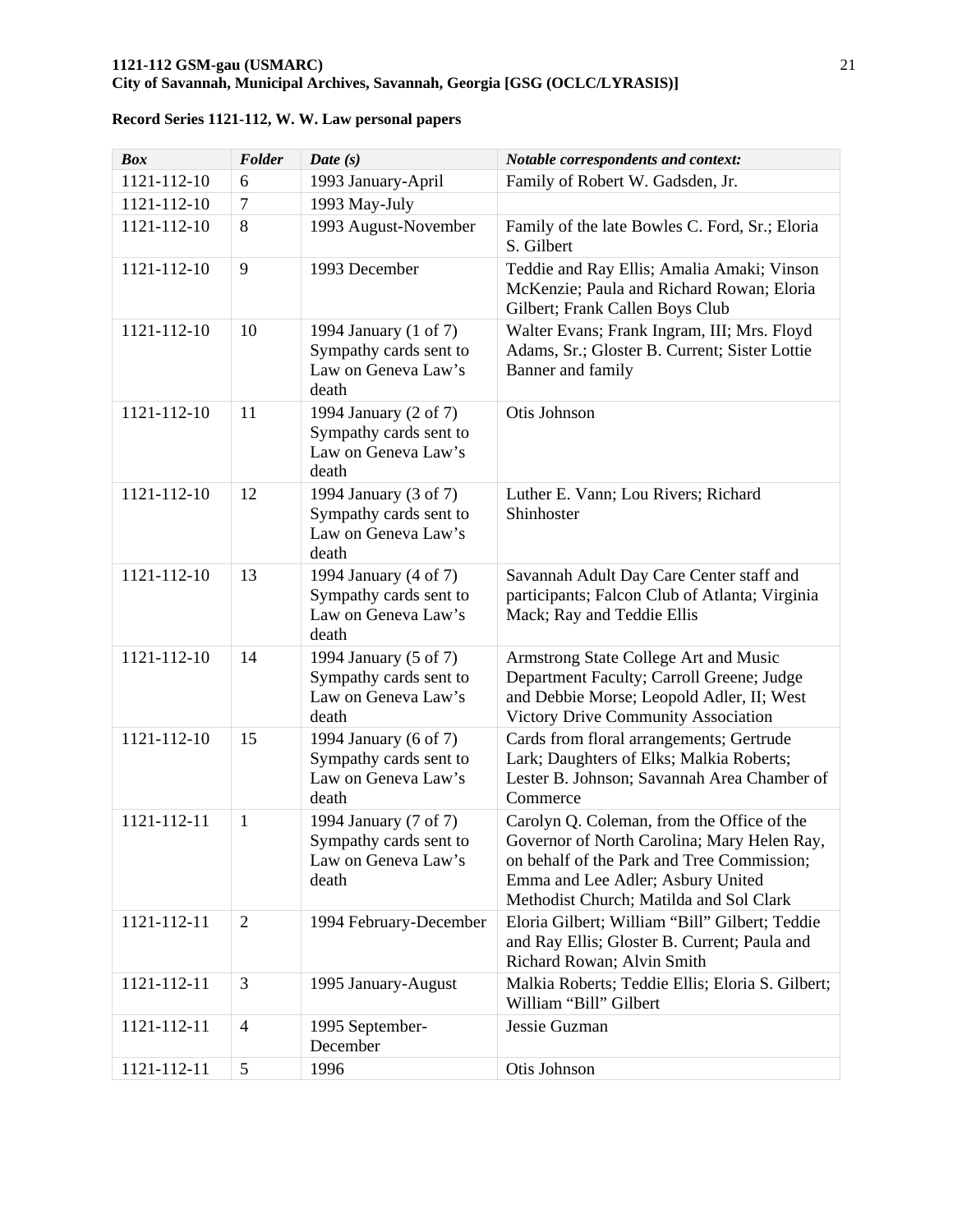**Record Series 1121-112, W. W. Law personal papers**

| *Box* | *Folder* | *Date (s)* | *Notable correspondents and context:* |
|---|---|---|---|
| 1121-112-10 | 6 | 1993 January-April | Family of Robert W. Gadsden, Jr. |
| 1121-112-10 | 7 | 1993 May-July | |
| 1121-112-10 | 8 | 1993 August-November | Family of the late Bowles C. Ford, Sr.; Eloria S. Gilbert |
| 1121-112-10 | 9 | 1993 December | Teddie and Ray Ellis; Amalia Amaki; Vinson McKenzie; Paula and Richard Rowan; Eloria Gilbert; Frank Callen Boys Club |
| 1121-112-10 | 10 | 1994 January (1 of 7) Sympathy cards sent to Law on Geneva Law's death | Walter Evans; Frank Ingram, III; Mrs. Floyd Adams, Sr.; Gloster B. Current; Sister Lottie Banner and family |
| 1121-112-10 | 11 | 1994 January (2 of 7) Sympathy cards sent to Law on Geneva Law's death | Otis Johnson |
| 1121-112-10 | 12 | 1994 January (3 of 7) Sympathy cards sent to Law on Geneva Law's death | Luther E. Vann; Lou Rivers; Richard Shinhoster |
| 1121-112-10 | 13 | 1994 January (4 of 7) Sympathy cards sent to Law on Geneva Law's death | Savannah Adult Day Care Center staff and participants; Falcon Club of Atlanta; Virginia Mack; Ray and Teddie Ellis |
| 1121-112-10 | 14 | 1994 January (5 of 7) Sympathy cards sent to Law on Geneva Law's death | Armstrong State College Art and Music Department Faculty; Carroll Greene; Judge and Debbie Morse; Leopold Adler, II; West Victory Drive Community Association |
| 1121-112-10 | 15 | 1994 January (6 of 7) Sympathy cards sent to Law on Geneva Law's death | Cards from floral arrangements; Gertrude Lark; Daughters of Elks; Malkia Roberts; Lester B. Johnson; Savannah Area Chamber of Commerce |
| 1121-112-11 | 1 | 1994 January (7 of 7) Sympathy cards sent to Law on Geneva Law's death | Carolyn Q. Coleman, from the Office of the Governor of North Carolina; Mary Helen Ray, on behalf of the Park and Tree Commission; Emma and Lee Adler; Asbury United Methodist Church; Matilda and Sol Clark |
| 1121-112-11 | 2 | 1994 February-December | Eloria Gilbert; William "Bill" Gilbert; Teddie and Ray Ellis; Gloster B. Current; Paula and Richard Rowan; Alvin Smith |
| 1121-112-11 | 3 | 1995 January-August | Malkia Roberts; Teddie Ellis; Eloria S. Gilbert; William "Bill" Gilbert |
| 1121-112-11 | 4 | 1995 September-December | Jessie Guzman |
| 1121-112-11 | 5 | 1996 | Otis Johnson |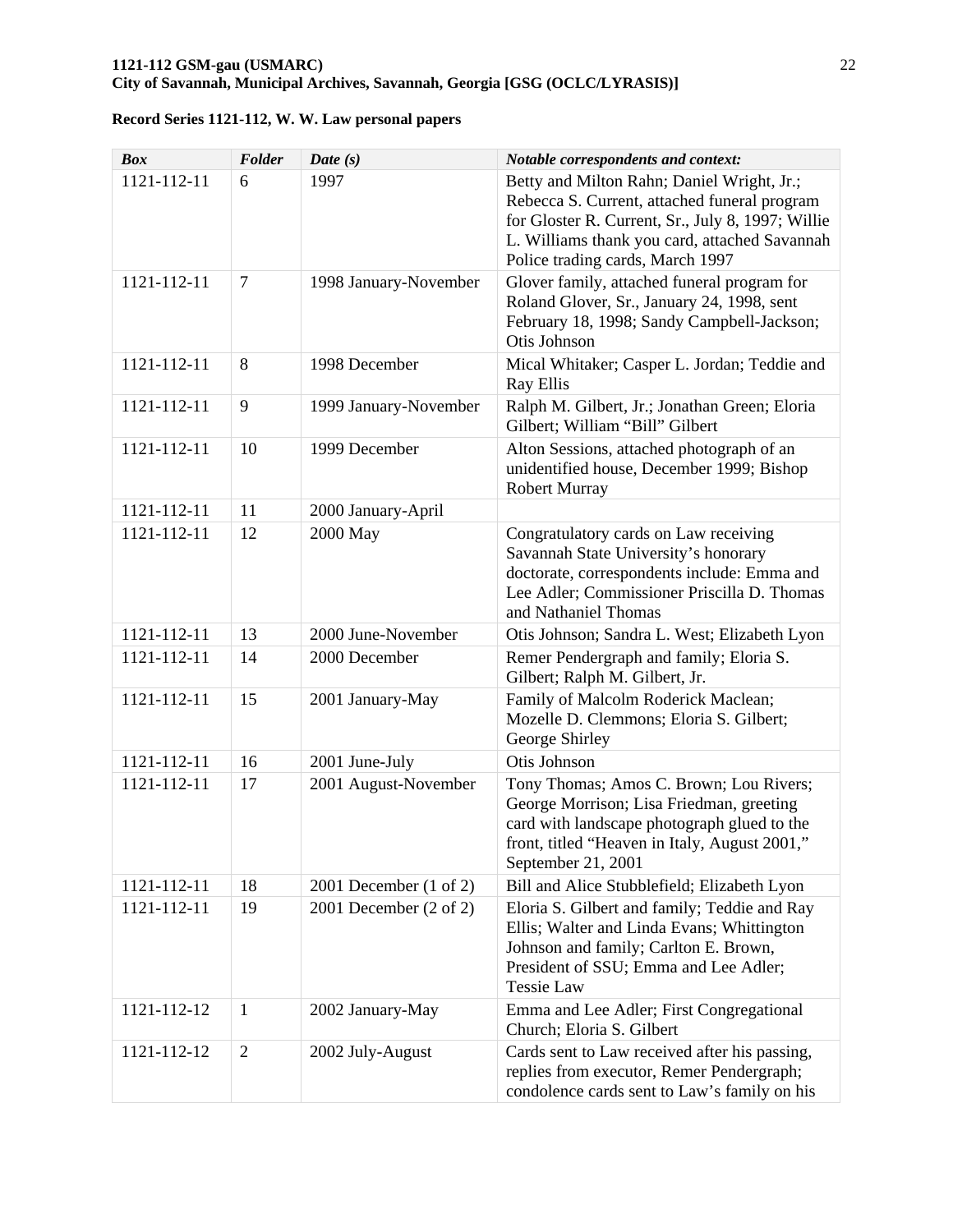**Record Series 1121-112, W. W. Law personal papers**

| *Box* | *Folder* | *Date (s)* | *Notable correspondents and context:* |
|---|---|---|---|
| 1121-112-11 | 6 | 1997 | Betty and Milton Rahn; Daniel Wright, Jr.; Rebecca S. Current, attached funeral program for Gloster R. Current, Sr., July 8, 1997; Willie L. Williams thank you card, attached Savannah Police trading cards, March 1997 |
| 1121-112-11 | 7 | 1998 January-November | Glover family, attached funeral program for Roland Glover, Sr., January 24, 1998, sent February 18, 1998; Sandy Campbell-Jackson; Otis Johnson |
| 1121-112-11 | 8 | 1998 December | Mical Whitaker; Casper L. Jordan; Teddie and Ray Ellis |
| 1121-112-11 | 9 | 1999 January-November | Ralph M. Gilbert, Jr.; Jonathan Green; Eloria Gilbert; William "Bill" Gilbert |
| 1121-112-11 | 10 | 1999 December | Alton Sessions, attached photograph of an unidentified house, December 1999; Bishop Robert Murray |
| 1121-112-11 | 11 | 2000 January-April | |
| 1121-112-11 | 12 | 2000 May | Congratulatory cards on Law receiving Savannah State University's honorary doctorate, correspondents include: Emma and Lee Adler; Commissioner Priscilla D. Thomas and Nathaniel Thomas |
| 1121-112-11 | 13 | 2000 June-November | Otis Johnson; Sandra L. West; Elizabeth Lyon |
| 1121-112-11 | 14 | 2000 December | Remer Pendergraph and family; Eloria S. Gilbert; Ralph M. Gilbert, Jr. |
| 1121-112-11 | 15 | 2001 January-May | Family of Malcolm Roderick Maclean; Mozelle D. Clemmons; Eloria S. Gilbert; George Shirley |
| 1121-112-11 | 16 | 2001 June-July | Otis Johnson |
| 1121-112-11 | 17 | 2001 August-November | Tony Thomas; Amos C. Brown; Lou Rivers; George Morrison; Lisa Friedman, greeting card with landscape photograph glued to the front, titled "Heaven in Italy, August 2001," September 21, 2001 |
| 1121-112-11 | 18 | 2001 December (1 of 2) | Bill and Alice Stubblefield; Elizabeth Lyon |
| 1121-112-11 | 19 | 2001 December (2 of 2) | Eloria S. Gilbert and family; Teddie and Ray Ellis; Walter and Linda Evans; Whittington Johnson and family; Carlton E. Brown, President of SSU; Emma and Lee Adler; Tessie Law |
| 1121-112-12 | 1 | 2002 January-May | Emma and Lee Adler; First Congregational Church; Eloria S. Gilbert |
| 1121-112-12 | 2 | 2002 July-August | Cards sent to Law received after his passing, replies from executor, Remer Pendergraph; condolence cards sent to Law's family on his |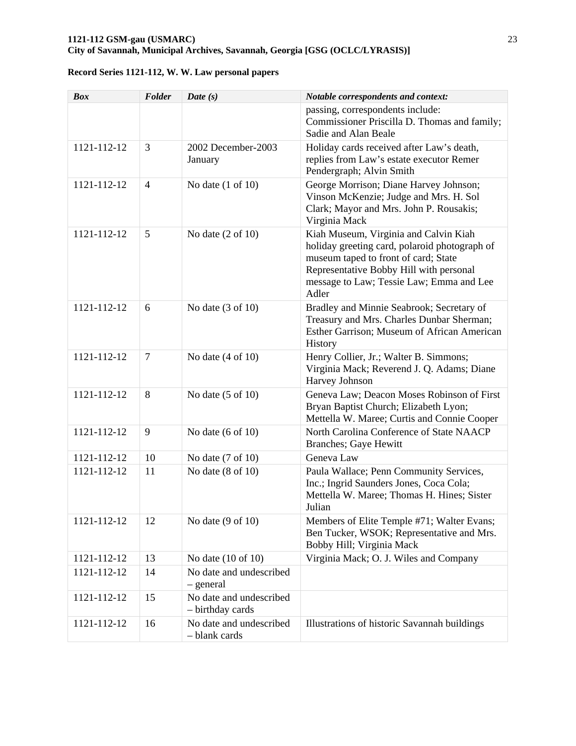**1121-112 GSM-gau (USMARC)**
**City of Savannah, Municipal Archives, Savannah, Georgia [GSG (OCLC/LYRASIS)]**

**Record Series 1121-112, W. W. Law personal papers**

| ***Box*** | ***Folder*** | ***Date (s)*** | ***Notable correspondents and context:*** |
|---|---|---|---|
| | | | passing, correspondents include: Commissioner Priscilla D. Thomas and family; Sadie and Alan Beale |
| 1121-112-12 | 3 | 2002 December-2003 January | Holiday cards received after Law's death, replies from Law's estate executor Remer Pendergraph; Alvin Smith |
| 1121-112-12 | 4 | No date (1 of 10) | George Morrison; Diane Harvey Johnson; Vinson McKenzie; Judge and Mrs. H. Sol Clark; Mayor and Mrs. John P. Rousakis; Virginia Mack |
| 1121-112-12 | 5 | No date (2 of 10) | Kiah Museum, Virginia and Calvin Kiah holiday greeting card, polaroid photograph of museum taped to front of card; State Representative Bobby Hill with personal message to Law; Tessie Law; Emma and Lee Adler |
| 1121-112-12 | 6 | No date (3 of 10) | Bradley and Minnie Seabrook; Secretary of Treasury and Mrs. Charles Dunbar Sherman; Esther Garrison; Museum of African American History |
| 1121-112-12 | 7 | No date (4 of 10) | Henry Collier, Jr.; Walter B. Simmons; Virginia Mack; Reverend J. Q. Adams; Diane Harvey Johnson |
| 1121-112-12 | 8 | No date (5 of 10) | Geneva Law; Deacon Moses Robinson of First Bryan Baptist Church; Elizabeth Lyon; Mettella W. Maree; Curtis and Connie Cooper |
| 1121-112-12 | 9 | No date (6 of 10) | North Carolina Conference of State NAACP Branches; Gaye Hewitt |
| 1121-112-12 | 10 | No date (7 of 10) | Geneva Law |
| 1121-112-12 | 11 | No date (8 of 10) | Paula Wallace; Penn Community Services, Inc.; Ingrid Saunders Jones, Coca Cola; Mettella W. Maree; Thomas H. Hines; Sister Julian |
| 1121-112-12 | 12 | No date (9 of 10) | Members of Elite Temple #71; Walter Evans; Ben Tucker, WSOK; Representative and Mrs. Bobby Hill; Virginia Mack |
| 1121-112-12 | 13 | No date (10 of 10) | Virginia Mack; O. J. Wiles and Company |
| 1121-112-12 | 14 | No date and undescribed – general | |
| 1121-112-12 | 15 | No date and undescribed – birthday cards | |
| 1121-112-12 | 16 | No date and undescribed – blank cards | Illustrations of historic Savannah buildings |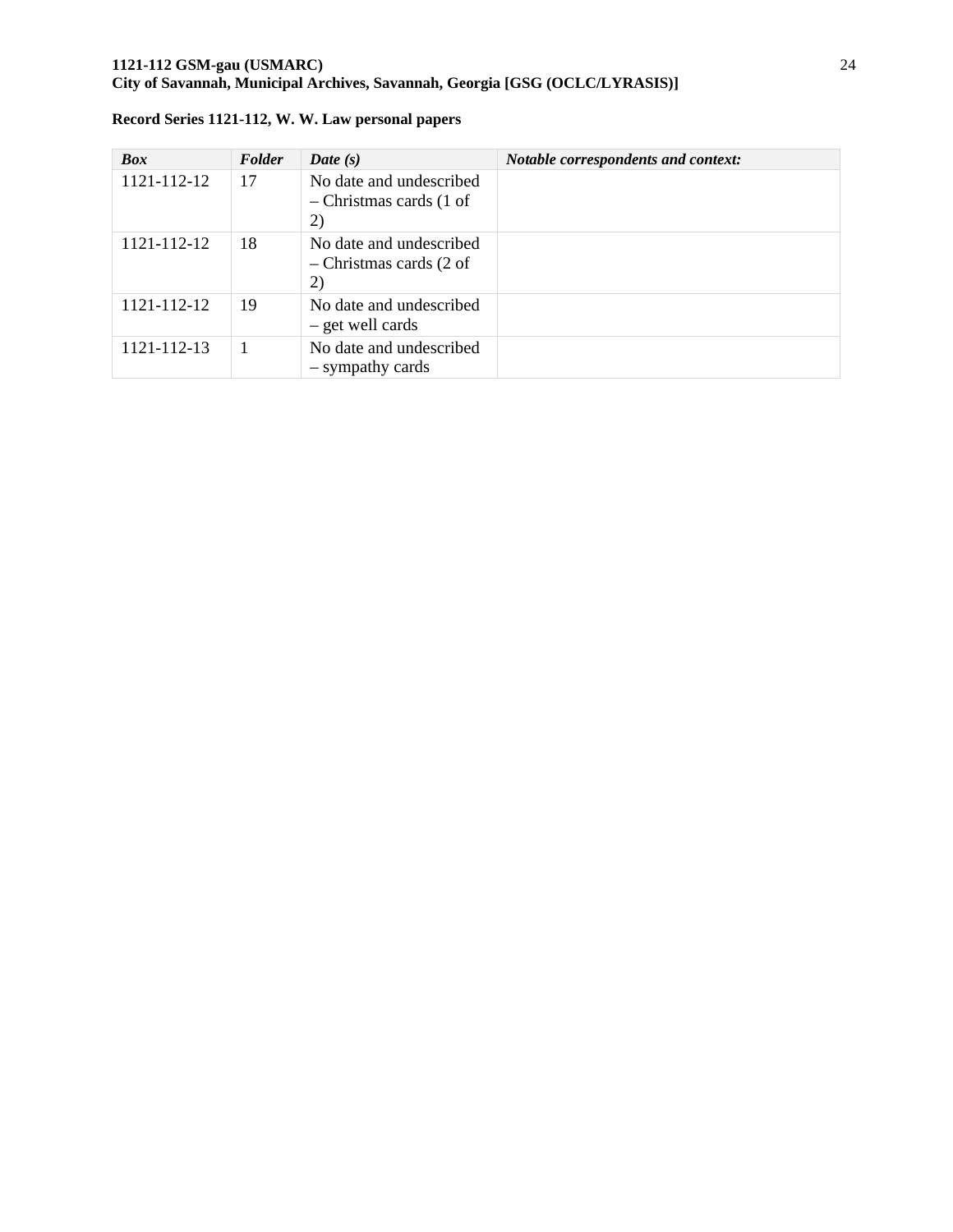**Record Series 1121-112, W. W. Law personal papers**

| ***Box*** | ***Folder*** | ***Date (s)*** | ***Notable correspondents and context:*** |
|---|---|---|---|
| 1121-112-12 | 17 | No date and undescribed – Christmas cards (1 of 2) | |
| 1121-112-12 | 18 | No date and undescribed – Christmas cards (2 of 2) | |
| 1121-112-12 | 19 | No date and undescribed – get well cards | |
| 1121-112-13 | 1 | No date and undescribed – sympathy cards | |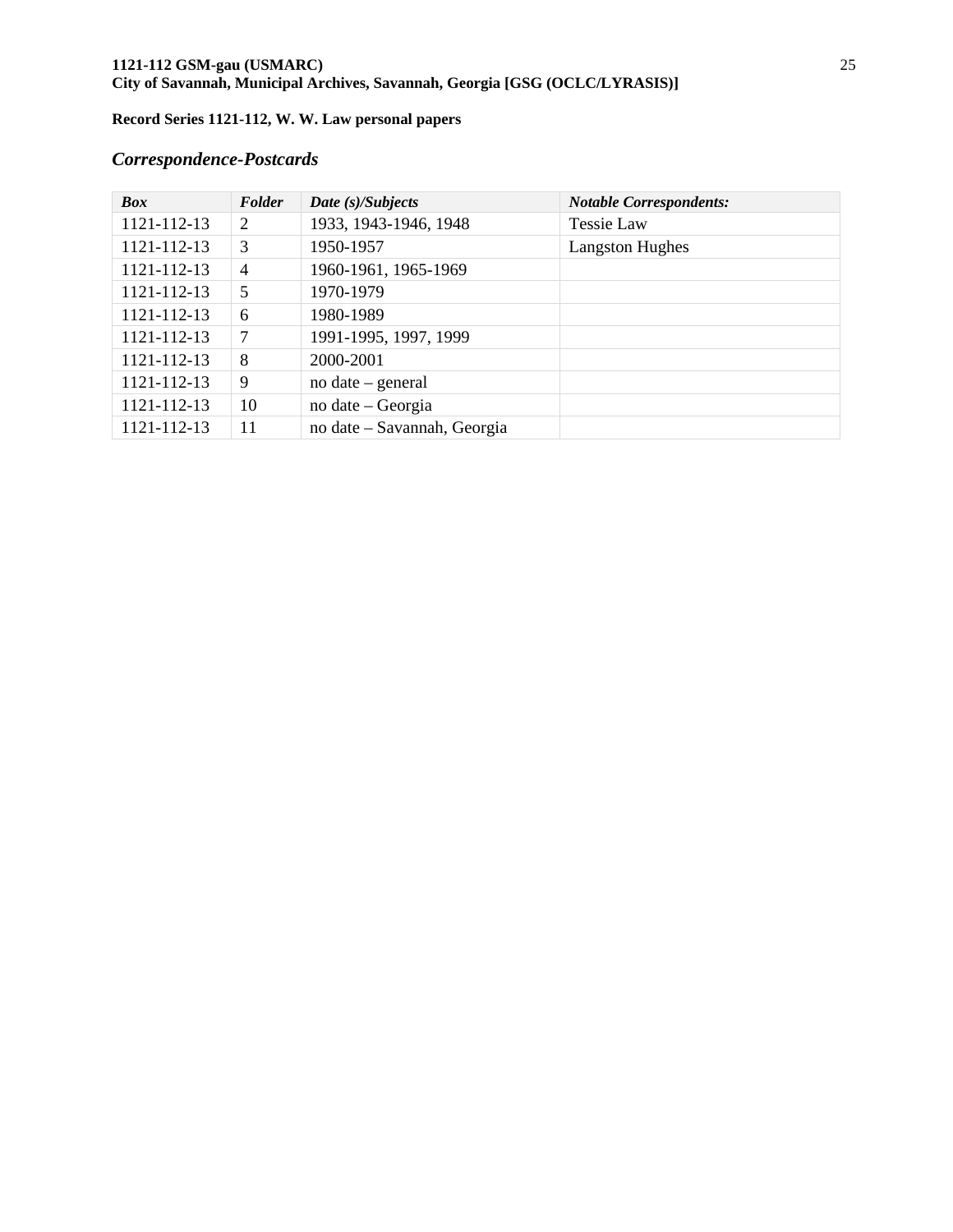**Record Series 1121-112, W. W. Law personal papers**

## *Correspondence-Postcards*

| *Box* | *Folder* | *Date (s)/Subjects* | *Notable Correspondents:* |
|---|---|---|---|
| 1121-112-13 | 2 | 1933, 1943-1946, 1948 | Tessie Law |
| 1121-112-13 | 3 | 1950-1957 | Langston Hughes |
| 1121-112-13 | 4 | 1960-1961, 1965-1969 | |
| 1121-112-13 | 5 | 1970-1979 | |
| 1121-112-13 | 6 | 1980-1989 | |
| 1121-112-13 | 7 | 1991-1995, 1997, 1999 | |
| 1121-112-13 | 8 | 2000-2001 | |
| 1121-112-13 | 9 | no date – general | |
| 1121-112-13 | 10 | no date – Georgia | |
| 1121-112-13 | 11 | no date – Savannah, Georgia | |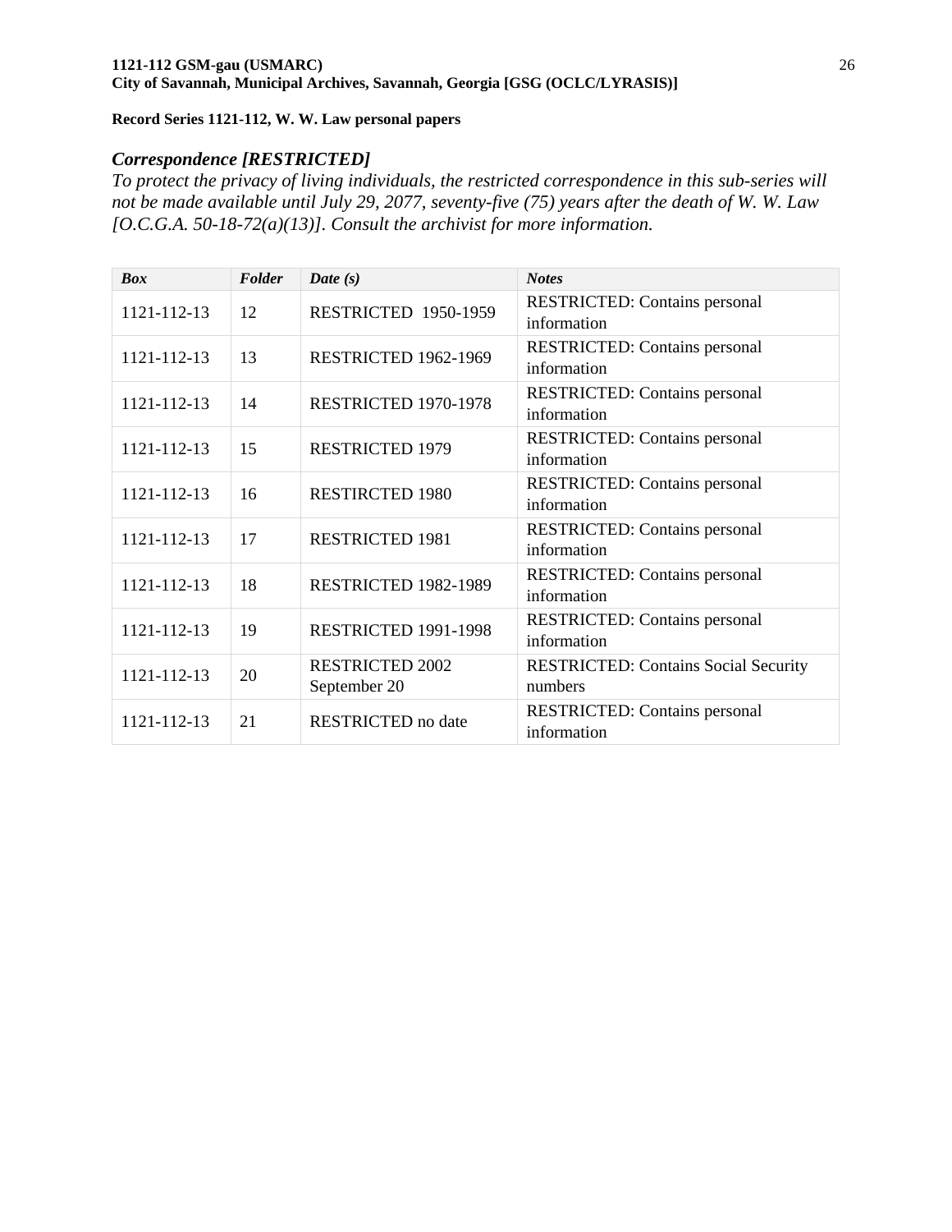**Record Series 1121-112, W. W. Law personal papers**

### *Correspondence [RESTRICTED]*

*To protect the privacy of living individuals, the restricted correspondence in this sub-series will not be made available until July 29, 2077, seventy-five (75) years after the death of W. W. Law [O.C.G.A. 50-18-72(a)(13)]. Consult the archivist for more information.*

| *Box* | *Folder* | *Date (s)* | *Notes* |
|---|---|---|---|
| 1121-112-13 | 12 | RESTRICTED 1950-1959 | RESTRICTED: Contains personal information |
| 1121-112-13 | 13 | RESTRICTED 1962-1969 | RESTRICTED: Contains personal information |
| 1121-112-13 | 14 | RESTRICTED 1970-1978 | RESTRICTED: Contains personal information |
| 1121-112-13 | 15 | RESTRICTED 1979 | RESTRICTED: Contains personal information |
| 1121-112-13 | 16 | RESTIRCTED 1980 | RESTRICTED: Contains personal information |
| 1121-112-13 | 17 | RESTRICTED 1981 | RESTRICTED: Contains personal information |
| 1121-112-13 | 18 | RESTRICTED 1982-1989 | RESTRICTED: Contains personal information |
| 1121-112-13 | 19 | RESTRICTED 1991-1998 | RESTRICTED: Contains personal information |
| 1121-112-13 | 20 | RESTRICTED 2002 September 20 | RESTRICTED: Contains Social Security numbers |
| 1121-112-13 | 21 | RESTRICTED no date | RESTRICTED: Contains personal information |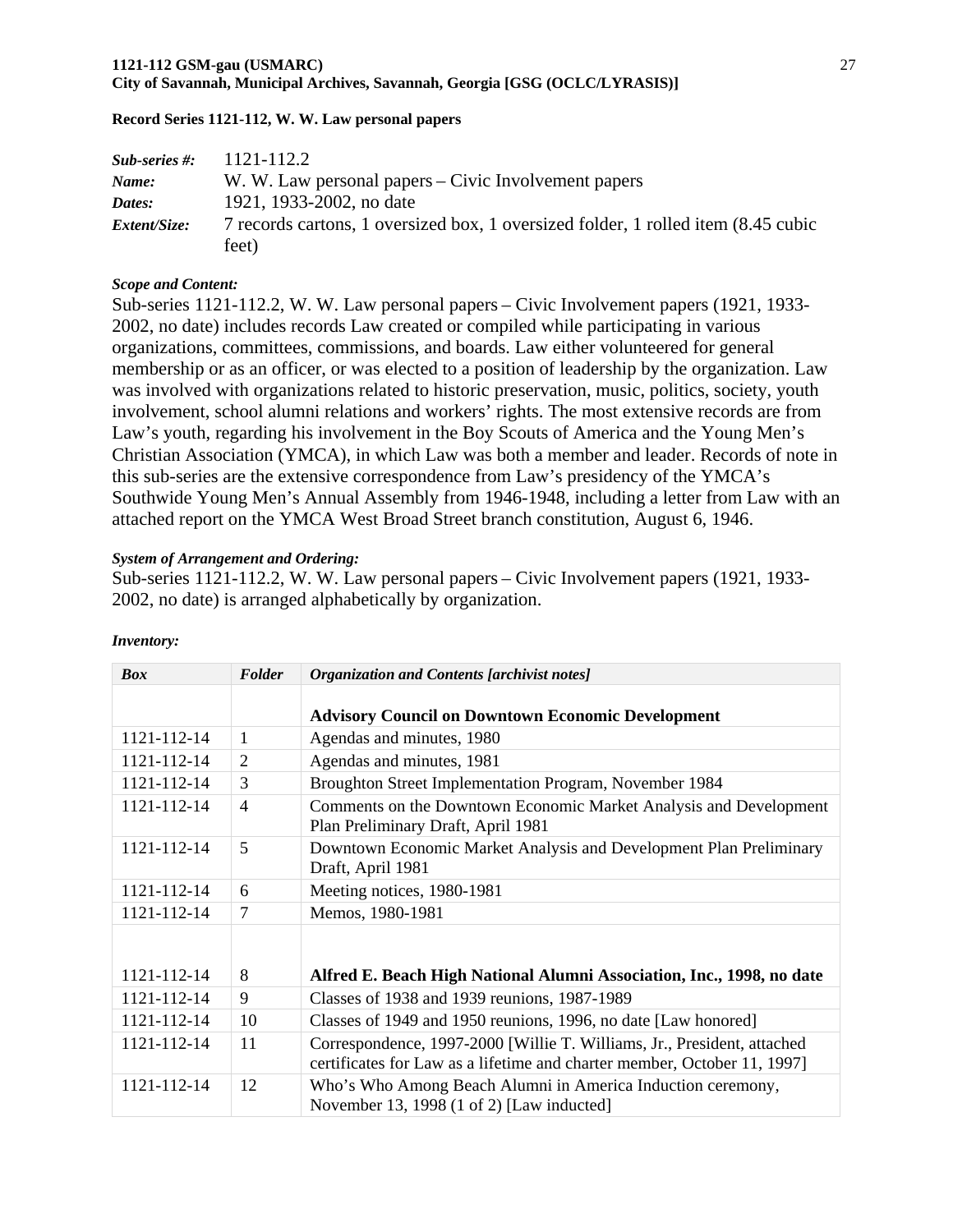**1121-112 GSM-gau (USMARC)**
**City of Savannah, Municipal Archives, Savannah, Georgia [GSG (OCLC/LYRASIS)]**

**Record Series 1121-112, W. W. Law personal papers**

***Sub-series #:*** 1121-112.2
***Name:*** W. W. Law personal papers – Civic Involvement papers
***Dates:*** 1921, 1933-2002, no date
***Extent/Size:*** 7 records cartons, 1 oversized box, 1 oversized folder, 1 rolled item (8.45 cubic feet)

***Scope and Content:***
Sub-series 1121-112.2, W. W. Law personal papers – Civic Involvement papers (1921, 1933-2002, no date) includes records Law created or compiled while participating in various organizations, committees, commissions, and boards. Law either volunteered for general membership or as an officer, or was elected to a position of leadership by the organization. Law was involved with organizations related to historic preservation, music, politics, society, youth involvement, school alumni relations and workers' rights. The most extensive records are from Law's youth, regarding his involvement in the Boy Scouts of America and the Young Men's Christian Association (YMCA), in which Law was both a member and leader. Records of note in this sub-series are the extensive correspondence from Law's presidency of the YMCA's Southwide Young Men's Annual Assembly from 1946-1948, including a letter from Law with an attached report on the YMCA West Broad Street branch constitution, August 6, 1946.

***System of Arrangement and Ordering:***
Sub-series 1121-112.2, W. W. Law personal papers – Civic Involvement papers (1921, 1933-2002, no date) is arranged alphabetically by organization.

***Inventory:***

| *Box* | *Folder* | *Organization and Contents [archivist notes]* |
|---|---|---|
| | | **Advisory Council on Downtown Economic Development** |
| 1121-112-14 | 1 | Agendas and minutes, 1980 |
| 1121-112-14 | 2 | Agendas and minutes, 1981 |
| 1121-112-14 | 3 | Broughton Street Implementation Program, November 1984 |
| 1121-112-14 | 4 | Comments on the Downtown Economic Market Analysis and Development Plan Preliminary Draft, April 1981 |
| 1121-112-14 | 5 | Downtown Economic Market Analysis and Development Plan Preliminary Draft, April 1981 |
| 1121-112-14 | 6 | Meeting notices, 1980-1981 |
| 1121-112-14 | 7 | Memos, 1980-1981 |
| 1121-112-14 | 8 | **Alfred E. Beach High National Alumni Association, Inc., 1998, no date** |
| 1121-112-14 | 9 | Classes of 1938 and 1939 reunions, 1987-1989 |
| 1121-112-14 | 10 | Classes of 1949 and 1950 reunions, 1996, no date [Law honored] |
| 1121-112-14 | 11 | Correspondence, 1997-2000 [Willie T. Williams, Jr., President, attached certificates for Law as a lifetime and charter member, October 11, 1997] |
| 1121-112-14 | 12 | Who's Who Among Beach Alumni in America Induction ceremony, November 13, 1998 (1 of 2) [Law inducted] |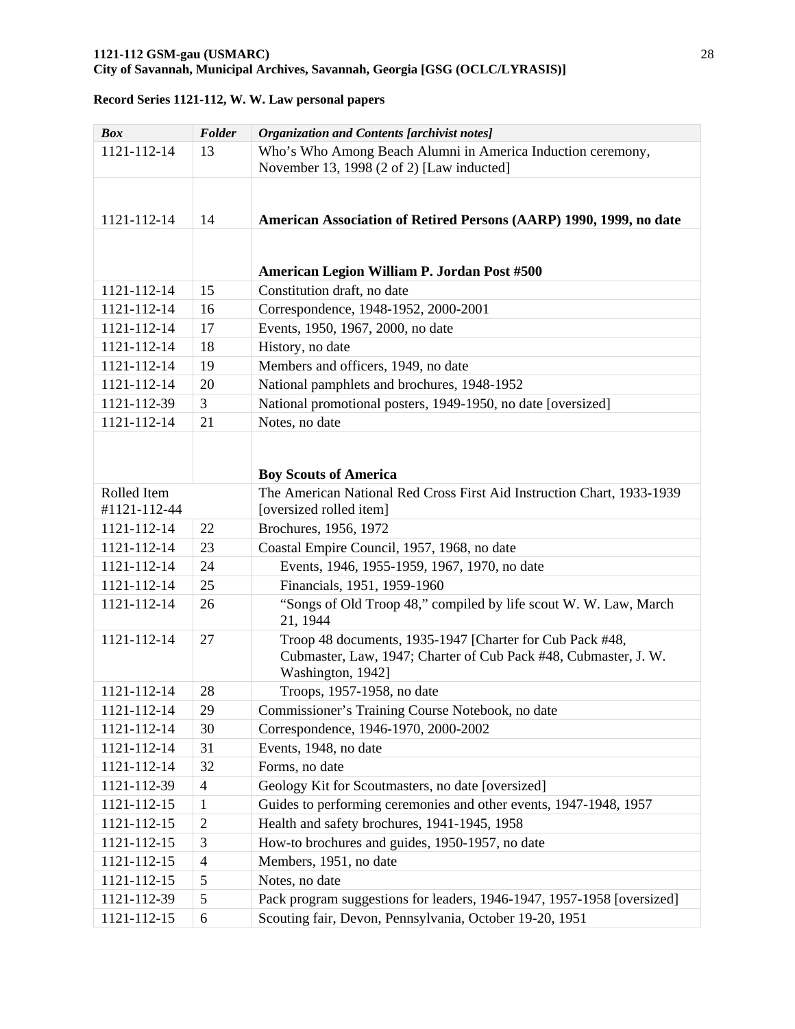**Record Series 1121-112, W. W. Law personal papers**

| *Box* | *Folder* | *Organization and Contents [archivist notes]* |
|---|---|---|
| 1121-112-14 | 13 | Who's Who Among Beach Alumni in America Induction ceremony, November 13, 1998 (2 of 2) [Law inducted] |
| 1121-112-14 | 14 | **American Association of Retired Persons (AARP) 1990, 1999, no date** |
| | | **American Legion William P. Jordan Post #500** |
| 1121-112-14 | 15 | Constitution draft, no date |
| 1121-112-14 | 16 | Correspondence, 1948-1952, 2000-2001 |
| 1121-112-14 | 17 | Events, 1950, 1967, 2000, no date |
| 1121-112-14 | 18 | History, no date |
| 1121-112-14 | 19 | Members and officers, 1949, no date |
| 1121-112-14 | 20 | National pamphlets and brochures, 1948-1952 |
| 1121-112-39 | 3 | National promotional posters, 1949-1950, no date [oversized] |
| 1121-112-14 | 21 | Notes, no date |
| | | **Boy Scouts of America** |
| Rolled Item #1121-112-44 | | The American National Red Cross First Aid Instruction Chart, 1933-1939 [oversized rolled item] |
| 1121-112-14 | 22 | Brochures, 1956, 1972 |
| 1121-112-14 | 23 | Coastal Empire Council, 1957, 1968, no date |
| 1121-112-14 | 24 | Events, 1946, 1955-1959, 1967, 1970, no date |
| 1121-112-14 | 25 | Financials, 1951, 1959-1960 |
| 1121-112-14 | 26 | "Songs of Old Troop 48," compiled by life scout W. W. Law, March 21, 1944 |
| 1121-112-14 | 27 | Troop 48 documents, 1935-1947 [Charter for Cub Pack #48, Cubmaster, Law, 1947; Charter of Cub Pack #48, Cubmaster, J. W. Washington, 1942] |
| 1121-112-14 | 28 | Troops, 1957-1958, no date |
| 1121-112-14 | 29 | Commissioner's Training Course Notebook, no date |
| 1121-112-14 | 30 | Correspondence, 1946-1970, 2000-2002 |
| 1121-112-14 | 31 | Events, 1948, no date |
| 1121-112-14 | 32 | Forms, no date |
| 1121-112-39 | 4 | Geology Kit for Scoutmasters, no date [oversized] |
| 1121-112-15 | 1 | Guides to performing ceremonies and other events, 1947-1948, 1957 |
| 1121-112-15 | 2 | Health and safety brochures, 1941-1945, 1958 |
| 1121-112-15 | 3 | How-to brochures and guides, 1950-1957, no date |
| 1121-112-15 | 4 | Members, 1951, no date |
| 1121-112-15 | 5 | Notes, no date |
| 1121-112-39 | 5 | Pack program suggestions for leaders, 1946-1947, 1957-1958 [oversized] |
| 1121-112-15 | 6 | Scouting fair, Devon, Pennsylvania, October 19-20, 1951 |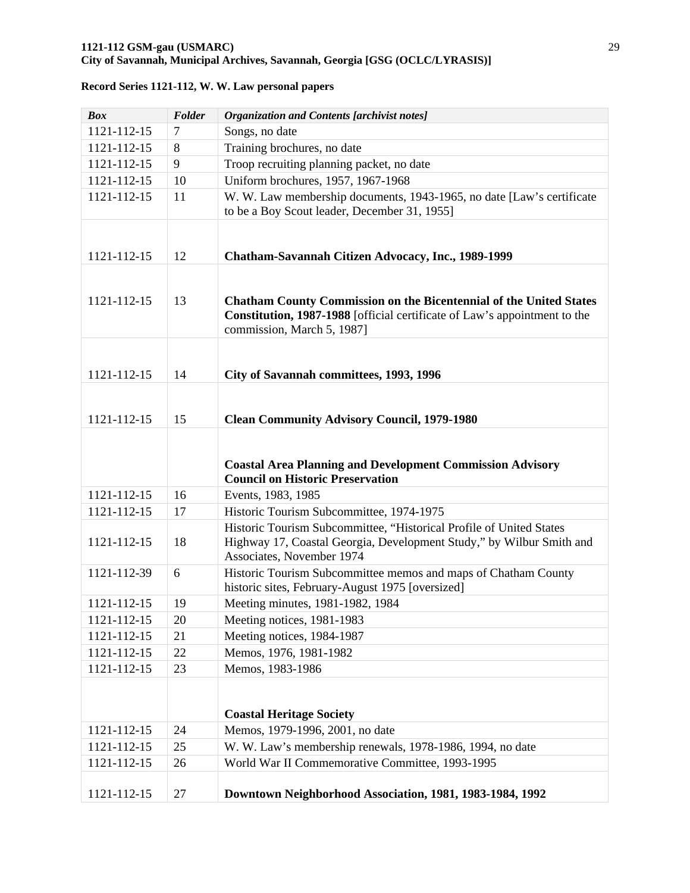**1121-112 GSM-gau (USMARC)**
**City of Savannah, Municipal Archives, Savannah, Georgia [GSG (OCLC/LYRASIS)]**

**Record Series 1121-112, W. W. Law personal papers**

| *Box* | *Folder* | *Organization and Contents [archivist notes]* |
|---|---|---|
| 1121-112-15 | 7 | Songs, no date |
| 1121-112-15 | 8 | Training brochures, no date |
| 1121-112-15 | 9 | Troop recruiting planning packet, no date |
| 1121-112-15 | 10 | Uniform brochures, 1957, 1967-1968 |
| 1121-112-15 | 11 | W. W. Law membership documents, 1943-1965, no date [Law's certificate to be a Boy Scout leader, December 31, 1955] |
| 1121-112-15 | 12 | **Chatham-Savannah Citizen Advocacy, Inc., 1989-1999** |
| 1121-112-15 | 13 | **Chatham County Commission on the Bicentennial of the United States Constitution, 1987-1988** [official certificate of Law's appointment to the commission, March 5, 1987] |
| 1121-112-15 | 14 | **City of Savannah committees, 1993, 1996** |
| 1121-112-15 | 15 | **Clean Community Advisory Council, 1979-1980** |
| | | **Coastal Area Planning and Development Commission Advisory Council on Historic Preservation** |
| 1121-112-15 | 16 | Events, 1983, 1985 |
| 1121-112-15 | 17 | Historic Tourism Subcommittee, 1974-1975 |
| 1121-112-15 | 18 | Historic Tourism Subcommittee, "Historical Profile of United States Highway 17, Coastal Georgia, Development Study," by Wilbur Smith and Associates, November 1974 |
| 1121-112-39 | 6 | Historic Tourism Subcommittee memos and maps of Chatham County historic sites, February-August 1975 [oversized] |
| 1121-112-15 | 19 | Meeting minutes, 1981-1982, 1984 |
| 1121-112-15 | 20 | Meeting notices, 1981-1983 |
| 1121-112-15 | 21 | Meeting notices, 1984-1987 |
| 1121-112-15 | 22 | Memos, 1976, 1981-1982 |
| 1121-112-15 | 23 | Memos, 1983-1986 |
| | | **Coastal Heritage Society** |
| 1121-112-15 | 24 | Memos, 1979-1996, 2001, no date |
| 1121-112-15 | 25 | W. W. Law's membership renewals, 1978-1986, 1994, no date |
| 1121-112-15 | 26 | World War II Commemorative Committee, 1993-1995 |
| 1121-112-15 | 27 | **Downtown Neighborhood Association, 1981, 1983-1984, 1992** |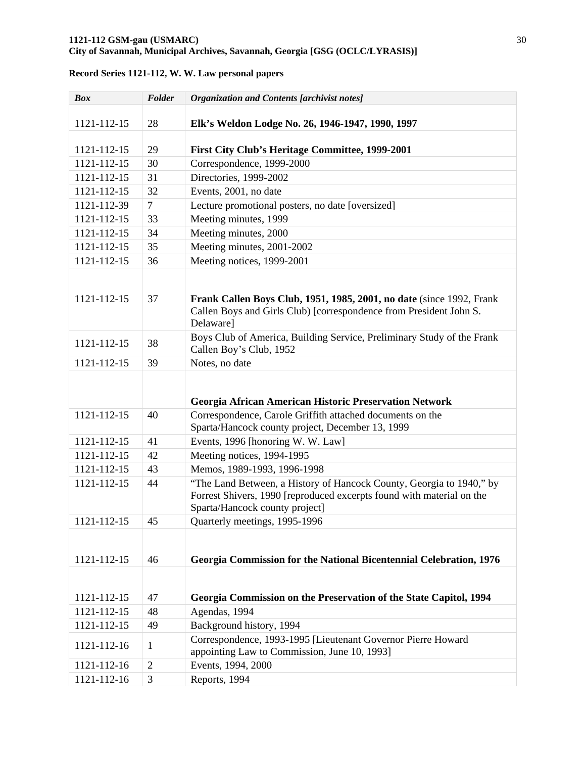**Record Series 1121-112, W. W. Law personal papers**

| *Box* | *Folder* | *Organization and Contents [archivist notes]* |
|---|---|---|
| 1121-112-15 | 28 | **Elk's Weldon Lodge No. 26, 1946-1947, 1990, 1997** |
| 1121-112-15 | 29 | **First City Club's Heritage Committee, 1999-2001** |
| 1121-112-15 | 30 | Correspondence, 1999-2000 |
| 1121-112-15 | 31 | Directories, 1999-2002 |
| 1121-112-15 | 32 | Events, 2001, no date |
| 1121-112-39 | 7 | Lecture promotional posters, no date [oversized] |
| 1121-112-15 | 33 | Meeting minutes, 1999 |
| 1121-112-15 | 34 | Meeting minutes, 2000 |
| 1121-112-15 | 35 | Meeting minutes, 2001-2002 |
| 1121-112-15 | 36 | Meeting notices, 1999-2001 |
| 1121-112-15 | 37 | **Frank Callen Boys Club, 1951, 1985, 2001, no date** (since 1992, Frank Callen Boys and Girls Club) [correspondence from President John S. Delaware] |
| 1121-112-15 | 38 | Boys Club of America, Building Service, Preliminary Study of the Frank Callen Boy's Club, 1952 |
| 1121-112-15 | 39 | Notes, no date |
| | | **Georgia African American Historic Preservation Network** |
| 1121-112-15 | 40 | Correspondence, Carole Griffith attached documents on the Sparta/Hancock county project, December 13, 1999 |
| 1121-112-15 | 41 | Events, 1996 [honoring W. W. Law] |
| 1121-112-15 | 42 | Meeting notices, 1994-1995 |
| 1121-112-15 | 43 | Memos, 1989-1993, 1996-1998 |
| 1121-112-15 | 44 | "The Land Between, a History of Hancock County, Georgia to 1940," by Forrest Shivers, 1990 [reproduced excerpts found with material on the Sparta/Hancock county project] |
| 1121-112-15 | 45 | Quarterly meetings, 1995-1996 |
| 1121-112-15 | 46 | **Georgia Commission for the National Bicentennial Celebration, 1976** |
| 1121-112-15 | 47 | **Georgia Commission on the Preservation of the State Capitol, 1994** |
| 1121-112-15 | 48 | Agendas, 1994 |
| 1121-112-15 | 49 | Background history, 1994 |
| 1121-112-16 | 1 | Correspondence, 1993-1995 [Lieutenant Governor Pierre Howard appointing Law to Commission, June 10, 1993] |
| 1121-112-16 | 2 | Events, 1994, 2000 |
| 1121-112-16 | 3 | Reports, 1994 |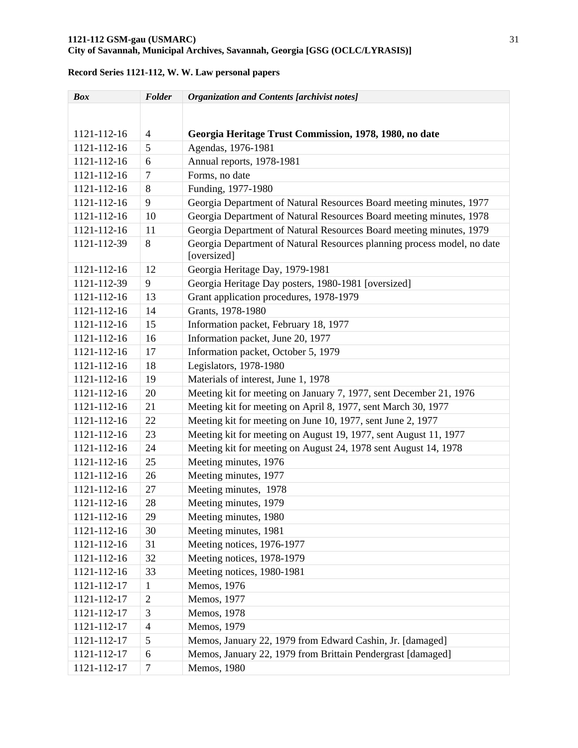**Record Series 1121-112, W. W. Law personal papers**

| *Box* | *Folder* | *Organization and Contents [archivist notes]* |
|---|---|---|
| 1121-112-16 | 4 | **Georgia Heritage Trust Commission, 1978, 1980, no date** |
| 1121-112-16 | 5 | Agendas, 1976-1981 |
| 1121-112-16 | 6 | Annual reports, 1978-1981 |
| 1121-112-16 | 7 | Forms, no date |
| 1121-112-16 | 8 | Funding, 1977-1980 |
| 1121-112-16 | 9 | Georgia Department of Natural Resources Board meeting minutes, 1977 |
| 1121-112-16 | 10 | Georgia Department of Natural Resources Board meeting minutes, 1978 |
| 1121-112-16 | 11 | Georgia Department of Natural Resources Board meeting minutes, 1979 |
| 1121-112-39 | 8 | Georgia Department of Natural Resources planning process model, no date [oversized] |
| 1121-112-16 | 12 | Georgia Heritage Day, 1979-1981 |
| 1121-112-39 | 9 | Georgia Heritage Day posters, 1980-1981 [oversized] |
| 1121-112-16 | 13 | Grant application procedures, 1978-1979 |
| 1121-112-16 | 14 | Grants, 1978-1980 |
| 1121-112-16 | 15 | Information packet, February 18, 1977 |
| 1121-112-16 | 16 | Information packet, June 20, 1977 |
| 1121-112-16 | 17 | Information packet, October 5, 1979 |
| 1121-112-16 | 18 | Legislators, 1978-1980 |
| 1121-112-16 | 19 | Materials of interest, June 1, 1978 |
| 1121-112-16 | 20 | Meeting kit for meeting on January 7, 1977, sent December 21, 1976 |
| 1121-112-16 | 21 | Meeting kit for meeting on April 8, 1977, sent March 30, 1977 |
| 1121-112-16 | 22 | Meeting kit for meeting on June 10, 1977, sent June 2, 1977 |
| 1121-112-16 | 23 | Meeting kit for meeting on August 19, 1977, sent August 11, 1977 |
| 1121-112-16 | 24 | Meeting kit for meeting on August 24, 1978 sent August 14, 1978 |
| 1121-112-16 | 25 | Meeting minutes, 1976 |
| 1121-112-16 | 26 | Meeting minutes, 1977 |
| 1121-112-16 | 27 | Meeting minutes, 1978 |
| 1121-112-16 | 28 | Meeting minutes, 1979 |
| 1121-112-16 | 29 | Meeting minutes, 1980 |
| 1121-112-16 | 30 | Meeting minutes, 1981 |
| 1121-112-16 | 31 | Meeting notices, 1976-1977 |
| 1121-112-16 | 32 | Meeting notices, 1978-1979 |
| 1121-112-16 | 33 | Meeting notices, 1980-1981 |
| 1121-112-17 | 1 | Memos, 1976 |
| 1121-112-17 | 2 | Memos, 1977 |
| 1121-112-17 | 3 | Memos, 1978 |
| 1121-112-17 | 4 | Memos, 1979 |
| 1121-112-17 | 5 | Memos, January 22, 1979 from Edward Cashin, Jr. [damaged] |
| 1121-112-17 | 6 | Memos, January 22, 1979 from Brittain Pendergrast [damaged] |
| 1121-112-17 | 7 | Memos, 1980 |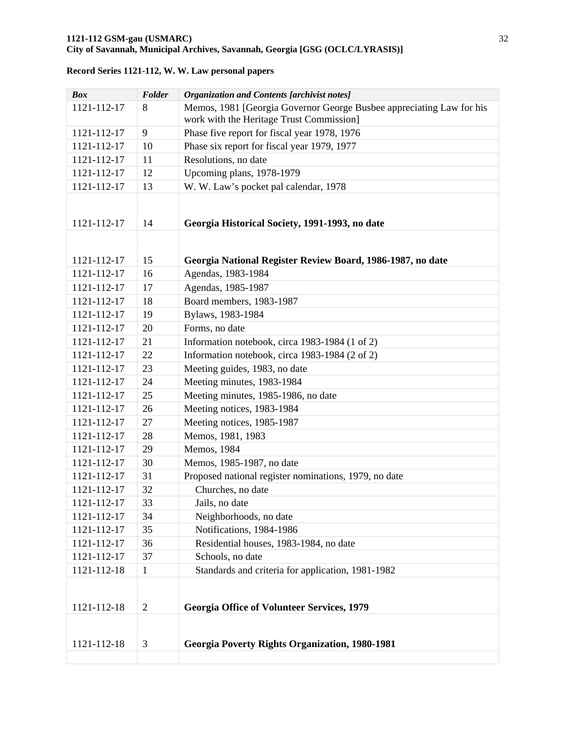**1121-112 GSM-gau (USMARC)**
**City of Savannah, Municipal Archives, Savannah, Georgia [GSG (OCLC/LYRASIS)]**

**Record Series 1121-112, W. W. Law personal papers**

| *Box* | *Folder* | *Organization and Contents [archivist notes]* |
|---|---|---|
| 1121-112-17 | 8 | Memos, 1981 [Georgia Governor George Busbee appreciating Law for his work with the Heritage Trust Commission] |
| 1121-112-17 | 9 | Phase five report for fiscal year 1978, 1976 |
| 1121-112-17 | 10 | Phase six report for fiscal year 1979, 1977 |
| 1121-112-17 | 11 | Resolutions, no date |
| 1121-112-17 | 12 | Upcoming plans, 1978-1979 |
| 1121-112-17 | 13 | W. W. Law's pocket pal calendar, 1978 |
| 1121-112-17 | 14 | **Georgia Historical Society, 1991-1993, no date** |
| 1121-112-17 | 15 | **Georgia National Register Review Board, 1986-1987, no date** |
| 1121-112-17 | 16 | Agendas, 1983-1984 |
| 1121-112-17 | 17 | Agendas, 1985-1987 |
| 1121-112-17 | 18 | Board members, 1983-1987 |
| 1121-112-17 | 19 | Bylaws, 1983-1984 |
| 1121-112-17 | 20 | Forms, no date |
| 1121-112-17 | 21 | Information notebook, circa 1983-1984 (1 of 2) |
| 1121-112-17 | 22 | Information notebook, circa 1983-1984 (2 of 2) |
| 1121-112-17 | 23 | Meeting guides, 1983, no date |
| 1121-112-17 | 24 | Meeting minutes, 1983-1984 |
| 1121-112-17 | 25 | Meeting minutes, 1985-1986, no date |
| 1121-112-17 | 26 | Meeting notices, 1983-1984 |
| 1121-112-17 | 27 | Meeting notices, 1985-1987 |
| 1121-112-17 | 28 | Memos, 1981, 1983 |
| 1121-112-17 | 29 | Memos, 1984 |
| 1121-112-17 | 30 | Memos, 1985-1987, no date |
| 1121-112-17 | 31 | Proposed national register nominations, 1979, no date |
| 1121-112-17 | 32 | Churches, no date |
| 1121-112-17 | 33 | Jails, no date |
| 1121-112-17 | 34 | Neighborhoods, no date |
| 1121-112-17 | 35 | Notifications, 1984-1986 |
| 1121-112-17 | 36 | Residential houses, 1983-1984, no date |
| 1121-112-17 | 37 | Schools, no date |
| 1121-112-18 | 1 | Standards and criteria for application, 1981-1982 |
| 1121-112-18 | 2 | **Georgia Office of Volunteer Services, 1979** |
| 1121-112-18 | 3 | **Georgia Poverty Rights Organization, 1980-1981** |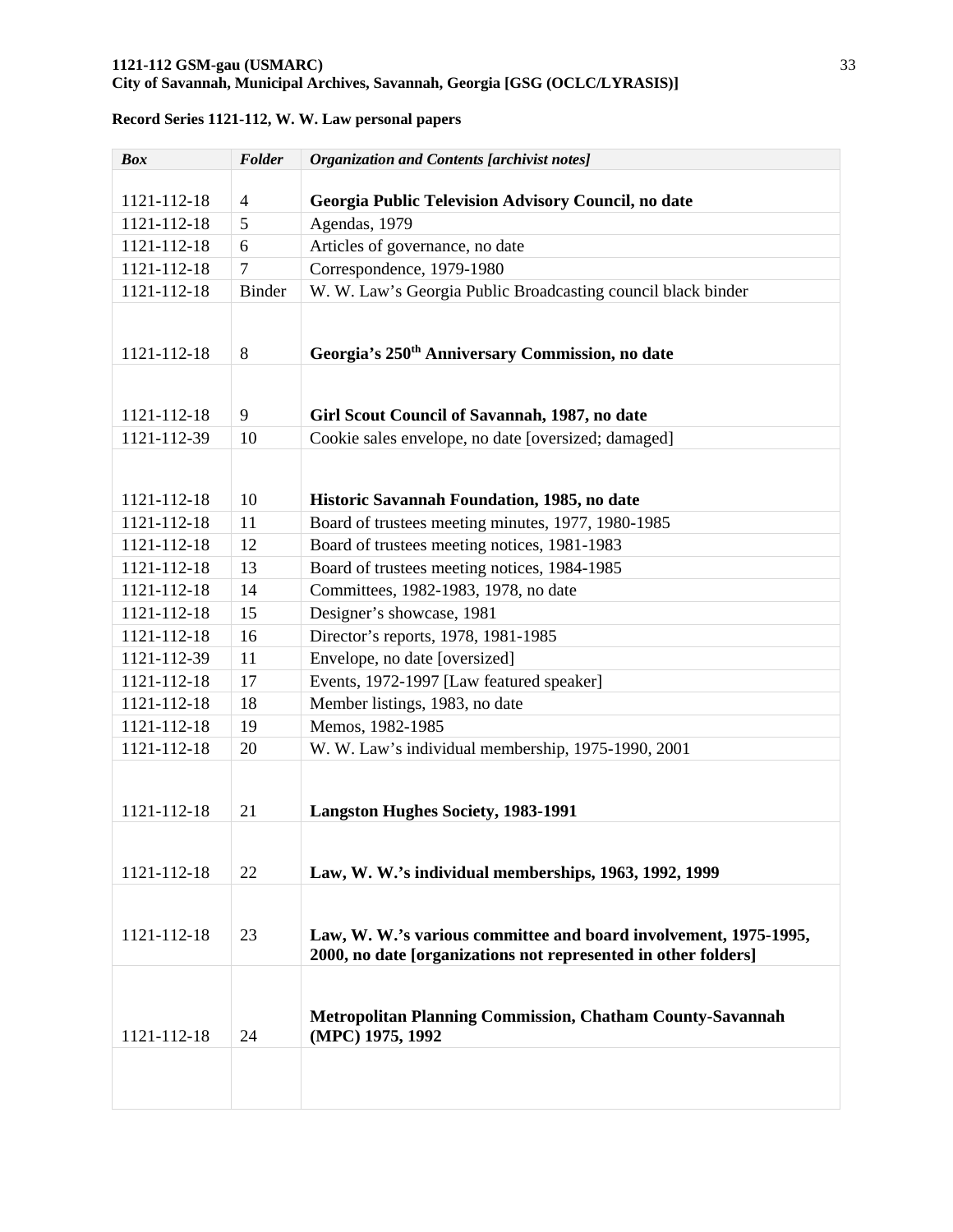**Record Series 1121-112, W. W. Law personal papers**

| ***Box*** | ***Folder*** | ***Organization and Contents [archivist notes]*** |
|---|---|---|
| 1121-112-18 | 4 | **Georgia Public Television Advisory Council, no date** |
| 1121-112-18 | 5 | Agendas, 1979 |
| 1121-112-18 | 6 | Articles of governance, no date |
| 1121-112-18 | 7 | Correspondence, 1979-1980 |
| 1121-112-18 | Binder | W. W. Law's Georgia Public Broadcasting council black binder |
| 1121-112-18 | 8 | **Georgia's 250th Anniversary Commission, no date** |
| 1121-112-18 | 9 | **Girl Scout Council of Savannah, 1987, no date** |
| 1121-112-39 | 10 | Cookie sales envelope, no date [oversized; damaged] |
| 1121-112-18 | 10 | **Historic Savannah Foundation, 1985, no date** |
| 1121-112-18 | 11 | Board of trustees meeting minutes, 1977, 1980-1985 |
| 1121-112-18 | 12 | Board of trustees meeting notices, 1981-1983 |
| 1121-112-18 | 13 | Board of trustees meeting notices, 1984-1985 |
| 1121-112-18 | 14 | Committees, 1982-1983, 1978, no date |
| 1121-112-18 | 15 | Designer's showcase, 1981 |
| 1121-112-18 | 16 | Director's reports, 1978, 1981-1985 |
| 1121-112-39 | 11 | Envelope, no date [oversized] |
| 1121-112-18 | 17 | Events, 1972-1997 [Law featured speaker] |
| 1121-112-18 | 18 | Member listings, 1983, no date |
| 1121-112-18 | 19 | Memos, 1982-1985 |
| 1121-112-18 | 20 | W. W. Law's individual membership, 1975-1990, 2001 |
| 1121-112-18 | 21 | **Langston Hughes Society, 1983-1991** |
| 1121-112-18 | 22 | **Law, W. W.'s individual memberships, 1963, 1992, 1999** |
| 1121-112-18 | 23 | **Law, W. W.'s various committee and board involvement, 1975-1995, 2000, no date [organizations not represented in other folders]** |
| 1121-112-18 | 24 | **Metropolitan Planning Commission, Chatham County-Savannah (MPC) 1975, 1992** |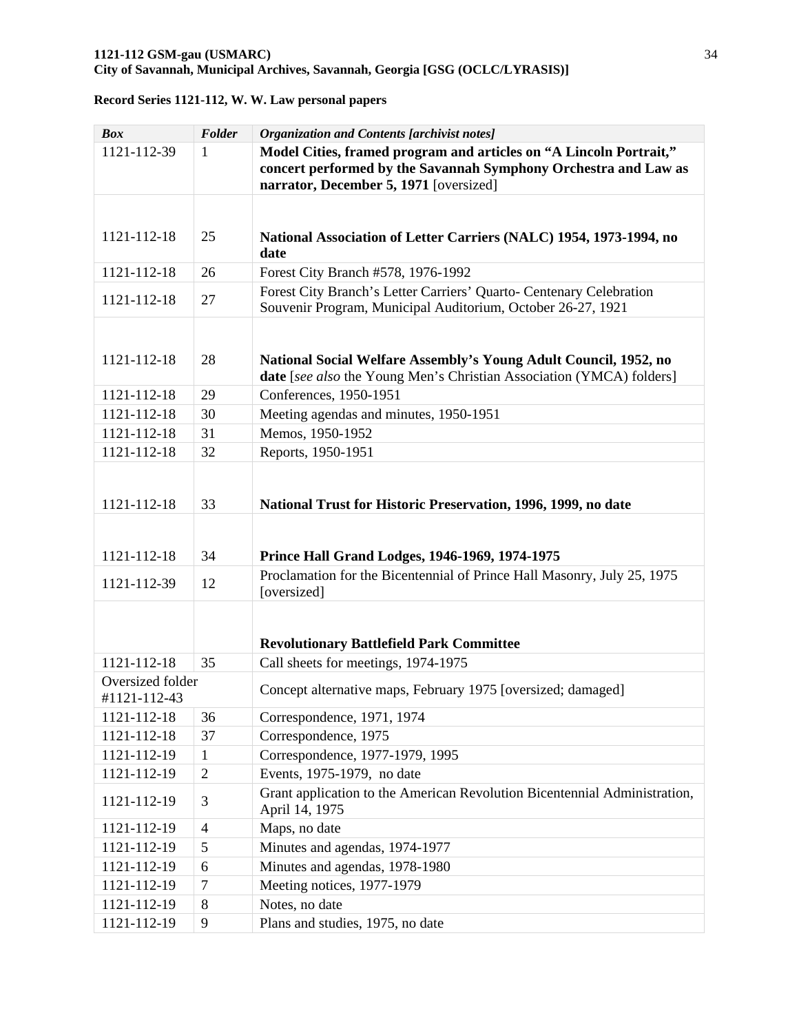**1121-112 GSM-gau (USMARC)**
**City of Savannah, Municipal Archives, Savannah, Georgia [GSG (OCLC/LYRASIS)]**

**Record Series 1121-112, W. W. Law personal papers**

| *Box* | *Folder* | *Organization and Contents [archivist notes]* |
|---|---|---|
| 1121-112-39 | 1 | **Model Cities, framed program and articles on "A Lincoln Portrait," concert performed by the Savannah Symphony Orchestra and Law as narrator, December 5, 1971** [oversized] |
| 1121-112-18 | 25 | **National Association of Letter Carriers (NALC) 1954, 1973-1994, no date** |
| 1121-112-18 | 26 | Forest City Branch #578, 1976-1992 |
| 1121-112-18 | 27 | Forest City Branch's Letter Carriers' Quarto- Centenary Celebration Souvenir Program, Municipal Auditorium, October 26-27, 1921 |
| 1121-112-18 | 28 | **National Social Welfare Assembly's Young Adult Council, 1952, no date** [*see also* the Young Men's Christian Association (YMCA) folders] |
| 1121-112-18 | 29 | Conferences, 1950-1951 |
| 1121-112-18 | 30 | Meeting agendas and minutes, 1950-1951 |
| 1121-112-18 | 31 | Memos, 1950-1952 |
| 1121-112-18 | 32 | Reports, 1950-1951 |
| 1121-112-18 | 33 | **National Trust for Historic Preservation, 1996, 1999, no date** |
| 1121-112-18 | 34 | **Prince Hall Grand Lodges, 1946-1969, 1974-1975** |
| 1121-112-39 | 12 | Proclamation for the Bicentennial of Prince Hall Masonry, July 25, 1975 [oversized] |
| | | **Revolutionary Battlefield Park Committee** |
| 1121-112-18 | 35 | Call sheets for meetings, 1974-1975 |
| Oversized folder #1121-112-43 | | Concept alternative maps, February 1975 [oversized; damaged] |
| 1121-112-18 | 36 | Correspondence, 1971, 1974 |
| 1121-112-18 | 37 | Correspondence, 1975 |
| 1121-112-19 | 1 | Correspondence, 1977-1979, 1995 |
| 1121-112-19 | 2 | Events, 1975-1979, no date |
| 1121-112-19 | 3 | Grant application to the American Revolution Bicentennial Administration, April 14, 1975 |
| 1121-112-19 | 4 | Maps, no date |
| 1121-112-19 | 5 | Minutes and agendas, 1974-1977 |
| 1121-112-19 | 6 | Minutes and agendas, 1978-1980 |
| 1121-112-19 | 7 | Meeting notices, 1977-1979 |
| 1121-112-19 | 8 | Notes, no date |
| 1121-112-19 | 9 | Plans and studies, 1975, no date |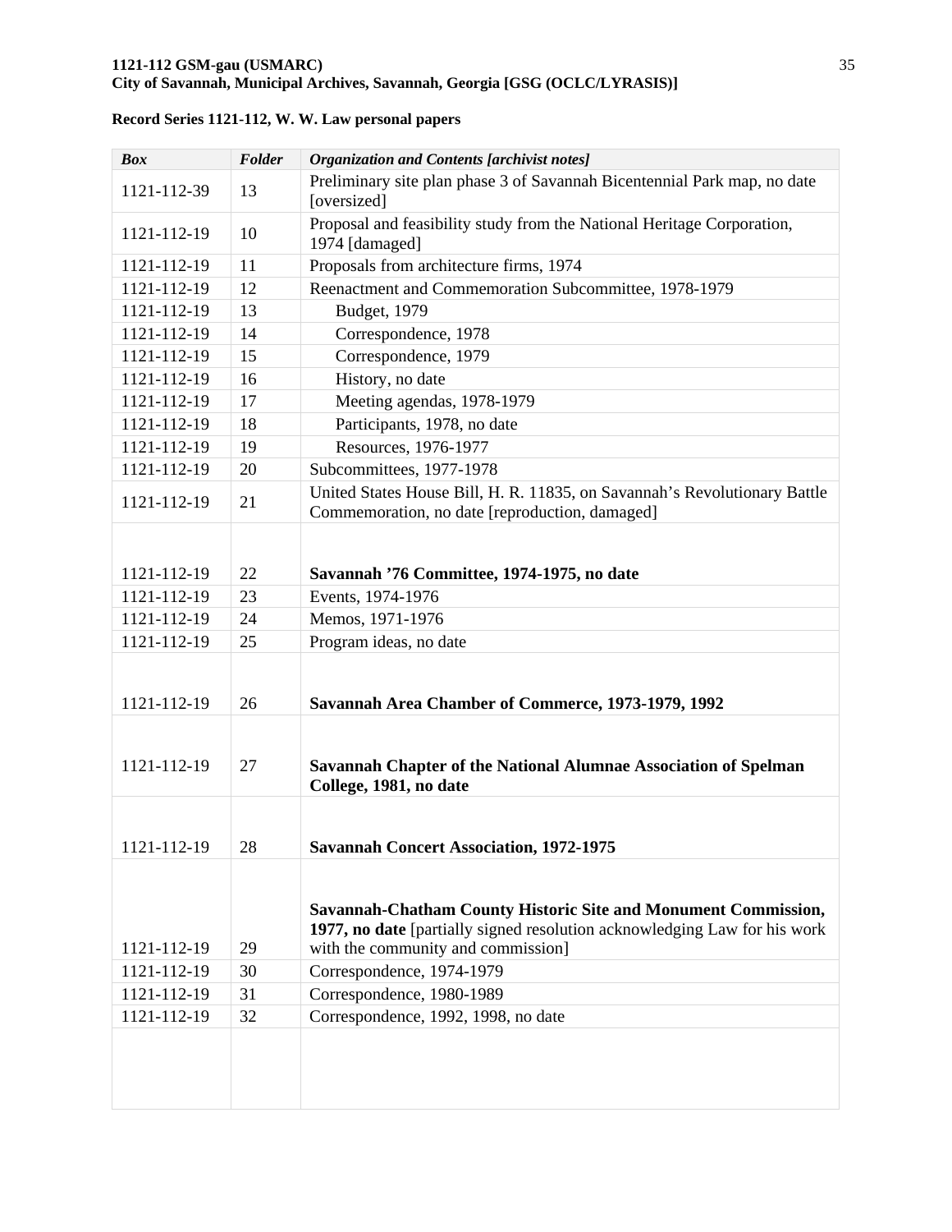**1121-112 GSM-gau (USMARC)**
**City of Savannah, Municipal Archives, Savannah, Georgia [GSG (OCLC/LYRASIS)]**

**Record Series 1121-112, W. W. Law personal papers**

| *Box* | *Folder* | *Organization and Contents [archivist notes]* |
|---|---|---|
| 1121-112-39 | 13 | Preliminary site plan phase 3 of Savannah Bicentennial Park map, no date [oversized] |
| 1121-112-19 | 10 | Proposal and feasibility study from the National Heritage Corporation, 1974 [damaged] |
| 1121-112-19 | 11 | Proposals from architecture firms, 1974 |
| 1121-112-19 | 12 | Reenactment and Commemoration Subcommittee, 1978-1979 |
| 1121-112-19 | 13 | Budget, 1979 |
| 1121-112-19 | 14 | Correspondence, 1978 |
| 1121-112-19 | 15 | Correspondence, 1979 |
| 1121-112-19 | 16 | History, no date |
| 1121-112-19 | 17 | Meeting agendas, 1978-1979 |
| 1121-112-19 | 18 | Participants, 1978, no date |
| 1121-112-19 | 19 | Resources, 1976-1977 |
| 1121-112-19 | 20 | Subcommittees, 1977-1978 |
| 1121-112-19 | 21 | United States House Bill, H. R. 11835, on Savannah's Revolutionary Battle Commemoration, no date [reproduction, damaged] |
| 1121-112-19 | 22 | **Savannah '76 Committee, 1974-1975, no date** |
| 1121-112-19 | 23 | Events, 1974-1976 |
| 1121-112-19 | 24 | Memos, 1971-1976 |
| 1121-112-19 | 25 | Program ideas, no date |
| 1121-112-19 | 26 | **Savannah Area Chamber of Commerce, 1973-1979, 1992** |
| 1121-112-19 | 27 | **Savannah Chapter of the National Alumnae Association of Spelman College, 1981, no date** |
| 1121-112-19 | 28 | **Savannah Concert Association, 1972-1975** |
| 1121-112-19 | 29 | **Savannah-Chatham County Historic Site and Monument Commission, 1977, no date** [partially signed resolution acknowledging Law for his work with the community and commission] |
| 1121-112-19 | 30 | Correspondence, 1974-1979 |
| 1121-112-19 | 31 | Correspondence, 1980-1989 |
| 1121-112-19 | 32 | Correspondence, 1992, 1998, no date |
| | | |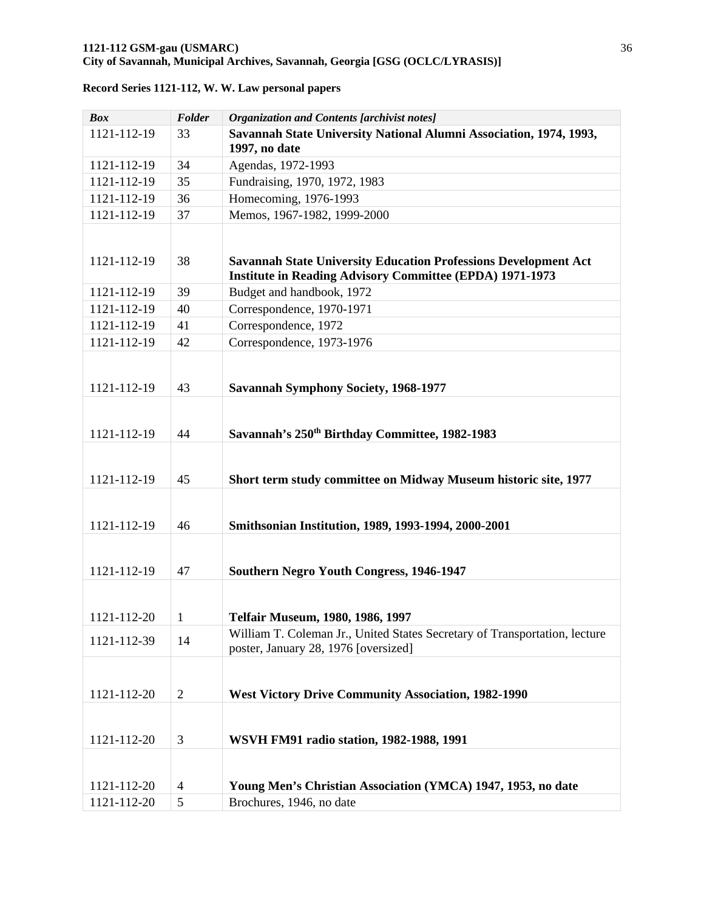**Record Series 1121-112, W. W. Law personal papers**

| *Box* | *Folder* | *Organization and Contents [archivist notes]* |
|---|---|---|
| 1121-112-19 | 33 | **Savannah State University National Alumni Association, 1974, 1993, 1997, no date** |
| 1121-112-19 | 34 | Agendas, 1972-1993 |
| 1121-112-19 | 35 | Fundraising, 1970, 1972, 1983 |
| 1121-112-19 | 36 | Homecoming, 1976-1993 |
| 1121-112-19 | 37 | Memos, 1967-1982, 1999-2000 |
| 1121-112-19 | 38 | **Savannah State University Education Professions Development Act Institute in Reading Advisory Committee (EPDA) 1971-1973** |
| 1121-112-19 | 39 | Budget and handbook, 1972 |
| 1121-112-19 | 40 | Correspondence, 1970-1971 |
| 1121-112-19 | 41 | Correspondence, 1972 |
| 1121-112-19 | 42 | Correspondence, 1973-1976 |
| 1121-112-19 | 43 | **Savannah Symphony Society, 1968-1977** |
| 1121-112-19 | 44 | **Savannah's 250th Birthday Committee, 1982-1983** |
| 1121-112-19 | 45 | **Short term study committee on Midway Museum historic site, 1977** |
| 1121-112-19 | 46 | **Smithsonian Institution, 1989, 1993-1994, 2000-2001** |
| 1121-112-19 | 47 | **Southern Negro Youth Congress, 1946-1947** |
| 1121-112-20 | 1 | **Telfair Museum, 1980, 1986, 1997** |
| 1121-112-39 | 14 | William T. Coleman Jr., United States Secretary of Transportation, lecture poster, January 28, 1976 [oversized] |
| 1121-112-20 | 2 | **West Victory Drive Community Association, 1982-1990** |
| 1121-112-20 | 3 | **WSVH FM91 radio station, 1982-1988, 1991** |
| 1121-112-20 | 4 | **Young Men's Christian Association (YMCA) 1947, 1953, no date** |
| 1121-112-20 | 5 | Brochures, 1946, no date |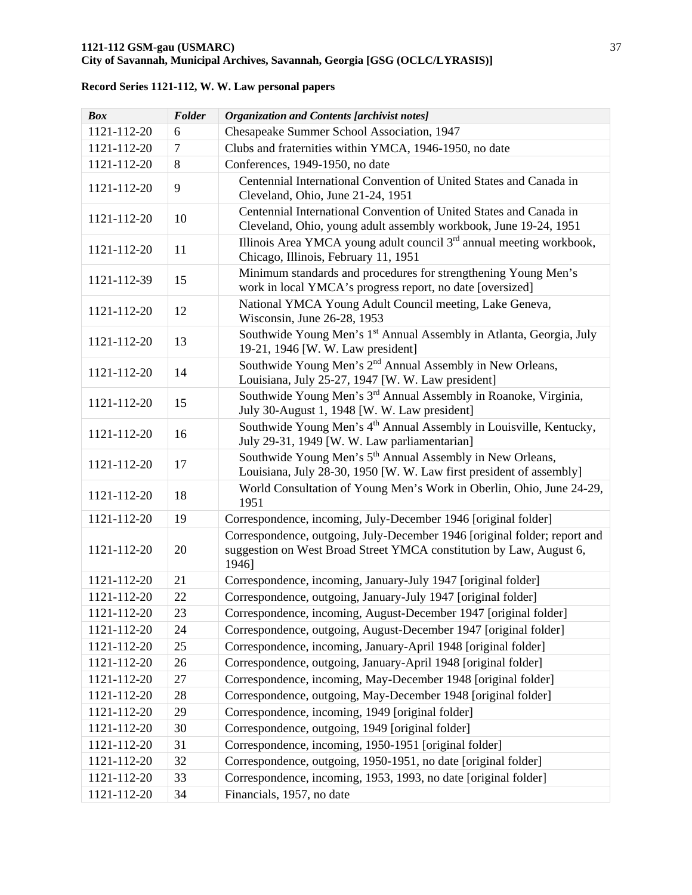**Record Series 1121-112, W. W. Law personal papers**

| *Box* | *Folder* | *Organization and Contents [archivist notes]* |
|---|---|---|
| 1121-112-20 | 6 | Chesapeake Summer School Association, 1947 |
| 1121-112-20 | 7 | Clubs and fraternities within YMCA, 1946-1950, no date |
| 1121-112-20 | 8 | Conferences, 1949-1950, no date |
| 1121-112-20 | 9 | Centennial International Convention of United States and Canada in Cleveland, Ohio, June 21-24, 1951 |
| 1121-112-20 | 10 | Centennial International Convention of United States and Canada in Cleveland, Ohio, young adult assembly workbook, June 19-24, 1951 |
| 1121-112-20 | 11 | Illinois Area YMCA young adult council 3rd annual meeting workbook, Chicago, Illinois, February 11, 1951 |
| 1121-112-39 | 15 | Minimum standards and procedures for strengthening Young Men's work in local YMCA's progress report, no date [oversized] |
| 1121-112-20 | 12 | National YMCA Young Adult Council meeting, Lake Geneva, Wisconsin, June 26-28, 1953 |
| 1121-112-20 | 13 | Southwide Young Men's 1st Annual Assembly in Atlanta, Georgia, July 19-21, 1946 [W. W. Law president] |
| 1121-112-20 | 14 | Southwide Young Men's 2nd Annual Assembly in New Orleans, Louisiana, July 25-27, 1947 [W. W. Law president] |
| 1121-112-20 | 15 | Southwide Young Men's 3rd Annual Assembly in Roanoke, Virginia, July 30-August 1, 1948 [W. W. Law president] |
| 1121-112-20 | 16 | Southwide Young Men's 4th Annual Assembly in Louisville, Kentucky, July 29-31, 1949 [W. W. Law parliamentarian] |
| 1121-112-20 | 17 | Southwide Young Men's 5th Annual Assembly in New Orleans, Louisiana, July 28-30, 1950 [W. W. Law first president of assembly] |
| 1121-112-20 | 18 | World Consultation of Young Men's Work in Oberlin, Ohio, June 24-29, 1951 |
| 1121-112-20 | 19 | Correspondence, incoming, July-December 1946 [original folder] |
| 1121-112-20 | 20 | Correspondence, outgoing, July-December 1946 [original folder; report and suggestion on West Broad Street YMCA constitution by Law, August 6, 1946] |
| 1121-112-20 | 21 | Correspondence, incoming, January-July 1947 [original folder] |
| 1121-112-20 | 22 | Correspondence, outgoing, January-July 1947 [original folder] |
| 1121-112-20 | 23 | Correspondence, incoming, August-December 1947 [original folder] |
| 1121-112-20 | 24 | Correspondence, outgoing, August-December 1947 [original folder] |
| 1121-112-20 | 25 | Correspondence, incoming, January-April 1948 [original folder] |
| 1121-112-20 | 26 | Correspondence, outgoing, January-April 1948 [original folder] |
| 1121-112-20 | 27 | Correspondence, incoming, May-December 1948 [original folder] |
| 1121-112-20 | 28 | Correspondence, outgoing, May-December 1948 [original folder] |
| 1121-112-20 | 29 | Correspondence, incoming, 1949 [original folder] |
| 1121-112-20 | 30 | Correspondence, outgoing, 1949 [original folder] |
| 1121-112-20 | 31 | Correspondence, incoming, 1950-1951 [original folder] |
| 1121-112-20 | 32 | Correspondence, outgoing, 1950-1951, no date [original folder] |
| 1121-112-20 | 33 | Correspondence, incoming, 1953, 1993, no date [original folder] |
| 1121-112-20 | 34 | Financials, 1957, no date |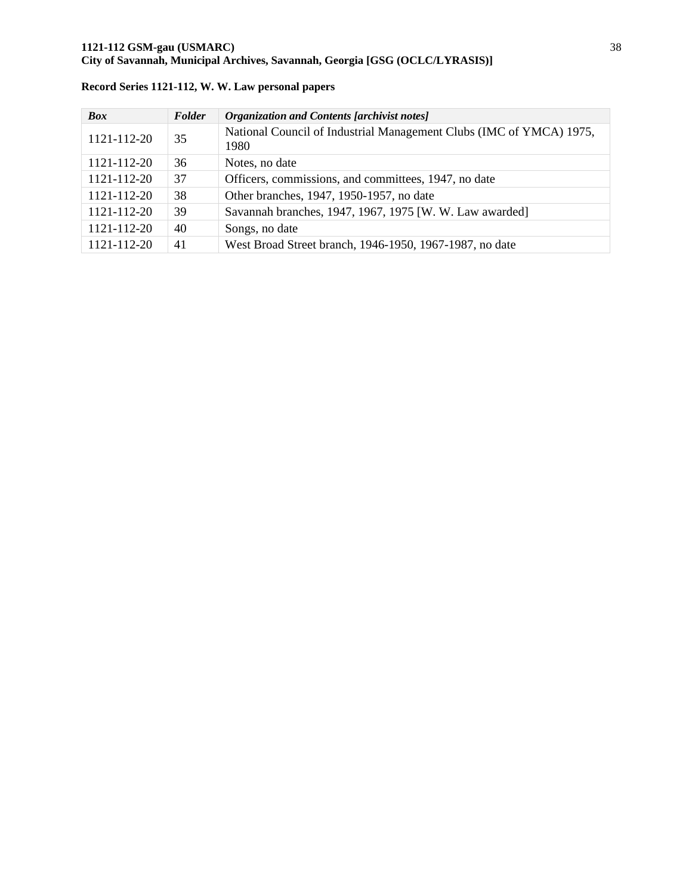**Record Series 1121-112, W. W. Law personal papers**

| ***Box*** | ***Folder*** | ***Organization and Contents [archivist notes]*** |
|---|---|---|
| 1121-112-20 | 35 | National Council of Industrial Management Clubs (IMC of YMCA) 1975, 1980 |
| 1121-112-20 | 36 | Notes, no date |
| 1121-112-20 | 37 | Officers, commissions, and committees, 1947, no date |
| 1121-112-20 | 38 | Other branches, 1947, 1950-1957, no date |
| 1121-112-20 | 39 | Savannah branches, 1947, 1967, 1975 [W. W. Law awarded] |
| 1121-112-20 | 40 | Songs, no date |
| 1121-112-20 | 41 | West Broad Street branch, 1946-1950, 1967-1987, no date |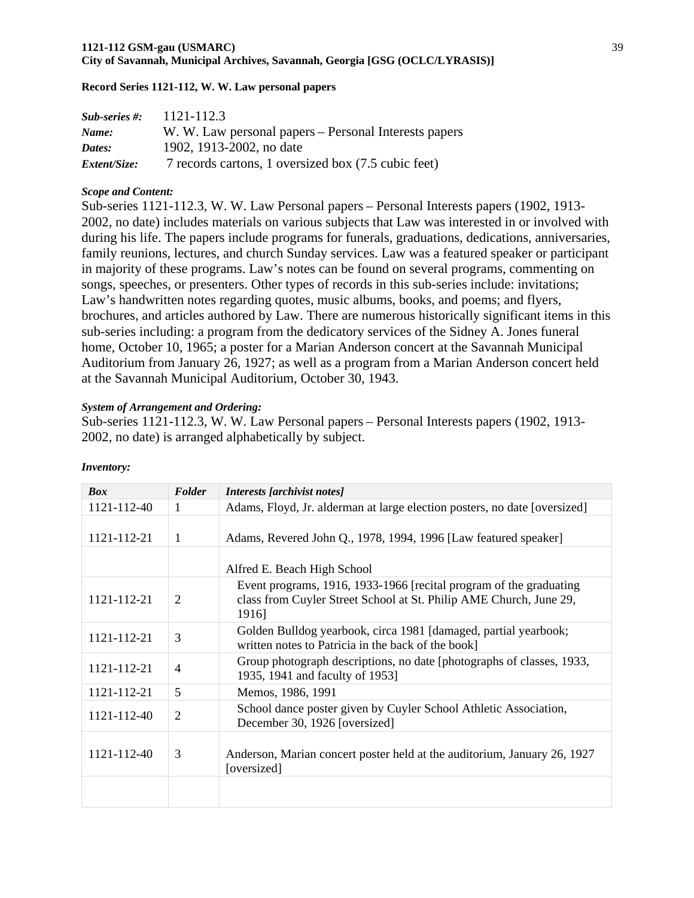**1121-112 GSM-gau (USMARC)**
**City of Savannah, Municipal Archives, Savannah, Georgia [GSG (OCLC/LYRASIS)]**

**Record Series 1121-112, W. W. Law personal papers**

***Sub-series #:*** 1121-112.3
***Name:*** W. W. Law personal papers – Personal Interests papers
***Dates:*** 1902, 1913-2002, no date
***Extent/Size:*** 7 records cartons, 1 oversized box (7.5 cubic feet)

***Scope and Content:***

Sub-series 1121-112.3, W. W. Law Personal papers – Personal Interests papers (1902, 1913-2002, no date) includes materials on various subjects that Law was interested in or involved with during his life. The papers include programs for funerals, graduations, dedications, anniversaries, family reunions, lectures, and church Sunday services. Law was a featured speaker or participant in majority of these programs. Law's notes can be found on several programs, commenting on songs, speeches, or presenters. Other types of records in this sub-series include: invitations; Law's handwritten notes regarding quotes, music albums, books, and poems; and flyers, brochures, and articles authored by Law. There are numerous historically significant items in this sub-series including: a program from the dedicatory services of the Sidney A. Jones funeral home, October 10, 1965; a poster for a Marian Anderson concert at the Savannah Municipal Auditorium from January 26, 1927; as well as a program from a Marian Anderson concert held at the Savannah Municipal Auditorium, October 30, 1943.

***System of Arrangement and Ordering:***

Sub-series 1121-112.3, W. W. Law Personal papers – Personal Interests papers (1902, 1913-2002, no date) is arranged alphabetically by subject.

***Inventory:***

| *Box* | *Folder* | *Interests [archivist notes]* |
|---|---|---|
| 1121-112-40 | 1 | Adams, Floyd, Jr. alderman at large election posters, no date [oversized] |
| 1121-112-21 | 1 | Adams, Revered John Q., 1978, 1994, 1996 [Law featured speaker] |
| | | Alfred E. Beach High School |
| 1121-112-21 | 2 | Event programs, 1916, 1933-1966 [recital program of the graduating class from Cuyler Street School at St. Philip AME Church, June 29, 1916] |
| 1121-112-21 | 3 | Golden Bulldog yearbook, circa 1981 [damaged, partial yearbook; written notes to Patricia in the back of the book] |
| 1121-112-21 | 4 | Group photograph descriptions, no date [photographs of classes, 1933, 1935, 1941 and faculty of 1953] |
| 1121-112-21 | 5 | Memos, 1986, 1991 |
| 1121-112-40 | 2 | School dance poster given by Cuyler School Athletic Association, December 30, 1926 [oversized] |
| 1121-112-40 | 3 | Anderson, Marian concert poster held at the auditorium, January 26, 1927 [oversized] |
| | | |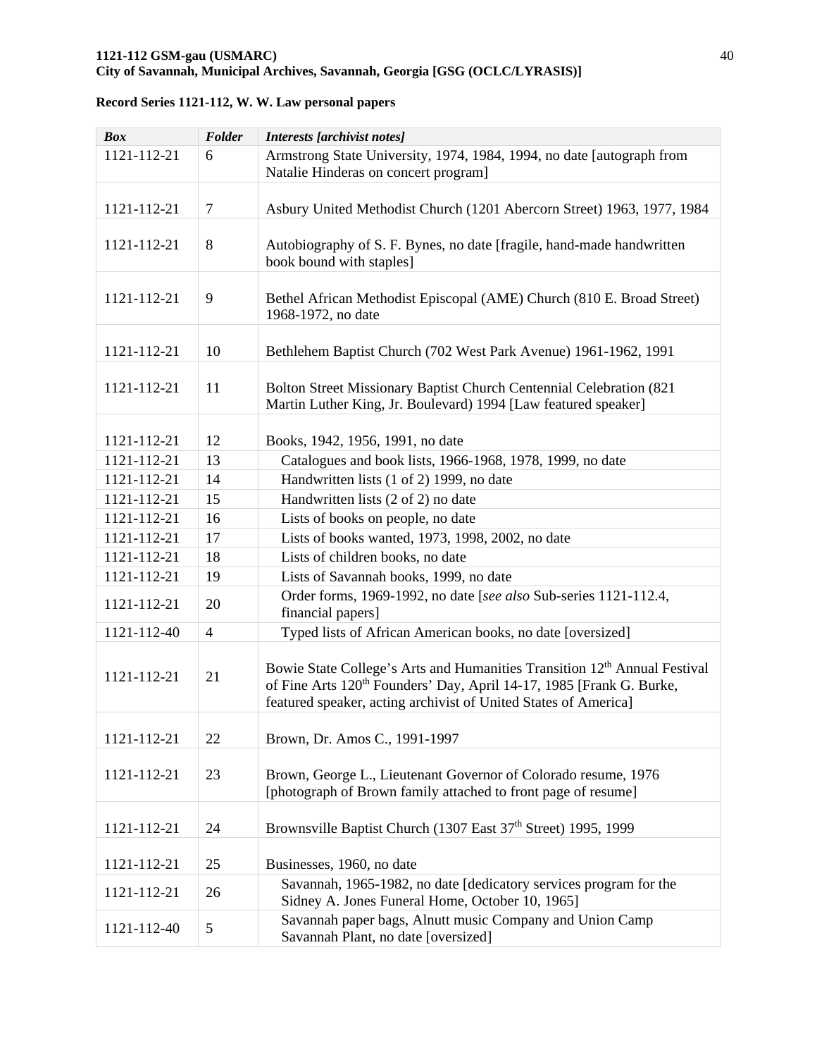**1121-112 GSM-gau (USMARC)**
**City of Savannah, Municipal Archives, Savannah, Georgia [GSG (OCLC/LYRASIS)]**

**Record Series 1121-112, W. W. Law personal papers**

| *Box* | *Folder* | *Interests [archivist notes]* |
|---|---|---|
| 1121-112-21 | 6 | Armstrong State University, 1974, 1984, 1994, no date [autograph from Natalie Hinderas on concert program] |
| 1121-112-21 | 7 | Asbury United Methodist Church (1201 Abercorn Street) 1963, 1977, 1984 |
| 1121-112-21 | 8 | Autobiography of S. F. Bynes, no date [fragile, hand-made handwritten book bound with staples] |
| 1121-112-21 | 9 | Bethel African Methodist Episcopal (AME) Church (810 E. Broad Street) 1968-1972, no date |
| 1121-112-21 | 10 | Bethlehem Baptist Church (702 West Park Avenue) 1961-1962, 1991 |
| 1121-112-21 | 11 | Bolton Street Missionary Baptist Church Centennial Celebration (821 Martin Luther King, Jr. Boulevard) 1994 [Law featured speaker] |
| 1121-112-21 | 12 | Books, 1942, 1956, 1991, no date |
| 1121-112-21 | 13 | Catalogues and book lists, 1966-1968, 1978, 1999, no date |
| 1121-112-21 | 14 | Handwritten lists (1 of 2) 1999, no date |
| 1121-112-21 | 15 | Handwritten lists (2 of 2) no date |
| 1121-112-21 | 16 | Lists of books on people, no date |
| 1121-112-21 | 17 | Lists of books wanted, 1973, 1998, 2002, no date |
| 1121-112-21 | 18 | Lists of children books, no date |
| 1121-112-21 | 19 | Lists of Savannah books, 1999, no date |
| 1121-112-21 | 20 | Order forms, 1969-1992, no date [*see also* Sub-series 1121-112.4, financial papers] |
| 1121-112-40 | 4 | Typed lists of African American books, no date [oversized] |
| 1121-112-21 | 21 | Bowie State College's Arts and Humanities Transition 12th Annual Festival of Fine Arts 120th Founders' Day, April 14-17, 1985 [Frank G. Burke, featured speaker, acting archivist of United States of America] |
| 1121-112-21 | 22 | Brown, Dr. Amos C., 1991-1997 |
| 1121-112-21 | 23 | Brown, George L., Lieutenant Governor of Colorado resume, 1976 [photograph of Brown family attached to front page of resume] |
| 1121-112-21 | 24 | Brownsville Baptist Church (1307 East 37th Street) 1995, 1999 |
| 1121-112-21 | 25 | Businesses, 1960, no date |
| 1121-112-21 | 26 | Savannah, 1965-1982, no date [dedicatory services program for the Sidney A. Jones Funeral Home, October 10, 1965] |
| 1121-112-40 | 5 | Savannah paper bags, Alnutt music Company and Union Camp Savannah Plant, no date [oversized] |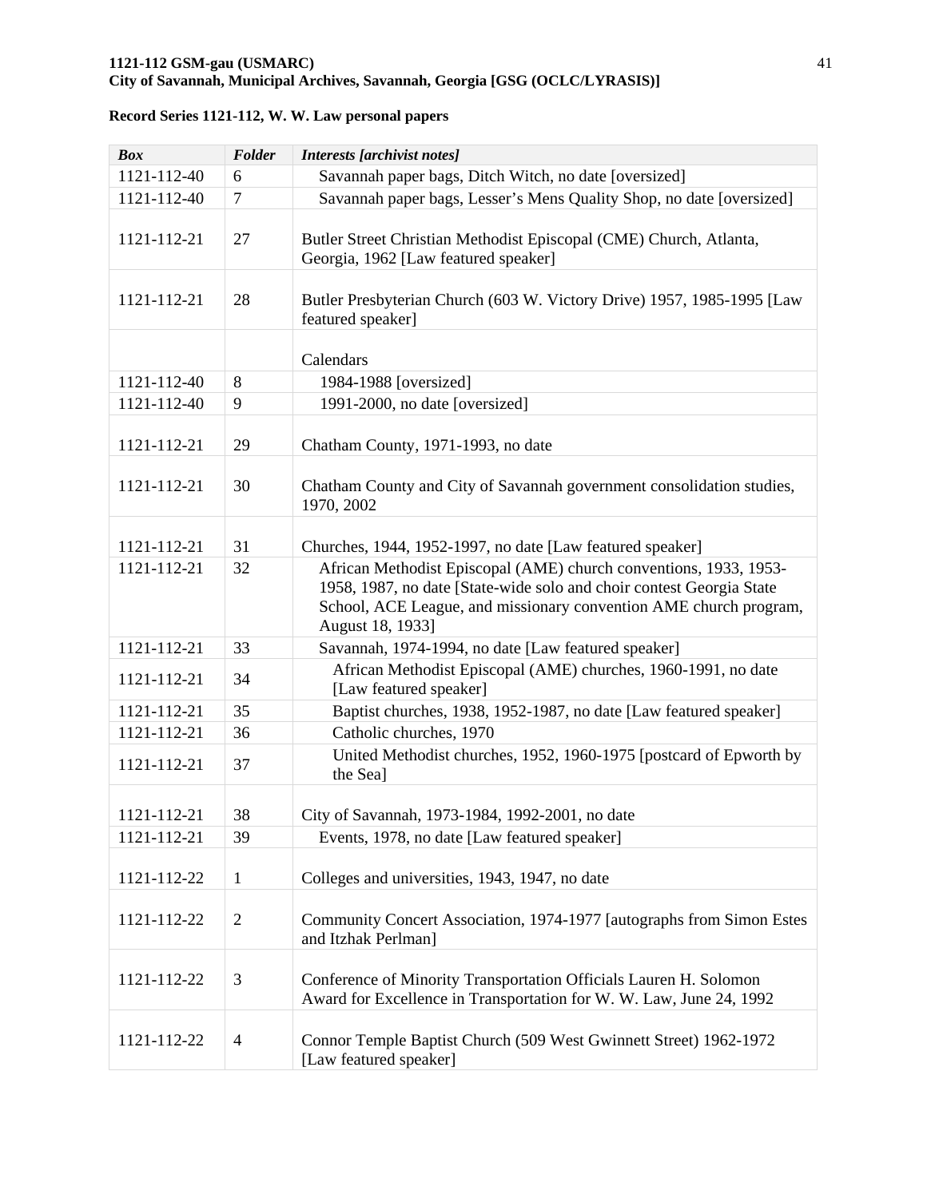**Record Series 1121-112, W. W. Law personal papers**

| *Box* | *Folder* | *Interests [archivist notes]* |
|---|---|---|
| 1121-112-40 | 6 | Savannah paper bags, Ditch Witch, no date [oversized] |
| 1121-112-40 | 7 | Savannah paper bags, Lesser's Mens Quality Shop, no date [oversized] |
| 1121-112-21 | 27 | Butler Street Christian Methodist Episcopal (CME) Church, Atlanta, Georgia, 1962 [Law featured speaker] |
| 1121-112-21 | 28 | Butler Presbyterian Church (603 W. Victory Drive) 1957, 1985-1995 [Law featured speaker] |
| | | Calendars |
| 1121-112-40 | 8 | 1984-1988 [oversized] |
| 1121-112-40 | 9 | 1991-2000, no date [oversized] |
| 1121-112-21 | 29 | Chatham County, 1971-1993, no date |
| 1121-112-21 | 30 | Chatham County and City of Savannah government consolidation studies, 1970, 2002 |
| 1121-112-21 | 31 | Churches, 1944, 1952-1997, no date [Law featured speaker] |
| 1121-112-21 | 32 | African Methodist Episcopal (AME) church conventions, 1933, 1953-1958, 1987, no date [State-wide solo and choir contest Georgia State School, ACE League, and missionary convention AME church program, August 18, 1933] |
| 1121-112-21 | 33 | Savannah, 1974-1994, no date [Law featured speaker] |
| 1121-112-21 | 34 | African Methodist Episcopal (AME) churches, 1960-1991, no date [Law featured speaker] |
| 1121-112-21 | 35 | Baptist churches, 1938, 1952-1987, no date [Law featured speaker] |
| 1121-112-21 | 36 | Catholic churches, 1970 |
| 1121-112-21 | 37 | United Methodist churches, 1952, 1960-1975 [postcard of Epworth by the Sea] |
| 1121-112-21 | 38 | City of Savannah, 1973-1984, 1992-2001, no date |
| 1121-112-21 | 39 | Events, 1978, no date [Law featured speaker] |
| 1121-112-22 | 1 | Colleges and universities, 1943, 1947, no date |
| 1121-112-22 | 2 | Community Concert Association, 1974-1977 [autographs from Simon Estes and Itzhak Perlman] |
| 1121-112-22 | 3 | Conference of Minority Transportation Officials Lauren H. Solomon Award for Excellence in Transportation for W. W. Law, June 24, 1992 |
| 1121-112-22 | 4 | Connor Temple Baptist Church (509 West Gwinnett Street) 1962-1972 [Law featured speaker] |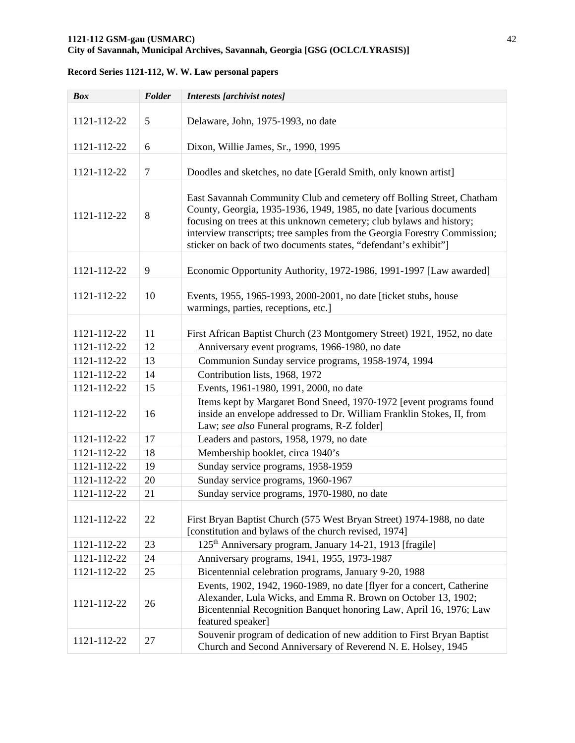**Record Series 1121-112, W. W. Law personal papers**

| *Box* | *Folder* | *Interests [archivist notes]* |
|---|---|---|
| 1121-112-22 | 5 | Delaware, John, 1975-1993, no date |
| 1121-112-22 | 6 | Dixon, Willie James, Sr., 1990, 1995 |
| 1121-112-22 | 7 | Doodles and sketches, no date [Gerald Smith, only known artist] |
| 1121-112-22 | 8 | East Savannah Community Club and cemetery off Bolling Street, Chatham County, Georgia, 1935-1936, 1949, 1985, no date [various documents focusing on trees at this unknown cemetery; club bylaws and history; interview transcripts; tree samples from the Georgia Forestry Commission; sticker on back of two documents states, "defendant's exhibit"] |
| 1121-112-22 | 9 | Economic Opportunity Authority, 1972-1986, 1991-1997 [Law awarded] |
| 1121-112-22 | 10 | Events, 1955, 1965-1993, 2000-2001, no date [ticket stubs, house warmings, parties, receptions, etc.] |
| 1121-112-22 | 11 | First African Baptist Church (23 Montgomery Street) 1921, 1952, no date |
| 1121-112-22 | 12 | Anniversary event programs, 1966-1980, no date |
| 1121-112-22 | 13 | Communion Sunday service programs, 1958-1974, 1994 |
| 1121-112-22 | 14 | Contribution lists, 1968, 1972 |
| 1121-112-22 | 15 | Events, 1961-1980, 1991, 2000, no date |
| 1121-112-22 | 16 | Items kept by Margaret Bond Sneed, 1970-1972 [event programs found inside an envelope addressed to Dr. William Franklin Stokes, II, from Law; *see also* Funeral programs, R-Z folder] |
| 1121-112-22 | 17 | Leaders and pastors, 1958, 1979, no date |
| 1121-112-22 | 18 | Membership booklet, circa 1940's |
| 1121-112-22 | 19 | Sunday service programs, 1958-1959 |
| 1121-112-22 | 20 | Sunday service programs, 1960-1967 |
| 1121-112-22 | 21 | Sunday service programs, 1970-1980, no date |
| 1121-112-22 | 22 | First Bryan Baptist Church (575 West Bryan Street) 1974-1988, no date [constitution and bylaws of the church revised, 1974] |
| 1121-112-22 | 23 | 125th Anniversary program, January 14-21, 1913 [fragile] |
| 1121-112-22 | 24 | Anniversary programs, 1941, 1955, 1973-1987 |
| 1121-112-22 | 25 | Bicentennial celebration programs, January 9-20, 1988 |
| 1121-112-22 | 26 | Events, 1902, 1942, 1960-1989, no date [flyer for a concert, Catherine Alexander, Lula Wicks, and Emma R. Brown on October 13, 1902; Bicentennial Recognition Banquet honoring Law, April 16, 1976; Law featured speaker] |
| 1121-112-22 | 27 | Souvenir program of dedication of new addition to First Bryan Baptist Church and Second Anniversary of Reverend N. E. Holsey, 1945 |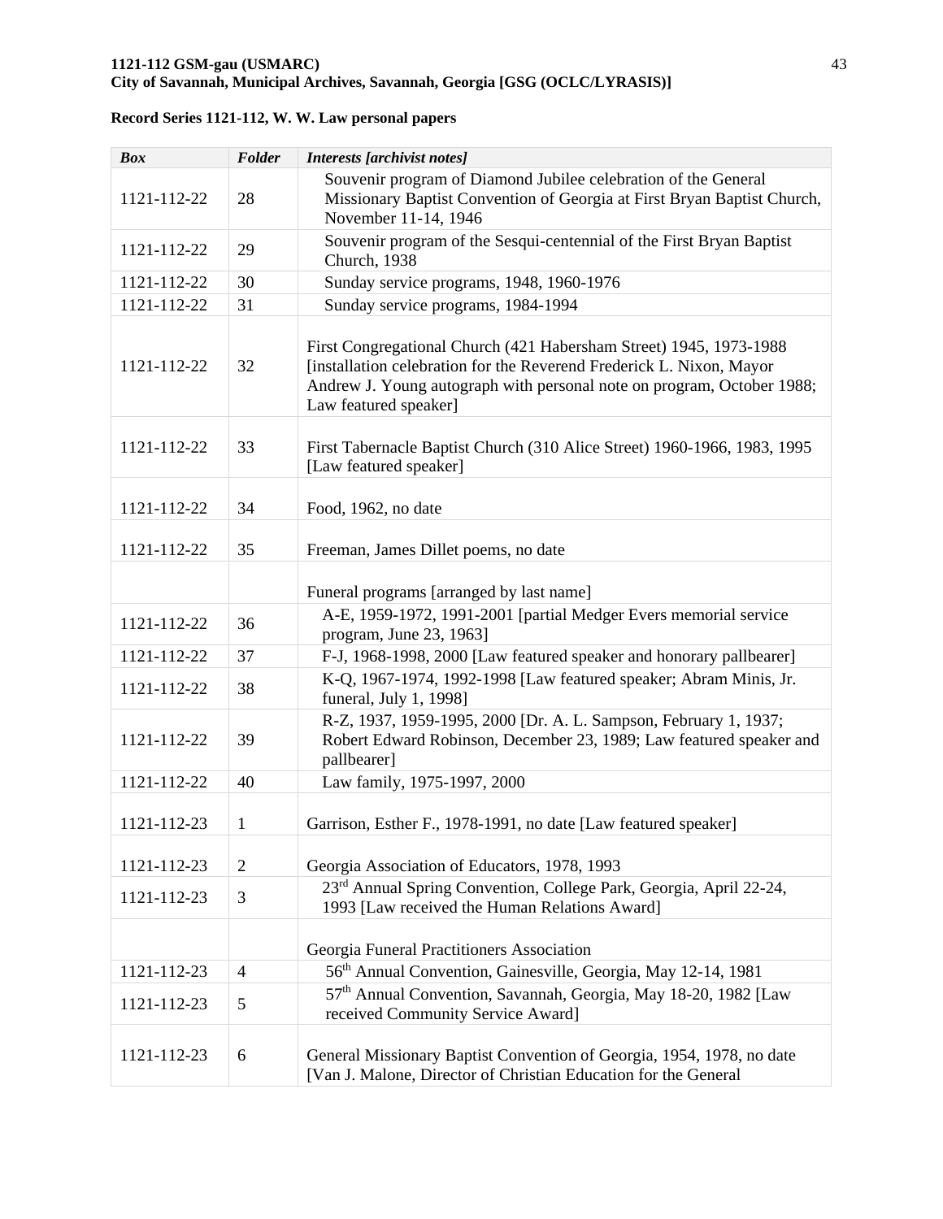**Record Series 1121-112, W. W. Law personal papers**

| *Box* | *Folder* | *Interests [archivist notes]* |
|---|---|---|
| 1121-112-22 | 28 | Souvenir program of Diamond Jubilee celebration of the General Missionary Baptist Convention of Georgia at First Bryan Baptist Church, November 11-14, 1946 |
| 1121-112-22 | 29 | Souvenir program of the Sesqui-centennial of the First Bryan Baptist Church, 1938 |
| 1121-112-22 | 30 | Sunday service programs, 1948, 1960-1976 |
| 1121-112-22 | 31 | Sunday service programs, 1984-1994 |
| 1121-112-22 | 32 | First Congregational Church (421 Habersham Street) 1945, 1973-1988 [installation celebration for the Reverend Frederick L. Nixon, Mayor Andrew J. Young autograph with personal note on program, October 1988; Law featured speaker] |
| 1121-112-22 | 33 | First Tabernacle Baptist Church (310 Alice Street) 1960-1966, 1983, 1995 [Law featured speaker] |
| 1121-112-22 | 34 | Food, 1962, no date |
| 1121-112-22 | 35 | Freeman, James Dillet poems, no date |
| | | Funeral programs [arranged by last name] |
| 1121-112-22 | 36 | A-E, 1959-1972, 1991-2001 [partial Medger Evers memorial service program, June 23, 1963] |
| 1121-112-22 | 37 | F-J, 1968-1998, 2000 [Law featured speaker and honorary pallbearer] |
| 1121-112-22 | 38 | K-Q, 1967-1974, 1992-1998 [Law featured speaker; Abram Minis, Jr. funeral, July 1, 1998] |
| 1121-112-22 | 39 | R-Z, 1937, 1959-1995, 2000 [Dr. A. L. Sampson, February 1, 1937; Robert Edward Robinson, December 23, 1989; Law featured speaker and pallbearer] |
| 1121-112-22 | 40 | Law family, 1975-1997, 2000 |
| 1121-112-23 | 1 | Garrison, Esther F., 1978-1991, no date [Law featured speaker] |
| 1121-112-23 | 2 | Georgia Association of Educators, 1978, 1993 |
| 1121-112-23 | 3 | 23rd Annual Spring Convention, College Park, Georgia, April 22-24, 1993 [Law received the Human Relations Award] |
| | | Georgia Funeral Practitioners Association |
| 1121-112-23 | 4 | 56th Annual Convention, Gainesville, Georgia, May 12-14, 1981 |
| 1121-112-23 | 5 | 57th Annual Convention, Savannah, Georgia, May 18-20, 1982 [Law received Community Service Award] |
| 1121-112-23 | 6 | General Missionary Baptist Convention of Georgia, 1954, 1978, no date [Van J. Malone, Director of Christian Education for the General |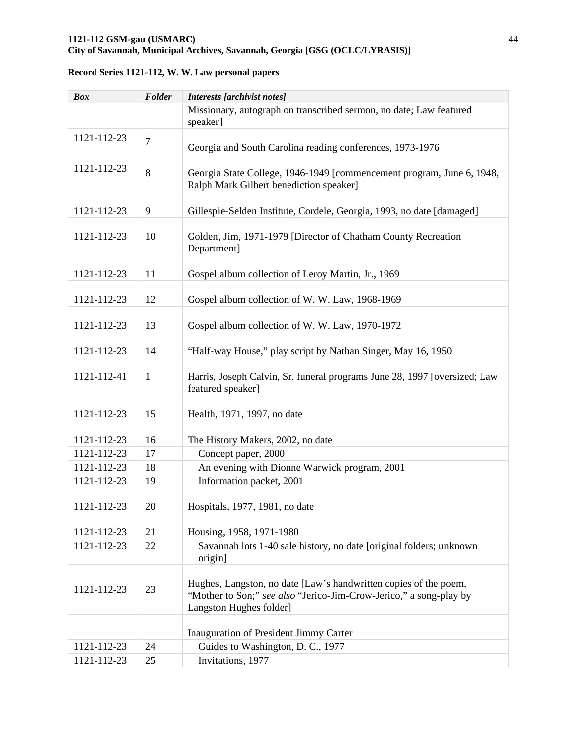**1121-112 GSM-gau (USMARC)**
**City of Savannah, Municipal Archives, Savannah, Georgia [GSG (OCLC/LYRASIS)]**

**Record Series 1121-112, W. W. Law personal papers**

| *Box* | *Folder* | *Interests [archivist notes]* |
|---|---|---|
| | | Missionary, autograph on transcribed sermon, no date; Law featured speaker] |
| 1121-112-23 | 7 | Georgia and South Carolina reading conferences, 1973-1976 |
| 1121-112-23 | 8 | Georgia State College, 1946-1949 [commencement program, June 6, 1948, Ralph Mark Gilbert benediction speaker] |
| 1121-112-23 | 9 | Gillespie-Selden Institute, Cordele, Georgia, 1993, no date [damaged] |
| 1121-112-23 | 10 | Golden, Jim, 1971-1979 [Director of Chatham County Recreation Department] |
| 1121-112-23 | 11 | Gospel album collection of Leroy Martin, Jr., 1969 |
| 1121-112-23 | 12 | Gospel album collection of W. W. Law, 1968-1969 |
| 1121-112-23 | 13 | Gospel album collection of W. W. Law, 1970-1972 |
| 1121-112-23 | 14 | “Half-way House,” play script by Nathan Singer, May 16, 1950 |
| 1121-112-41 | 1 | Harris, Joseph Calvin, Sr. funeral programs June 28, 1997 [oversized; Law featured speaker] |
| 1121-112-23 | 15 | Health, 1971, 1997, no date |
| 1121-112-23 | 16 | The History Makers, 2002, no date |
| 1121-112-23 | 17 | Concept paper, 2000 |
| 1121-112-23 | 18 | An evening with Dionne Warwick program, 2001 |
| 1121-112-23 | 19 | Information packet, 2001 |
| 1121-112-23 | 20 | Hospitals, 1977, 1981, no date |
| 1121-112-23 | 21 | Housing, 1958, 1971-1980 |
| 1121-112-23 | 22 | Savannah lots 1-40 sale history, no date [original folders; unknown origin] |
| 1121-112-23 | 23 | Hughes, Langston, no date [Law’s handwritten copies of the poem, “Mother to Son;” *see also* “Jerico-Jim-Crow-Jerico,” a song-play by Langston Hughes folder] |
| | | Inauguration of President Jimmy Carter |
| 1121-112-23 | 24 | Guides to Washington, D. C., 1977 |
| 1121-112-23 | 25 | Invitations, 1977 |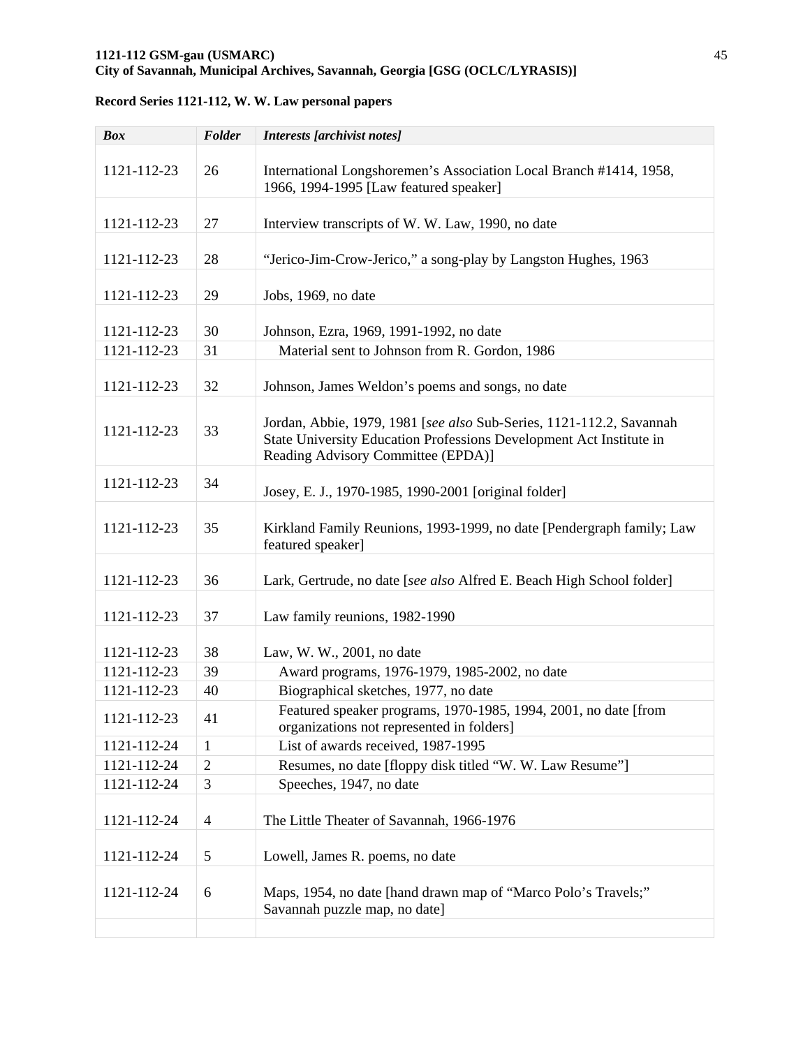**Record Series 1121-112, W. W. Law personal papers**

| *Box* | *Folder* | *Interests [archivist notes]* |
|---|---|---|
| 1121-112-23 | 26 | International Longshoremen's Association Local Branch #1414, 1958, 1966, 1994-1995 [Law featured speaker] |
| 1121-112-23 | 27 | Interview transcripts of W. W. Law, 1990, no date |
| 1121-112-23 | 28 | "Jerico-Jim-Crow-Jerico," a song-play by Langston Hughes, 1963 |
| 1121-112-23 | 29 | Jobs, 1969, no date |
| 1121-112-23 | 30 | Johnson, Ezra, 1969, 1991-1992, no date |
| 1121-112-23 | 31 | Material sent to Johnson from R. Gordon, 1986 |
| 1121-112-23 | 32 | Johnson, James Weldon's poems and songs, no date |
| 1121-112-23 | 33 | Jordan, Abbie, 1979, 1981 [*see also* Sub-Series, 1121-112.2, Savannah State University Education Professions Development Act Institute in Reading Advisory Committee (EPDA)] |
| 1121-112-23 | 34 | Josey, E. J., 1970-1985, 1990-2001 [original folder] |
| 1121-112-23 | 35 | Kirkland Family Reunions, 1993-1999, no date [Pendergraph family; Law featured speaker] |
| 1121-112-23 | 36 | Lark, Gertrude, no date [*see also* Alfred E. Beach High School folder] |
| 1121-112-23 | 37 | Law family reunions, 1982-1990 |
| 1121-112-23 | 38 | Law, W. W., 2001, no date |
| 1121-112-23 | 39 | Award programs, 1976-1979, 1985-2002, no date |
| 1121-112-23 | 40 | Biographical sketches, 1977, no date |
| 1121-112-23 | 41 | Featured speaker programs, 1970-1985, 1994, 2001, no date [from organizations not represented in folders] |
| 1121-112-24 | 1 | List of awards received, 1987-1995 |
| 1121-112-24 | 2 | Resumes, no date [floppy disk titled "W. W. Law Resume"] |
| 1121-112-24 | 3 | Speeches, 1947, no date |
| 1121-112-24 | 4 | The Little Theater of Savannah, 1966-1976 |
| 1121-112-24 | 5 | Lowell, James R. poems, no date |
| 1121-112-24 | 6 | Maps, 1954, no date [hand drawn map of "Marco Polo's Travels;" Savannah puzzle map, no date] |
| | | |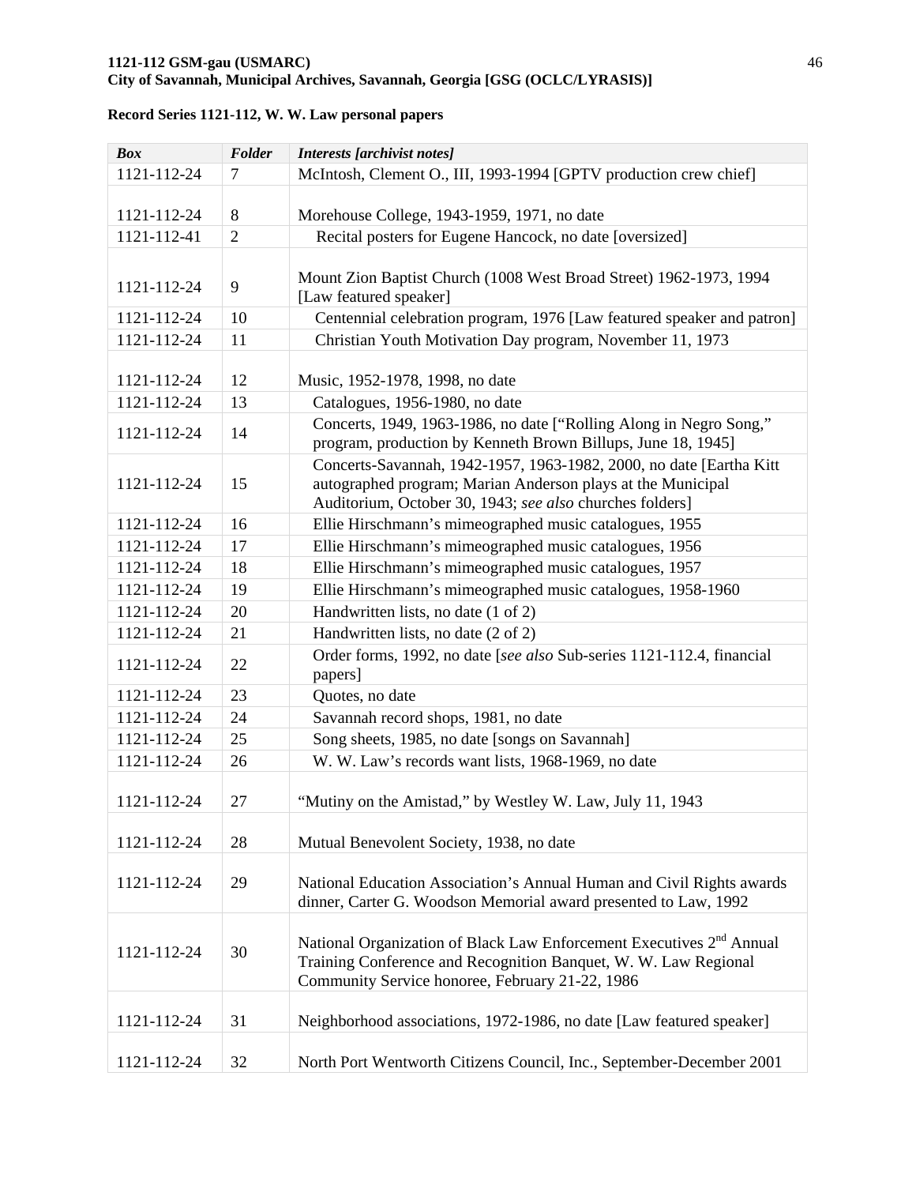**Record Series 1121-112, W. W. Law personal papers**

| *Box* | *Folder* | *Interests [archivist notes]* |
|---|---|---|
| 1121-112-24 | 7 | McIntosh, Clement O., III, 1993-1994 [GPTV production crew chief] |
| 1121-112-24 | 8 | Morehouse College, 1943-1959, 1971, no date |
| 1121-112-41 | 2 | Recital posters for Eugene Hancock, no date [oversized] |
| 1121-112-24 | 9 | Mount Zion Baptist Church (1008 West Broad Street) 1962-1973, 1994 [Law featured speaker] |
| 1121-112-24 | 10 | Centennial celebration program, 1976 [Law featured speaker and patron] |
| 1121-112-24 | 11 | Christian Youth Motivation Day program, November 11, 1973 |
| 1121-112-24 | 12 | Music, 1952-1978, 1998, no date |
| 1121-112-24 | 13 | Catalogues, 1956-1980, no date |
| 1121-112-24 | 14 | Concerts, 1949, 1963-1986, no date ["Rolling Along in Negro Song," program, production by Kenneth Brown Billups, June 18, 1945] |
| 1121-112-24 | 15 | Concerts-Savannah, 1942-1957, 1963-1982, 2000, no date [Eartha Kitt autographed program; Marian Anderson plays at the Municipal Auditorium, October 30, 1943; *see also* churches folders] |
| 1121-112-24 | 16 | Ellie Hirschmann's mimeographed music catalogues, 1955 |
| 1121-112-24 | 17 | Ellie Hirschmann's mimeographed music catalogues, 1956 |
| 1121-112-24 | 18 | Ellie Hirschmann's mimeographed music catalogues, 1957 |
| 1121-112-24 | 19 | Ellie Hirschmann's mimeographed music catalogues, 1958-1960 |
| 1121-112-24 | 20 | Handwritten lists, no date (1 of 2) |
| 1121-112-24 | 21 | Handwritten lists, no date (2 of 2) |
| 1121-112-24 | 22 | Order forms, 1992, no date [*see also* Sub-series 1121-112.4, financial papers] |
| 1121-112-24 | 23 | Quotes, no date |
| 1121-112-24 | 24 | Savannah record shops, 1981, no date |
| 1121-112-24 | 25 | Song sheets, 1985, no date [songs on Savannah] |
| 1121-112-24 | 26 | W. W. Law's records want lists, 1968-1969, no date |
| 1121-112-24 | 27 | "Mutiny on the Amistad," by Westley W. Law, July 11, 1943 |
| 1121-112-24 | 28 | Mutual Benevolent Society, 1938, no date |
| 1121-112-24 | 29 | National Education Association's Annual Human and Civil Rights awards dinner, Carter G. Woodson Memorial award presented to Law, 1992 |
| 1121-112-24 | 30 | National Organization of Black Law Enforcement Executives 2nd Annual Training Conference and Recognition Banquet, W. W. Law Regional Community Service honoree, February 21-22, 1986 |
| 1121-112-24 | 31 | Neighborhood associations, 1972-1986, no date [Law featured speaker] |
| 1121-112-24 | 32 | North Port Wentworth Citizens Council, Inc., September-December 2001 |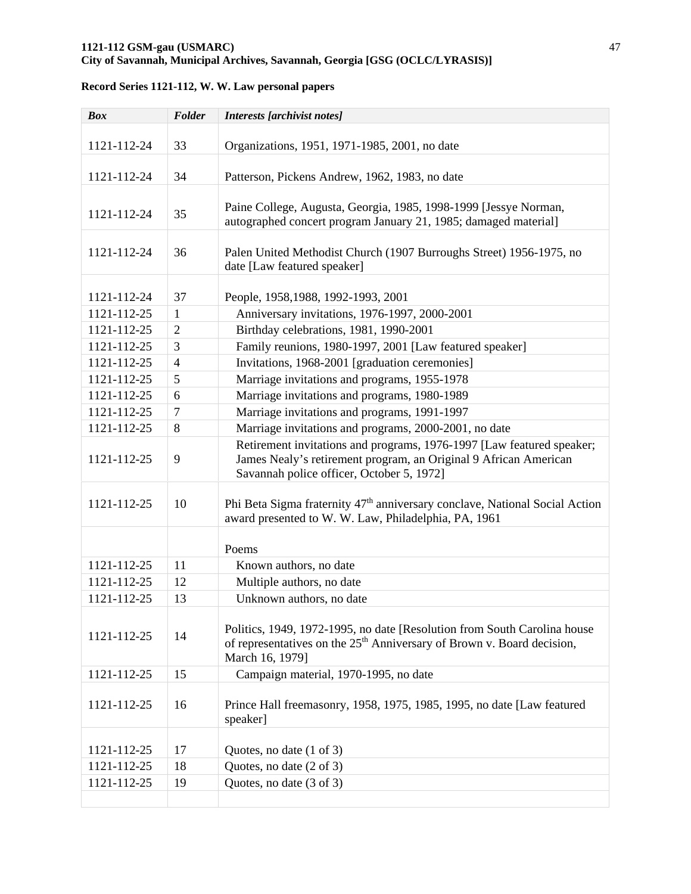**1121-112 GSM-gau (USMARC)**
**City of Savannah, Municipal Archives, Savannah, Georgia [GSG (OCLC/LYRASIS)]**

**Record Series 1121-112, W. W. Law personal papers**

| ***Box*** | ***Folder*** | ***Interests [archivist notes]*** |
|---|---|---|
| 1121-112-24 | 33 | Organizations, 1951, 1971-1985, 2001, no date |
| 1121-112-24 | 34 | Patterson, Pickens Andrew, 1962, 1983, no date |
| 1121-112-24 | 35 | Paine College, Augusta, Georgia, 1985, 1998-1999 [Jessye Norman, autographed concert program January 21, 1985; damaged material] |
| 1121-112-24 | 36 | Palen United Methodist Church (1907 Burroughs Street) 1956-1975, no date [Law featured speaker] |
| 1121-112-24 | 37 | People, 1958,1988, 1992-1993, 2001 |
| 1121-112-25 | 1 | Anniversary invitations, 1976-1997, 2000-2001 |
| 1121-112-25 | 2 | Birthday celebrations, 1981, 1990-2001 |
| 1121-112-25 | 3 | Family reunions, 1980-1997, 2001 [Law featured speaker] |
| 1121-112-25 | 4 | Invitations, 1968-2001 [graduation ceremonies] |
| 1121-112-25 | 5 | Marriage invitations and programs, 1955-1978 |
| 1121-112-25 | 6 | Marriage invitations and programs, 1980-1989 |
| 1121-112-25 | 7 | Marriage invitations and programs, 1991-1997 |
| 1121-112-25 | 8 | Marriage invitations and programs, 2000-2001, no date |
| 1121-112-25 | 9 | Retirement invitations and programs, 1976-1997 [Law featured speaker; James Nealy's retirement program, an Original 9 African American Savannah police officer, October 5, 1972] |
| 1121-112-25 | 10 | Phi Beta Sigma fraternity 47th anniversary conclave, National Social Action award presented to W. W. Law, Philadelphia, PA, 1961 |
| | | Poems |
| 1121-112-25 | 11 | Known authors, no date |
| 1121-112-25 | 12 | Multiple authors, no date |
| 1121-112-25 | 13 | Unknown authors, no date |
| 1121-112-25 | 14 | Politics, 1949, 1972-1995, no date [Resolution from South Carolina house of representatives on the 25th Anniversary of Brown v. Board decision, March 16, 1979] |
| 1121-112-25 | 15 | Campaign material, 1970-1995, no date |
| 1121-112-25 | 16 | Prince Hall freemasonry, 1958, 1975, 1985, 1995, no date [Law featured speaker] |
| 1121-112-25 | 17 | Quotes, no date (1 of 3) |
| 1121-112-25 | 18 | Quotes, no date (2 of 3) |
| 1121-112-25 | 19 | Quotes, no date (3 of 3) |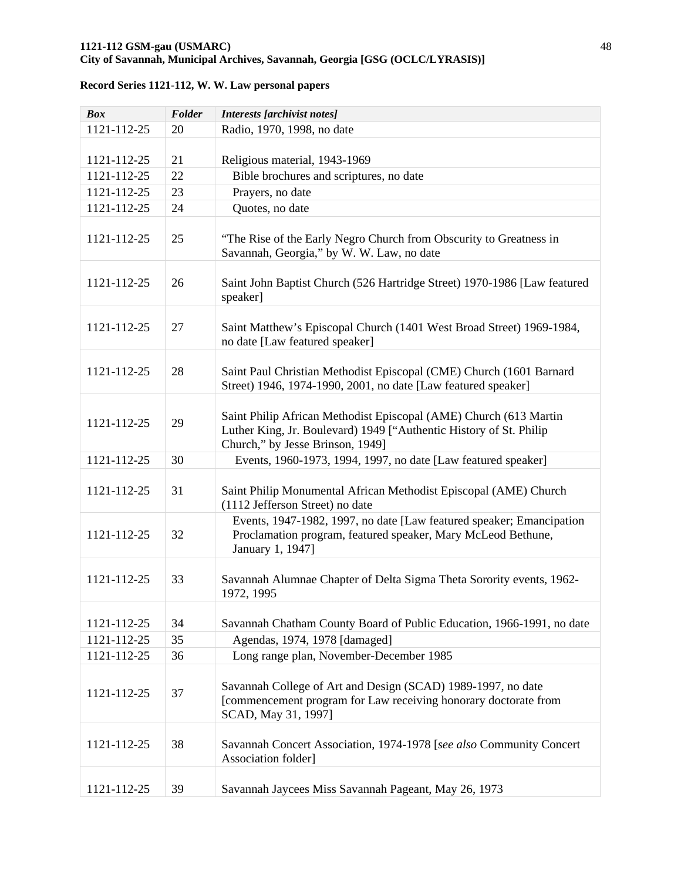**Record Series 1121-112, W. W. Law personal papers**

| *Box* | *Folder* | *Interests [archivist notes]* |
|---|---|---|
| 1121-112-25 | 20 | Radio, 1970, 1998, no date |
| 1121-112-25 | 21 | Religious material, 1943-1969 |
| 1121-112-25 | 22 | Bible brochures and scriptures, no date |
| 1121-112-25 | 23 | Prayers, no date |
| 1121-112-25 | 24 | Quotes, no date |
| 1121-112-25 | 25 | "The Rise of the Early Negro Church from Obscurity to Greatness in Savannah, Georgia," by W. W. Law, no date |
| 1121-112-25 | 26 | Saint John Baptist Church (526 Hartridge Street) 1970-1986 [Law featured speaker] |
| 1121-112-25 | 27 | Saint Matthew's Episcopal Church (1401 West Broad Street) 1969-1984, no date [Law featured speaker] |
| 1121-112-25 | 28 | Saint Paul Christian Methodist Episcopal (CME) Church (1601 Barnard Street) 1946, 1974-1990, 2001, no date [Law featured speaker] |
| 1121-112-25 | 29 | Saint Philip African Methodist Episcopal (AME) Church (613 Martin Luther King, Jr. Boulevard) 1949 ["Authentic History of St. Philip Church," by Jesse Brinson, 1949] |
| 1121-112-25 | 30 | Events, 1960-1973, 1994, 1997, no date [Law featured speaker] |
| 1121-112-25 | 31 | Saint Philip Monumental African Methodist Episcopal (AME) Church (1112 Jefferson Street) no date |
| 1121-112-25 | 32 | Events, 1947-1982, 1997, no date [Law featured speaker; Emancipation Proclamation program, featured speaker, Mary McLeod Bethune, January 1, 1947] |
| 1121-112-25 | 33 | Savannah Alumnae Chapter of Delta Sigma Theta Sorority events, 1962-1972, 1995 |
| 1121-112-25 | 34 | Savannah Chatham County Board of Public Education, 1966-1991, no date |
| 1121-112-25 | 35 | Agendas, 1974, 1978 [damaged] |
| 1121-112-25 | 36 | Long range plan, November-December 1985 |
| 1121-112-25 | 37 | Savannah College of Art and Design (SCAD) 1989-1997, no date [commencement program for Law receiving honorary doctorate from SCAD, May 31, 1997] |
| 1121-112-25 | 38 | Savannah Concert Association, 1974-1978 [*see also* Community Concert Association folder] |
| 1121-112-25 | 39 | Savannah Jaycees Miss Savannah Pageant, May 26, 1973 |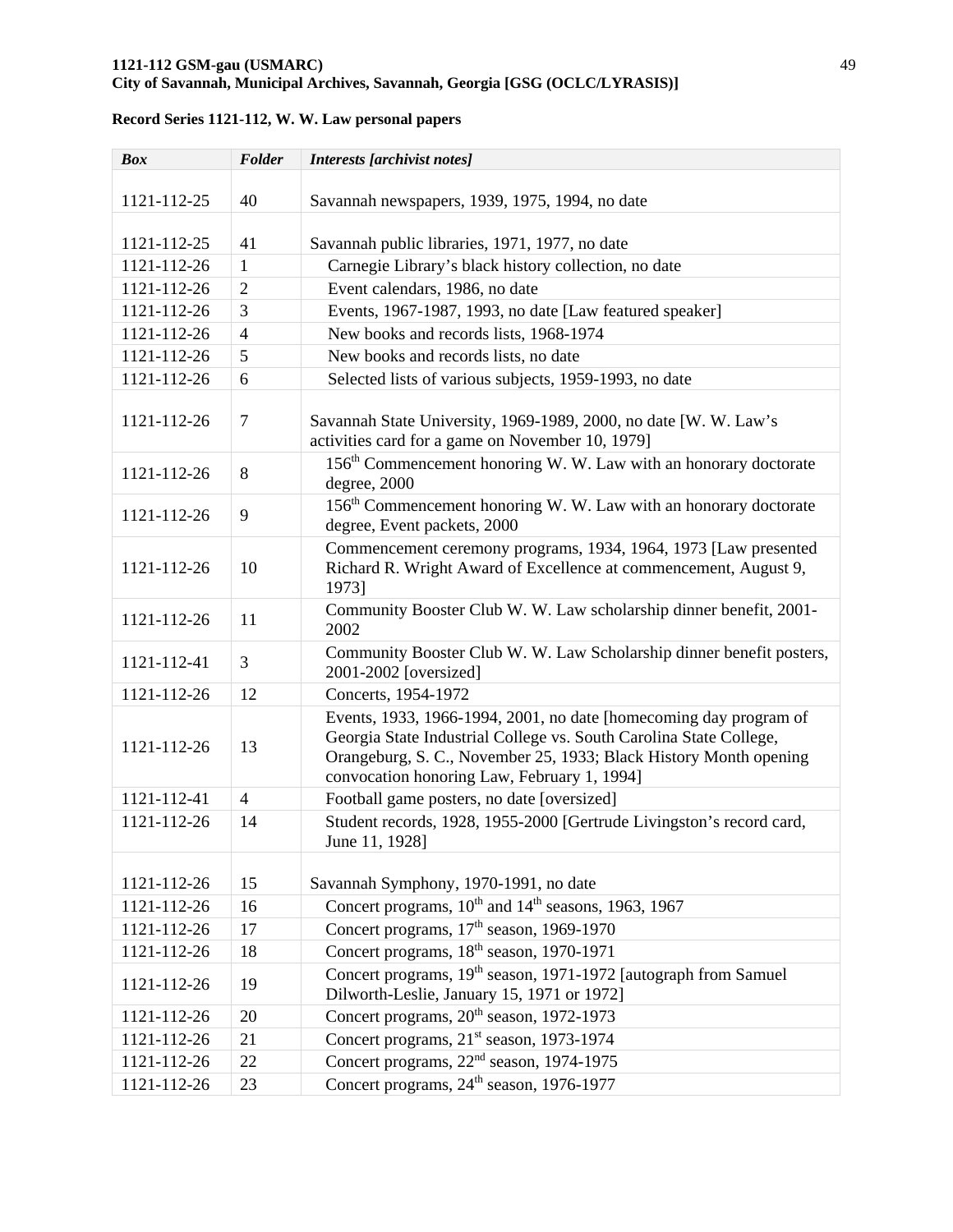**1121-112 GSM-gau (USMARC)**
**City of Savannah, Municipal Archives, Savannah, Georgia [GSG (OCLC/LYRASIS)]**

**Record Series 1121-112, W. W. Law personal papers**

| *Box* | *Folder* | *Interests [archivist notes]* |
|---|---|---|
| 1121-112-25 | 40 | Savannah newspapers, 1939, 1975, 1994, no date |
| 1121-112-25 | 41 | Savannah public libraries, 1971, 1977, no date |
| 1121-112-26 | 1 | Carnegie Library's black history collection, no date |
| 1121-112-26 | 2 | Event calendars, 1986, no date |
| 1121-112-26 | 3 | Events, 1967-1987, 1993, no date [Law featured speaker] |
| 1121-112-26 | 4 | New books and records lists, 1968-1974 |
| 1121-112-26 | 5 | New books and records lists, no date |
| 1121-112-26 | 6 | Selected lists of various subjects, 1959-1993, no date |
| 1121-112-26 | 7 | Savannah State University, 1969-1989, 2000, no date [W. W. Law's activities card for a game on November 10, 1979] |
| 1121-112-26 | 8 | 156th Commencement honoring W. W. Law with an honorary doctorate degree, 2000 |
| 1121-112-26 | 9 | 156th Commencement honoring W. W. Law with an honorary doctorate degree, Event packets, 2000 |
| 1121-112-26 | 10 | Commencement ceremony programs, 1934, 1964, 1973 [Law presented Richard R. Wright Award of Excellence at commencement, August 9, 1973] |
| 1121-112-26 | 11 | Community Booster Club W. W. Law scholarship dinner benefit, 2001-2002 |
| 1121-112-41 | 3 | Community Booster Club W. W. Law Scholarship dinner benefit posters, 2001-2002 [oversized] |
| 1121-112-26 | 12 | Concerts, 1954-1972 |
| 1121-112-26 | 13 | Events, 1933, 1966-1994, 2001, no date [homecoming day program of Georgia State Industrial College vs. South Carolina State College, Orangeburg, S. C., November 25, 1933; Black History Month opening convocation honoring Law, February 1, 1994] |
| 1121-112-41 | 4 | Football game posters, no date [oversized] |
| 1121-112-26 | 14 | Student records, 1928, 1955-2000 [Gertrude Livingston's record card, June 11, 1928] |
| 1121-112-26 | 15 | Savannah Symphony, 1970-1991, no date |
| 1121-112-26 | 16 | Concert programs, 10th and 14th seasons, 1963, 1967 |
| 1121-112-26 | 17 | Concert programs, 17th season, 1969-1970 |
| 1121-112-26 | 18 | Concert programs, 18th season, 1970-1971 |
| 1121-112-26 | 19 | Concert programs, 19th season, 1971-1972 [autograph from Samuel Dilworth-Leslie, January 15, 1971 or 1972] |
| 1121-112-26 | 20 | Concert programs, 20th season, 1972-1973 |
| 1121-112-26 | 21 | Concert programs, 21st season, 1973-1974 |
| 1121-112-26 | 22 | Concert programs, 22nd season, 1974-1975 |
| 1121-112-26 | 23 | Concert programs, 24th season, 1976-1977 |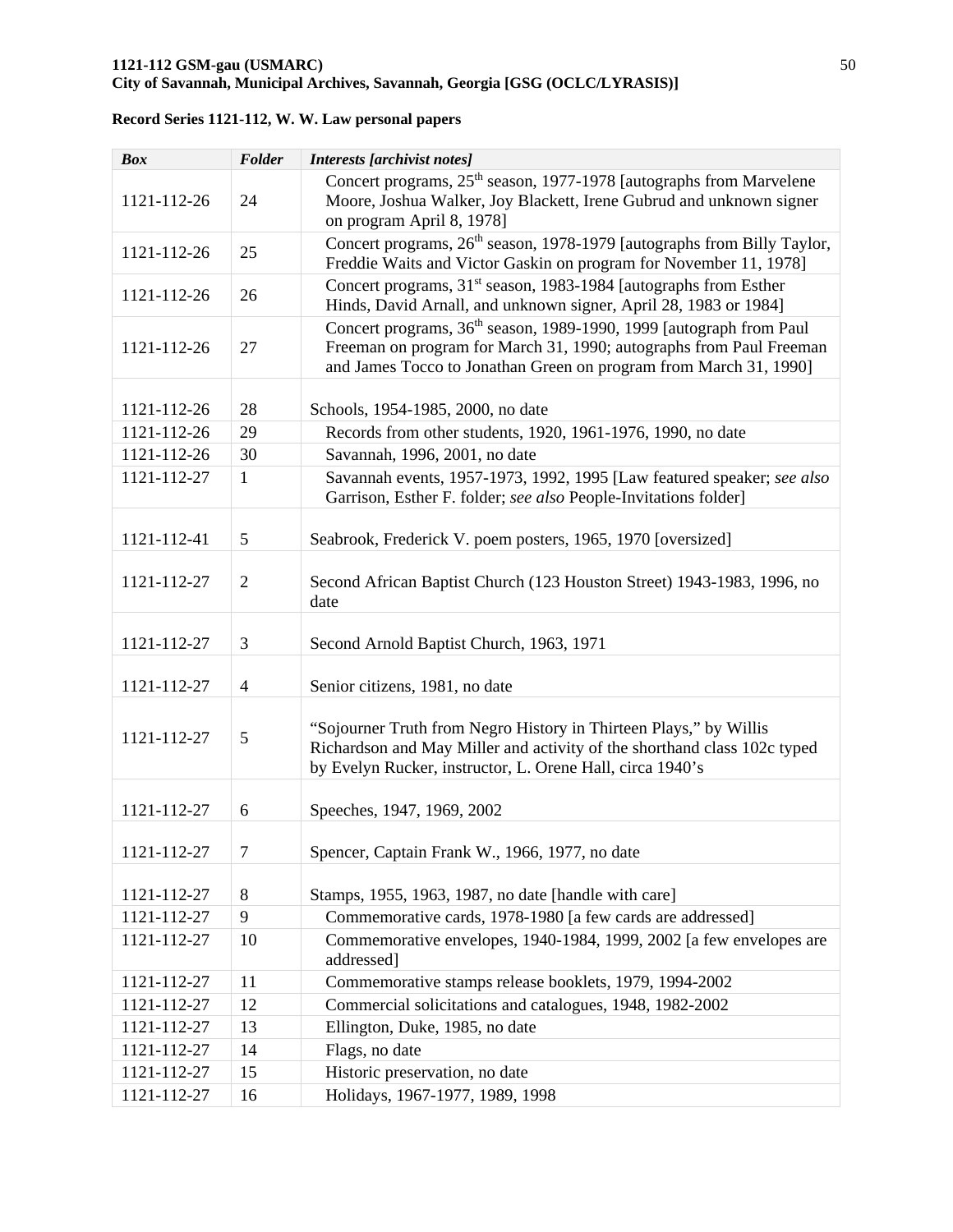**1121-112 GSM-gau (USMARC)**
**City of Savannah, Municipal Archives, Savannah, Georgia [GSG (OCLC/LYRASIS)]**

**Record Series 1121-112, W. W. Law personal papers**

| ***Box*** | ***Folder*** | ***Interests [archivist notes]*** |
|---|---|---|
| 1121-112-26 | 24 | Concert programs, 25th season, 1977-1978 [autographs from Marvelene Moore, Joshua Walker, Joy Blackett, Irene Gubrud and unknown signer on program April 8, 1978] |
| 1121-112-26 | 25 | Concert programs, 26th season, 1978-1979 [autographs from Billy Taylor, Freddie Waits and Victor Gaskin on program for November 11, 1978] |
| 1121-112-26 | 26 | Concert programs, 31st season, 1983-1984 [autographs from Esther Hinds, David Arnall, and unknown signer, April 28, 1983 or 1984] |
| 1121-112-26 | 27 | Concert programs, 36th season, 1989-1990, 1999 [autograph from Paul Freeman on program for March 31, 1990; autographs from Paul Freeman and James Tocco to Jonathan Green on program from March 31, 1990] |
| 1121-112-26 | 28 | Schools, 1954-1985, 2000, no date |
| 1121-112-26 | 29 | Records from other students, 1920, 1961-1976, 1990, no date |
| 1121-112-26 | 30 | Savannah, 1996, 2001, no date |
| 1121-112-27 | 1 | Savannah events, 1957-1973, 1992, 1995 [Law featured speaker; *see also* Garrison, Esther F. folder; *see also* People-Invitations folder] |
| 1121-112-41 | 5 | Seabrook, Frederick V. poem posters, 1965, 1970 [oversized] |
| 1121-112-27 | 2 | Second African Baptist Church (123 Houston Street) 1943-1983, 1996, no date |
| 1121-112-27 | 3 | Second Arnold Baptist Church, 1963, 1971 |
| 1121-112-27 | 4 | Senior citizens, 1981, no date |
| 1121-112-27 | 5 | "Sojourner Truth from Negro History in Thirteen Plays," by Willis Richardson and May Miller and activity of the shorthand class 102c typed by Evelyn Rucker, instructor, L. Orene Hall, circa 1940's |
| 1121-112-27 | 6 | Speeches, 1947, 1969, 2002 |
| 1121-112-27 | 7 | Spencer, Captain Frank W., 1966, 1977, no date |
| 1121-112-27 | 8 | Stamps, 1955, 1963, 1987, no date [handle with care] |
| 1121-112-27 | 9 | Commemorative cards, 1978-1980 [a few cards are addressed] |
| 1121-112-27 | 10 | Commemorative envelopes, 1940-1984, 1999, 2002 [a few envelopes are addressed] |
| 1121-112-27 | 11 | Commemorative stamps release booklets, 1979, 1994-2002 |
| 1121-112-27 | 12 | Commercial solicitations and catalogues, 1948, 1982-2002 |
| 1121-112-27 | 13 | Ellington, Duke, 1985, no date |
| 1121-112-27 | 14 | Flags, no date |
| 1121-112-27 | 15 | Historic preservation, no date |
| 1121-112-27 | 16 | Holidays, 1967-1977, 1989, 1998 |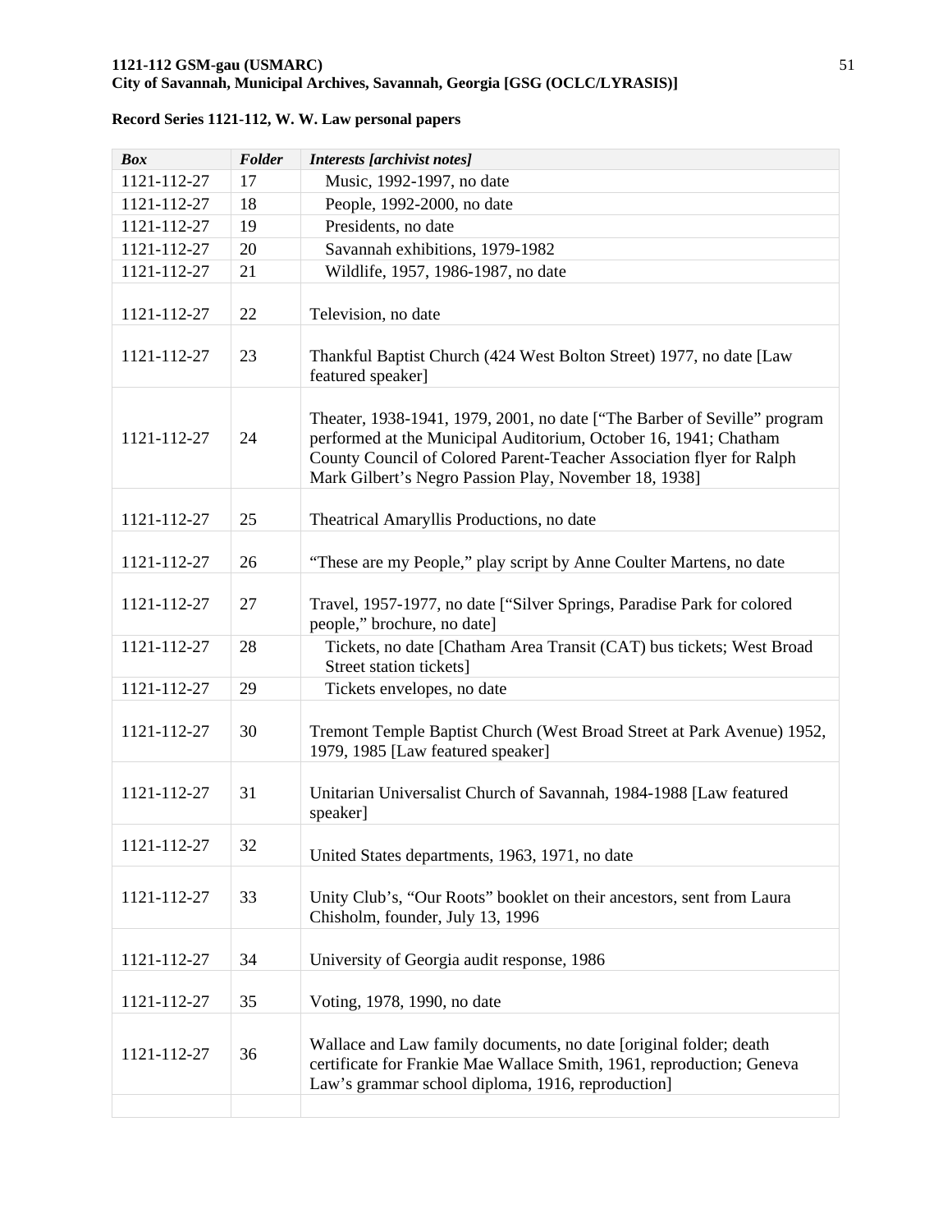**Record Series 1121-112, W. W. Law personal papers**

| *Box* | *Folder* | *Interests [archivist notes]* |
|---|---|---|
| 1121-112-27 | 17 | Music, 1992-1997, no date |
| 1121-112-27 | 18 | People, 1992-2000, no date |
| 1121-112-27 | 19 | Presidents, no date |
| 1121-112-27 | 20 | Savannah exhibitions, 1979-1982 |
| 1121-112-27 | 21 | Wildlife, 1957, 1986-1987, no date |
| 1121-112-27 | 22 | Television, no date |
| 1121-112-27 | 23 | Thankful Baptist Church (424 West Bolton Street) 1977, no date [Law featured speaker] |
| 1121-112-27 | 24 | Theater, 1938-1941, 1979, 2001, no date ["The Barber of Seville" program performed at the Municipal Auditorium, October 16, 1941; Chatham County Council of Colored Parent-Teacher Association flyer for Ralph Mark Gilbert's Negro Passion Play, November 18, 1938] |
| 1121-112-27 | 25 | Theatrical Amaryllis Productions, no date |
| 1121-112-27 | 26 | "These are my People," play script by Anne Coulter Martens, no date |
| 1121-112-27 | 27 | Travel, 1957-1977, no date ["Silver Springs, Paradise Park for colored people," brochure, no date] |
| 1121-112-27 | 28 | Tickets, no date [Chatham Area Transit (CAT) bus tickets; West Broad Street station tickets] |
| 1121-112-27 | 29 | Tickets envelopes, no date |
| 1121-112-27 | 30 | Tremont Temple Baptist Church (West Broad Street at Park Avenue) 1952, 1979, 1985 [Law featured speaker] |
| 1121-112-27 | 31 | Unitarian Universalist Church of Savannah, 1984-1988 [Law featured speaker] |
| 1121-112-27 | 32 | United States departments, 1963, 1971, no date |
| 1121-112-27 | 33 | Unity Club's, "Our Roots" booklet on their ancestors, sent from Laura Chisholm, founder, July 13, 1996 |
| 1121-112-27 | 34 | University of Georgia audit response, 1986 |
| 1121-112-27 | 35 | Voting, 1978, 1990, no date |
| 1121-112-27 | 36 | Wallace and Law family documents, no date [original folder; death certificate for Frankie Mae Wallace Smith, 1961, reproduction; Geneva Law's grammar school diploma, 1916, reproduction] |
| | | |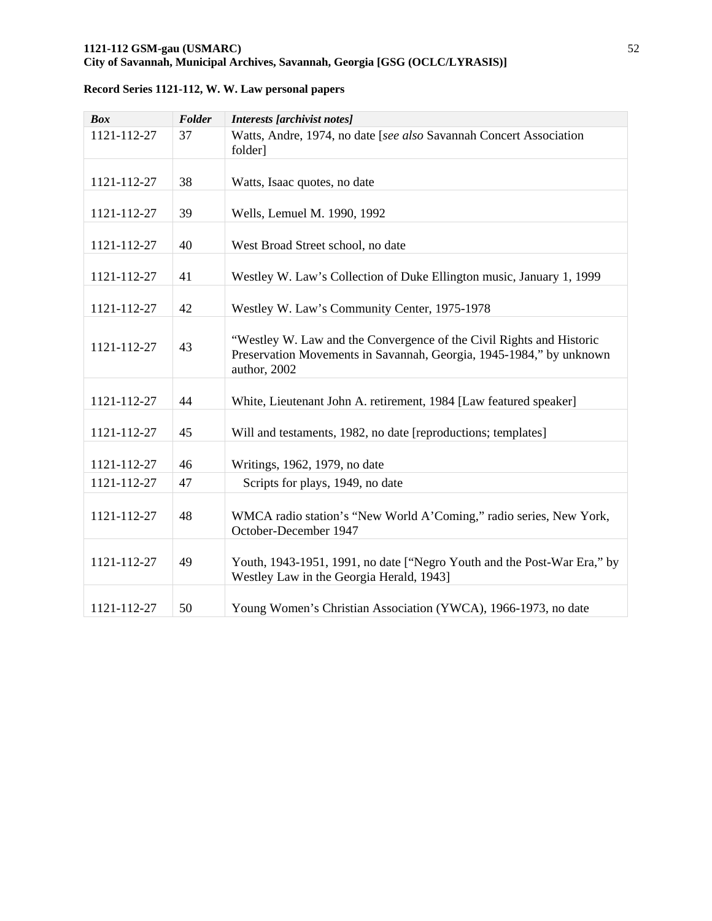**Record Series 1121-112, W. W. Law personal papers**

| *Box* | *Folder* | *Interests [archivist notes]* |
|---|---|---|
| 1121-112-27 | 37 | Watts, Andre, 1974, no date [*see also* Savannah Concert Association folder] |
| 1121-112-27 | 38 | Watts, Isaac quotes, no date |
| 1121-112-27 | 39 | Wells, Lemuel M. 1990, 1992 |
| 1121-112-27 | 40 | West Broad Street school, no date |
| 1121-112-27 | 41 | Westley W. Law’s Collection of Duke Ellington music, January 1, 1999 |
| 1121-112-27 | 42 | Westley W. Law’s Community Center, 1975-1978 |
| 1121-112-27 | 43 | “Westley W. Law and the Convergence of the Civil Rights and Historic Preservation Movements in Savannah, Georgia, 1945-1984,” by unknown author, 2002 |
| 1121-112-27 | 44 | White, Lieutenant John A. retirement, 1984 [Law featured speaker] |
| 1121-112-27 | 45 | Will and testaments, 1982, no date [reproductions; templates] |
| 1121-112-27 | 46 | Writings, 1962, 1979, no date |
| 1121-112-27 | 47 | Scripts for plays, 1949, no date |
| 1121-112-27 | 48 | WMCA radio station’s “New World A’Coming,” radio series, New York, October-December 1947 |
| 1121-112-27 | 49 | Youth, 1943-1951, 1991, no date [“Negro Youth and the Post-War Era,” by Westley Law in the Georgia Herald, 1943] |
| 1121-112-27 | 50 | Young Women’s Christian Association (YWCA), 1966-1973, no date |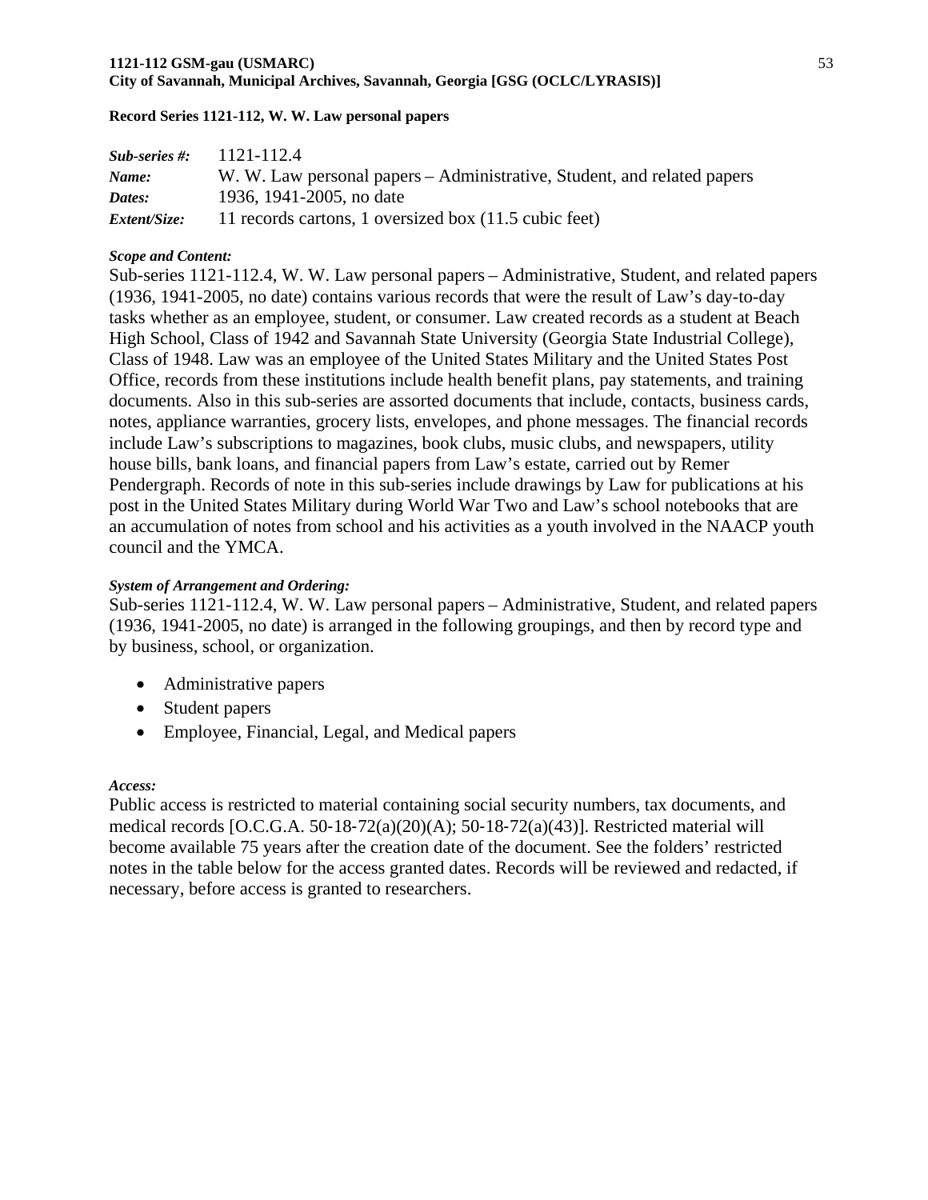**Record Series 1121-112, W. W. Law personal papers**

| | |
|---|---|
| ***Sub-series #:*** | 1121-112.4 |
| ***Name:*** | W. W. Law personal papers – Administrative, Student, and related papers |
| ***Dates:*** | 1936, 1941-2005, no date |
| ***Extent/Size:*** | 11 records cartons, 1 oversized box (11.5 cubic feet) |

***Scope and Content:***

Sub-series 1121-112.4, W. W. Law personal papers – Administrative, Student, and related papers (1936, 1941-2005, no date) contains various records that were the result of Law's day-to-day tasks whether as an employee, student, or consumer. Law created records as a student at Beach High School, Class of 1942 and Savannah State University (Georgia State Industrial College), Class of 1948. Law was an employee of the United States Military and the United States Post Office, records from these institutions include health benefit plans, pay statements, and training documents. Also in this sub-series are assorted documents that include, contacts, business cards, notes, appliance warranties, grocery lists, envelopes, and phone messages. The financial records include Law's subscriptions to magazines, book clubs, music clubs, and newspapers, utility house bills, bank loans, and financial papers from Law's estate, carried out by Remer Pendergraph. Records of note in this sub-series include drawings by Law for publications at his post in the United States Military during World War Two and Law's school notebooks that are an accumulation of notes from school and his activities as a youth involved in the NAACP youth council and the YMCA.

***System of Arrangement and Ordering:***

Sub-series 1121-112.4, W. W. Law personal papers – Administrative, Student, and related papers (1936, 1941-2005, no date) is arranged in the following groupings, and then by record type and by business, school, or organization.

- Administrative papers
- Student papers
- Employee, Financial, Legal, and Medical papers

***Access:***

Public access is restricted to material containing social security numbers, tax documents, and medical records [O.C.G.A. 50-18-72(a)(20)(A); 50-18-72(a)(43)]. Restricted material will become available 75 years after the creation date of the document. See the folders' restricted notes in the table below for the access granted dates. Records will be reviewed and redacted, if necessary, before access is granted to researchers.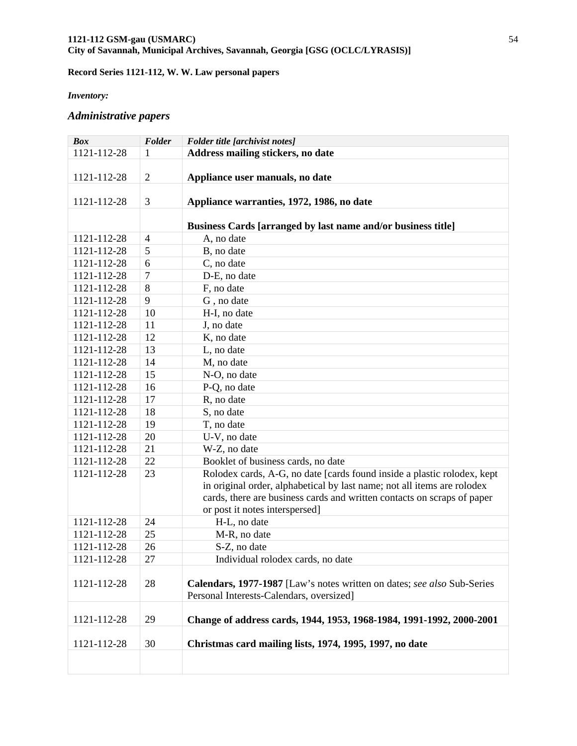**1121-112 GSM-gau (USMARC)**
**City of Savannah, Municipal Archives, Savannah, Georgia [GSG (OCLC/LYRASIS)]**

**Record Series 1121-112, W. W. Law personal papers**

***Inventory:***

## *Administrative papers*

| *Box* | *Folder* | *Folder title [archivist notes]* |
|---|---|---|
| 1121-112-28 | 1 | **Address mailing stickers, no date** |
| 1121-112-28 | 2 | **Appliance user manuals, no date** |
| 1121-112-28 | 3 | **Appliance warranties, 1972, 1986, no date** |
| | | **Business Cards [arranged by last name and/or business title]** |
| 1121-112-28 | 4 | A, no date |
| 1121-112-28 | 5 | B, no date |
| 1121-112-28 | 6 | C, no date |
| 1121-112-28 | 7 | D-E, no date |
| 1121-112-28 | 8 | F, no date |
| 1121-112-28 | 9 | G , no date |
| 1121-112-28 | 10 | H-I, no date |
| 1121-112-28 | 11 | J, no date |
| 1121-112-28 | 12 | K, no date |
| 1121-112-28 | 13 | L, no date |
| 1121-112-28 | 14 | M, no date |
| 1121-112-28 | 15 | N-O, no date |
| 1121-112-28 | 16 | P-Q, no date |
| 1121-112-28 | 17 | R, no date |
| 1121-112-28 | 18 | S, no date |
| 1121-112-28 | 19 | T, no date |
| 1121-112-28 | 20 | U-V, no date |
| 1121-112-28 | 21 | W-Z, no date |
| 1121-112-28 | 22 | Booklet of business cards, no date |
| 1121-112-28 | 23 | Rolodex cards, A-G, no date [cards found inside a plastic rolodex, kept in original order, alphabetical by last name; not all items are rolodex cards, there are business cards and written contacts on scraps of paper or post it notes interspersed] |
| 1121-112-28 | 24 | H-L, no date |
| 1121-112-28 | 25 | M-R, no date |
| 1121-112-28 | 26 | S-Z, no date |
| 1121-112-28 | 27 | Individual rolodex cards, no date |
| 1121-112-28 | 28 | **Calendars, 1977-1987** [Law's notes written on dates; *see also* Sub-Series Personal Interests-Calendars, oversized] |
| 1121-112-28 | 29 | **Change of address cards, 1944, 1953, 1968-1984, 1991-1992, 2000-2001** |
| 1121-112-28 | 30 | **Christmas card mailing lists, 1974, 1995, 1997, no date** |
| | | |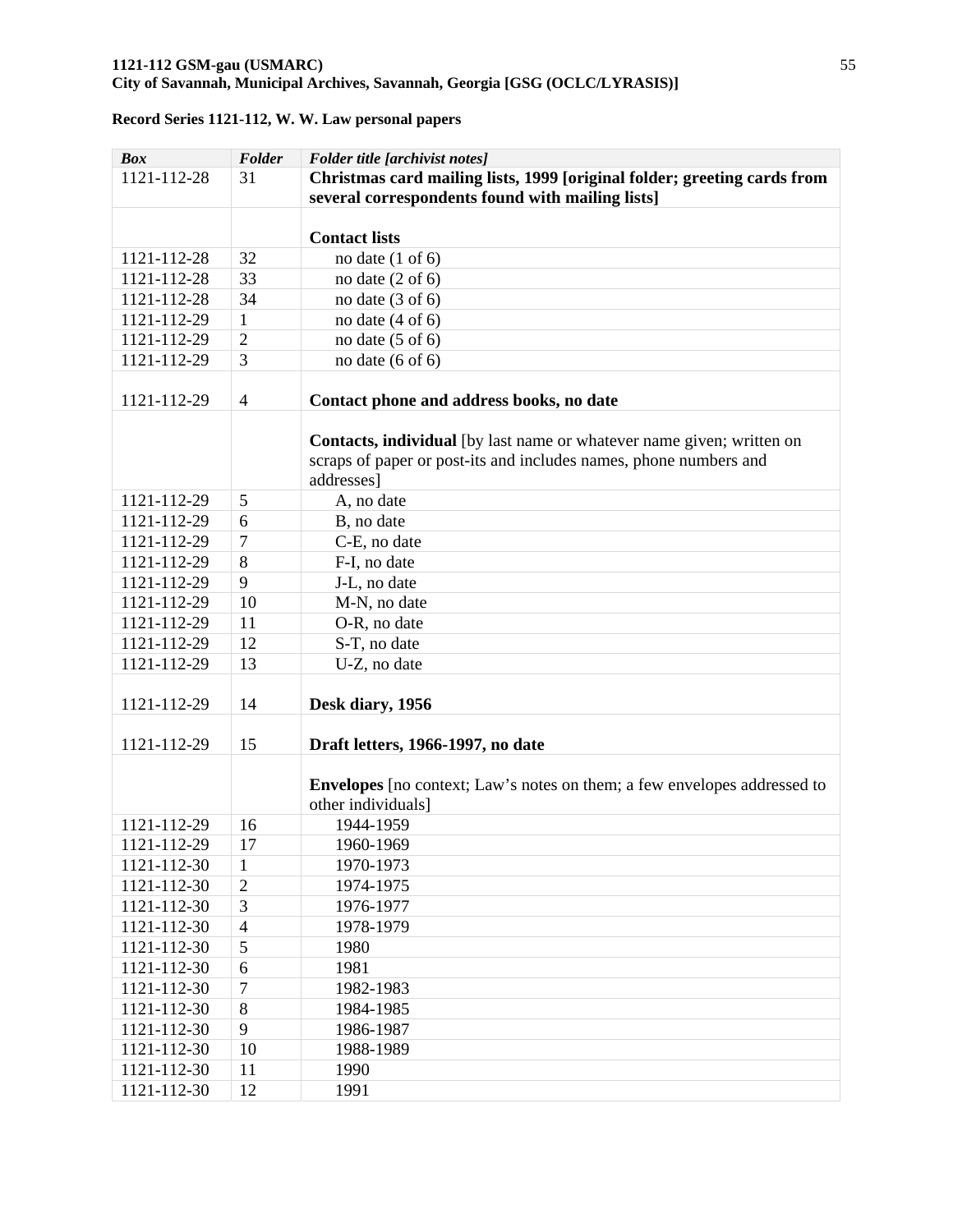**1121-112 GSM-gau (USMARC)**
**City of Savannah, Municipal Archives, Savannah, Georgia [GSG (OCLC/LYRASIS)]**

**Record Series 1121-112, W. W. Law personal papers**

| ***Box*** | ***Folder*** | ***Folder title [archivist notes]*** |
|---|---|---|
| 1121-112-28 | 31 | **Christmas card mailing lists, 1999 [original folder; greeting cards from several correspondents found with mailing lists]** |
| | | **Contact lists** |
| 1121-112-28 | 32 | no date (1 of 6) |
| 1121-112-28 | 33 | no date (2 of 6) |
| 1121-112-28 | 34 | no date (3 of 6) |
| 1121-112-29 | 1 | no date (4 of 6) |
| 1121-112-29 | 2 | no date (5 of 6) |
| 1121-112-29 | 3 | no date (6 of 6) |
| 1121-112-29 | 4 | **Contact phone and address books, no date** |
| | | **Contacts, individual** [by last name or whatever name given; written on scraps of paper or post-its and includes names, phone numbers and addresses] |
| 1121-112-29 | 5 | A, no date |
| 1121-112-29 | 6 | B, no date |
| 1121-112-29 | 7 | C-E, no date |
| 1121-112-29 | 8 | F-I, no date |
| 1121-112-29 | 9 | J-L, no date |
| 1121-112-29 | 10 | M-N, no date |
| 1121-112-29 | 11 | O-R, no date |
| 1121-112-29 | 12 | S-T, no date |
| 1121-112-29 | 13 | U-Z, no date |
| 1121-112-29 | 14 | **Desk diary, 1956** |
| 1121-112-29 | 15 | **Draft letters, 1966-1997, no date** |
| | | **Envelopes** [no context; Law's notes on them; a few envelopes addressed to other individuals] |
| 1121-112-29 | 16 | 1944-1959 |
| 1121-112-29 | 17 | 1960-1969 |
| 1121-112-30 | 1 | 1970-1973 |
| 1121-112-30 | 2 | 1974-1975 |
| 1121-112-30 | 3 | 1976-1977 |
| 1121-112-30 | 4 | 1978-1979 |
| 1121-112-30 | 5 | 1980 |
| 1121-112-30 | 6 | 1981 |
| 1121-112-30 | 7 | 1982-1983 |
| 1121-112-30 | 8 | 1984-1985 |
| 1121-112-30 | 9 | 1986-1987 |
| 1121-112-30 | 10 | 1988-1989 |
| 1121-112-30 | 11 | 1990 |
| 1121-112-30 | 12 | 1991 |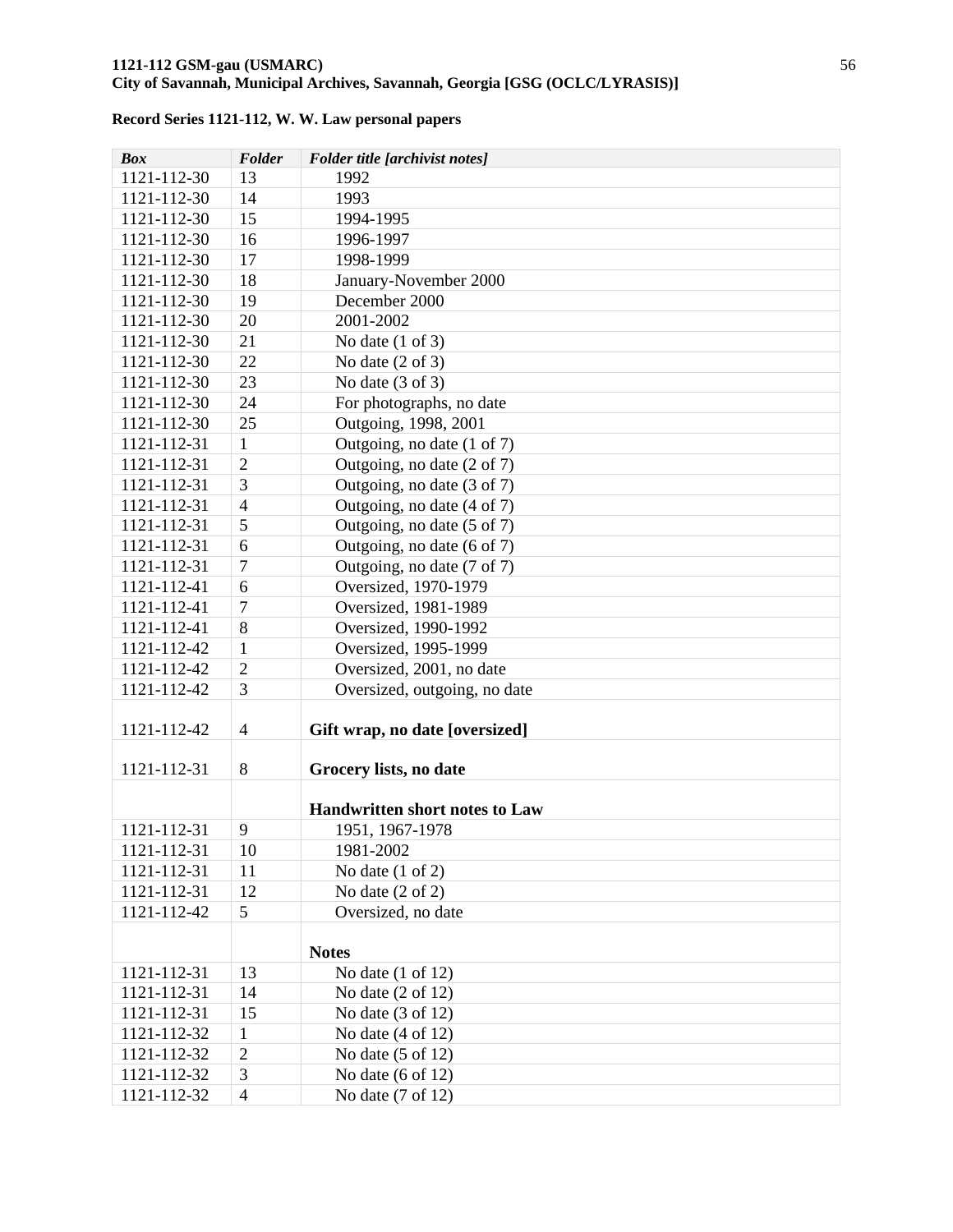**Record Series 1121-112, W. W. Law personal papers**

| *Box* | *Folder* | *Folder title [archivist notes]* |
|---|---|---|
| 1121-112-30 | 13 | 1992 |
| 1121-112-30 | 14 | 1993 |
| 1121-112-30 | 15 | 1994-1995 |
| 1121-112-30 | 16 | 1996-1997 |
| 1121-112-30 | 17 | 1998-1999 |
| 1121-112-30 | 18 | January-November 2000 |
| 1121-112-30 | 19 | December 2000 |
| 1121-112-30 | 20 | 2001-2002 |
| 1121-112-30 | 21 | No date (1 of 3) |
| 1121-112-30 | 22 | No date (2 of 3) |
| 1121-112-30 | 23 | No date (3 of 3) |
| 1121-112-30 | 24 | For photographs, no date |
| 1121-112-30 | 25 | Outgoing, 1998, 2001 |
| 1121-112-31 | 1 | Outgoing, no date (1 of 7) |
| 1121-112-31 | 2 | Outgoing, no date (2 of 7) |
| 1121-112-31 | 3 | Outgoing, no date (3 of 7) |
| 1121-112-31 | 4 | Outgoing, no date (4 of 7) |
| 1121-112-31 | 5 | Outgoing, no date (5 of 7) |
| 1121-112-31 | 6 | Outgoing, no date (6 of 7) |
| 1121-112-31 | 7 | Outgoing, no date (7 of 7) |
| 1121-112-41 | 6 | Oversized, 1970-1979 |
| 1121-112-41 | 7 | Oversized, 1981-1989 |
| 1121-112-41 | 8 | Oversized, 1990-1992 |
| 1121-112-42 | 1 | Oversized, 1995-1999 |
| 1121-112-42 | 2 | Oversized, 2001, no date |
| 1121-112-42 | 3 | Oversized, outgoing, no date |
| 1121-112-42 | 4 | **Gift wrap, no date [oversized]** |
| 1121-112-31 | 8 | **Grocery lists, no date** |
| | | **Handwritten short notes to Law** |
| 1121-112-31 | 9 | 1951, 1967-1978 |
| 1121-112-31 | 10 | 1981-2002 |
| 1121-112-31 | 11 | No date (1 of 2) |
| 1121-112-31 | 12 | No date (2 of 2) |
| 1121-112-42 | 5 | Oversized, no date |
| | | **Notes** |
| 1121-112-31 | 13 | No date (1 of 12) |
| 1121-112-31 | 14 | No date (2 of 12) |
| 1121-112-31 | 15 | No date (3 of 12) |
| 1121-112-32 | 1 | No date (4 of 12) |
| 1121-112-32 | 2 | No date (5 of 12) |
| 1121-112-32 | 3 | No date (6 of 12) |
| 1121-112-32 | 4 | No date (7 of 12) |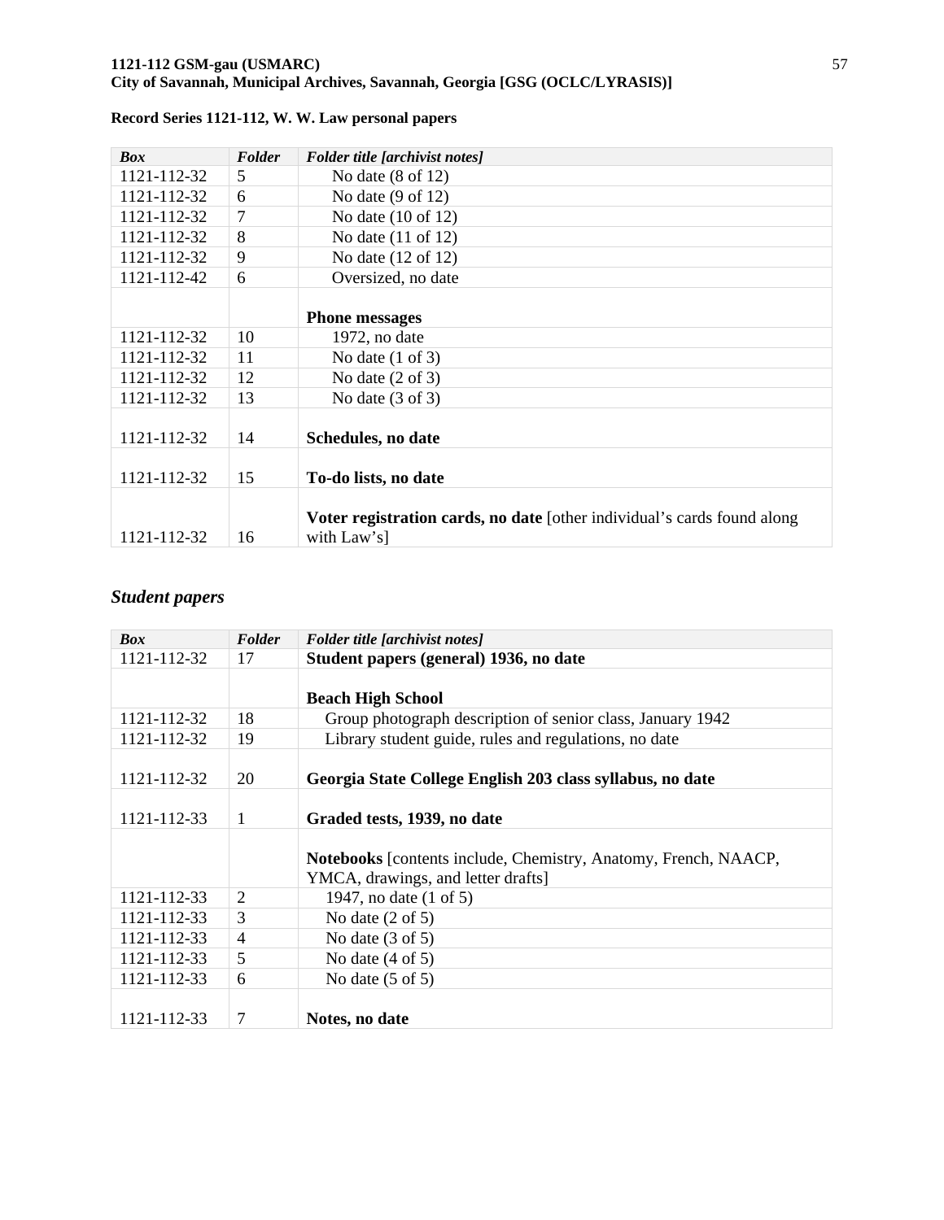**Record Series 1121-112, W. W. Law personal papers**

| *Box* | *Folder* | *Folder title [archivist notes]* |
|---|---|---|
| 1121-112-32 | 5 | No date (8 of 12) |
| 1121-112-32 | 6 | No date (9 of 12) |
| 1121-112-32 | 7 | No date (10 of 12) |
| 1121-112-32 | 8 | No date (11 of 12) |
| 1121-112-32 | 9 | No date (12 of 12) |
| 1121-112-42 | 6 | Oversized, no date |
| | | **Phone messages** |
| 1121-112-32 | 10 | 1972, no date |
| 1121-112-32 | 11 | No date (1 of 3) |
| 1121-112-32 | 12 | No date (2 of 3) |
| 1121-112-32 | 13 | No date (3 of 3) |
| 1121-112-32 | 14 | **Schedules, no date** |
| 1121-112-32 | 15 | **To-do lists, no date** |
| 1121-112-32 | 16 | **Voter registration cards, no date** [other individual's cards found along with Law's] |

### *Student papers*

| *Box* | *Folder* | *Folder title [archivist notes]* |
|---|---|---|
| 1121-112-32 | 17 | **Student papers (general) 1936, no date** |
| | | **Beach High School** |
| 1121-112-32 | 18 | Group photograph description of senior class, January 1942 |
| 1121-112-32 | 19 | Library student guide, rules and regulations, no date |
| 1121-112-32 | 20 | **Georgia State College English 203 class syllabus, no date** |
| 1121-112-33 | 1 | **Graded tests, 1939, no date** |
| | | **Notebooks** [contents include, Chemistry, Anatomy, French, NAACP, YMCA, drawings, and letter drafts] |
| 1121-112-33 | 2 | 1947, no date (1 of 5) |
| 1121-112-33 | 3 | No date (2 of 5) |
| 1121-112-33 | 4 | No date (3 of 5) |
| 1121-112-33 | 5 | No date (4 of 5) |
| 1121-112-33 | 6 | No date (5 of 5) |
| 1121-112-33 | 7 | **Notes, no date** |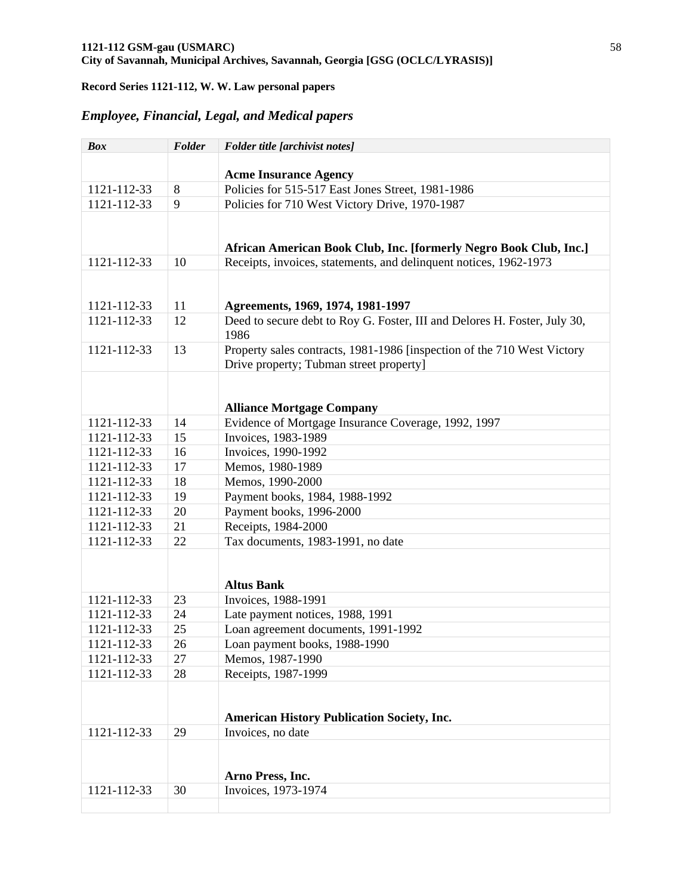**1121-112 GSM-gau (USMARC)**
**City of Savannah, Municipal Archives, Savannah, Georgia [GSG (OCLC/LYRASIS)]**

**Record Series 1121-112, W. W. Law personal papers**

## *Employee, Financial, Legal, and Medical papers*

| *Box* | *Folder* | *Folder title [archivist notes]* |
|---|---|---|
| | | **Acme Insurance Agency** |
| 1121-112-33 | 8 | Policies for 515-517 East Jones Street, 1981-1986 |
| 1121-112-33 | 9 | Policies for 710 West Victory Drive, 1970-1987 |
| | | **African American Book Club, Inc. [formerly Negro Book Club, Inc.]** |
| 1121-112-33 | 10 | Receipts, invoices, statements, and delinquent notices, 1962-1973 |
| 1121-112-33 | 11 | **Agreements, 1969, 1974, 1981-1997** |
| 1121-112-33 | 12 | Deed to secure debt to Roy G. Foster, III and Delores H. Foster, July 30, 1986 |
| 1121-112-33 | 13 | Property sales contracts, 1981-1986 [inspection of the 710 West Victory Drive property; Tubman street property] |
| | | **Alliance Mortgage Company** |
| 1121-112-33 | 14 | Evidence of Mortgage Insurance Coverage, 1992, 1997 |
| 1121-112-33 | 15 | Invoices, 1983-1989 |
| 1121-112-33 | 16 | Invoices, 1990-1992 |
| 1121-112-33 | 17 | Memos, 1980-1989 |
| 1121-112-33 | 18 | Memos, 1990-2000 |
| 1121-112-33 | 19 | Payment books, 1984, 1988-1992 |
| 1121-112-33 | 20 | Payment books, 1996-2000 |
| 1121-112-33 | 21 | Receipts, 1984-2000 |
| 1121-112-33 | 22 | Tax documents, 1983-1991, no date |
| | | **Altus Bank** |
| 1121-112-33 | 23 | Invoices, 1988-1991 |
| 1121-112-33 | 24 | Late payment notices, 1988, 1991 |
| 1121-112-33 | 25 | Loan agreement documents, 1991-1992 |
| 1121-112-33 | 26 | Loan payment books, 1988-1990 |
| 1121-112-33 | 27 | Memos, 1987-1990 |
| 1121-112-33 | 28 | Receipts, 1987-1999 |
| | | **American History Publication Society, Inc.** |
| 1121-112-33 | 29 | Invoices, no date |
| | | **Arno Press, Inc.** |
| 1121-112-33 | 30 | Invoices, 1973-1974 |
| | | |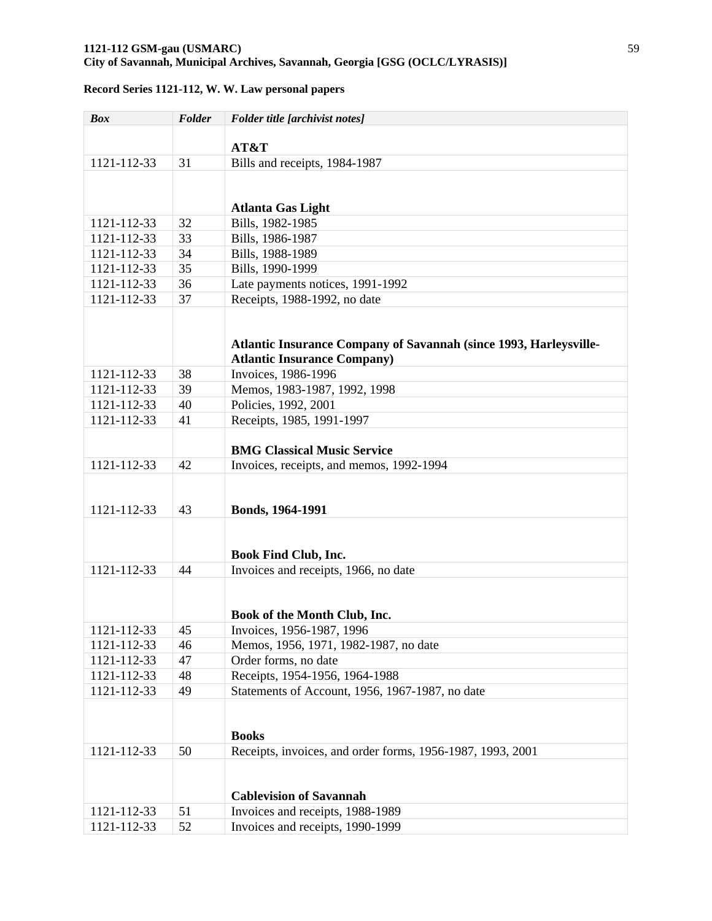**Record Series 1121-112, W. W. Law personal papers**

| *Box* | *Folder* | *Folder title [archivist notes]* |
|---|---|---|
| | | **AT&T** |
| 1121-112-33 | 31 | Bills and receipts, 1984-1987 |
| | | **Atlanta Gas Light** |
| 1121-112-33 | 32 | Bills, 1982-1985 |
| 1121-112-33 | 33 | Bills, 1986-1987 |
| 1121-112-33 | 34 | Bills, 1988-1989 |
| 1121-112-33 | 35 | Bills, 1990-1999 |
| 1121-112-33 | 36 | Late payments notices, 1991-1992 |
| 1121-112-33 | 37 | Receipts, 1988-1992, no date |
| | | **Atlantic Insurance Company of Savannah (since 1993, Harleysville-Atlantic Insurance Company)** |
| 1121-112-33 | 38 | Invoices, 1986-1996 |
| 1121-112-33 | 39 | Memos, 1983-1987, 1992, 1998 |
| 1121-112-33 | 40 | Policies, 1992, 2001 |
| 1121-112-33 | 41 | Receipts, 1985, 1991-1997 |
| | | **BMG Classical Music Service** |
| 1121-112-33 | 42 | Invoices, receipts, and memos, 1992-1994 |
| 1121-112-33 | 43 | **Bonds, 1964-1991** |
| | | **Book Find Club, Inc.** |
| 1121-112-33 | 44 | Invoices and receipts, 1966, no date |
| | | **Book of the Month Club, Inc.** |
| 1121-112-33 | 45 | Invoices, 1956-1987, 1996 |
| 1121-112-33 | 46 | Memos, 1956, 1971, 1982-1987, no date |
| 1121-112-33 | 47 | Order forms, no date |
| 1121-112-33 | 48 | Receipts, 1954-1956, 1964-1988 |
| 1121-112-33 | 49 | Statements of Account, 1956, 1967-1987, no date |
| | | **Books** |
| 1121-112-33 | 50 | Receipts, invoices, and order forms, 1956-1987, 1993, 2001 |
| | | **Cablevision of Savannah** |
| 1121-112-33 | 51 | Invoices and receipts, 1988-1989 |
| 1121-112-33 | 52 | Invoices and receipts, 1990-1999 |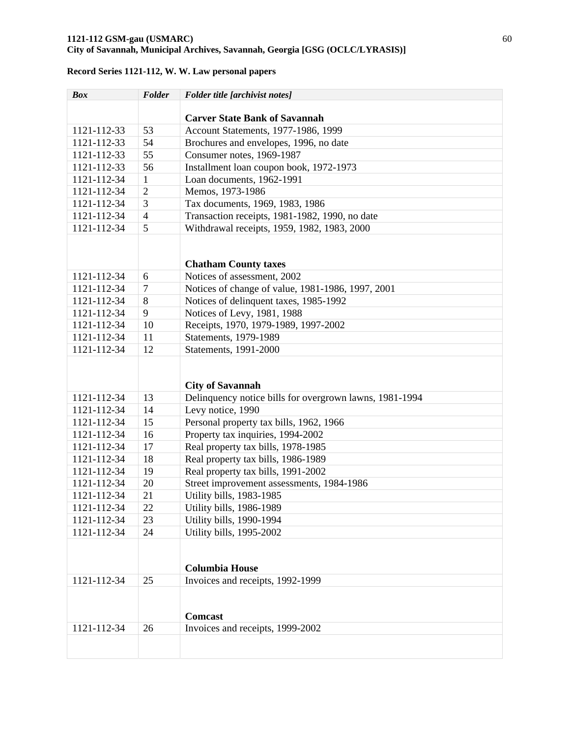**1121-112 GSM-gau (USMARC)**
**City of Savannah, Municipal Archives, Savannah, Georgia [GSG (OCLC/LYRASIS)]**

**Record Series 1121-112, W. W. Law personal papers**

| *Box* | *Folder* | *Folder title [archivist notes]* |
|---|---|---|
| | | **Carver State Bank of Savannah** |
| 1121-112-33 | 53 | Account Statements, 1977-1986, 1999 |
| 1121-112-33 | 54 | Brochures and envelopes, 1996, no date |
| 1121-112-33 | 55 | Consumer notes, 1969-1987 |
| 1121-112-33 | 56 | Installment loan coupon book, 1972-1973 |
| 1121-112-34 | 1 | Loan documents, 1962-1991 |
| 1121-112-34 | 2 | Memos, 1973-1986 |
| 1121-112-34 | 3 | Tax documents, 1969, 1983, 1986 |
| 1121-112-34 | 4 | Transaction receipts, 1981-1982, 1990, no date |
| 1121-112-34 | 5 | Withdrawal receipts, 1959, 1982, 1983, 2000 |
| | | **Chatham County taxes** |
| 1121-112-34 | 6 | Notices of assessment, 2002 |
| 1121-112-34 | 7 | Notices of change of value, 1981-1986, 1997, 2001 |
| 1121-112-34 | 8 | Notices of delinquent taxes, 1985-1992 |
| 1121-112-34 | 9 | Notices of Levy, 1981, 1988 |
| 1121-112-34 | 10 | Receipts, 1970, 1979-1989, 1997-2002 |
| 1121-112-34 | 11 | Statements, 1979-1989 |
| 1121-112-34 | 12 | Statements, 1991-2000 |
| | | **City of Savannah** |
| 1121-112-34 | 13 | Delinquency notice bills for overgrown lawns, 1981-1994 |
| 1121-112-34 | 14 | Levy notice, 1990 |
| 1121-112-34 | 15 | Personal property tax bills, 1962, 1966 |
| 1121-112-34 | 16 | Property tax inquiries, 1994-2002 |
| 1121-112-34 | 17 | Real property tax bills, 1978-1985 |
| 1121-112-34 | 18 | Real property tax bills, 1986-1989 |
| 1121-112-34 | 19 | Real property tax bills, 1991-2002 |
| 1121-112-34 | 20 | Street improvement assessments, 1984-1986 |
| 1121-112-34 | 21 | Utility bills, 1983-1985 |
| 1121-112-34 | 22 | Utility bills, 1986-1989 |
| 1121-112-34 | 23 | Utility bills, 1990-1994 |
| 1121-112-34 | 24 | Utility bills, 1995-2002 |
| | | **Columbia House** |
| 1121-112-34 | 25 | Invoices and receipts, 1992-1999 |
| | | **Comcast** |
| 1121-112-34 | 26 | Invoices and receipts, 1999-2002 |
| | | |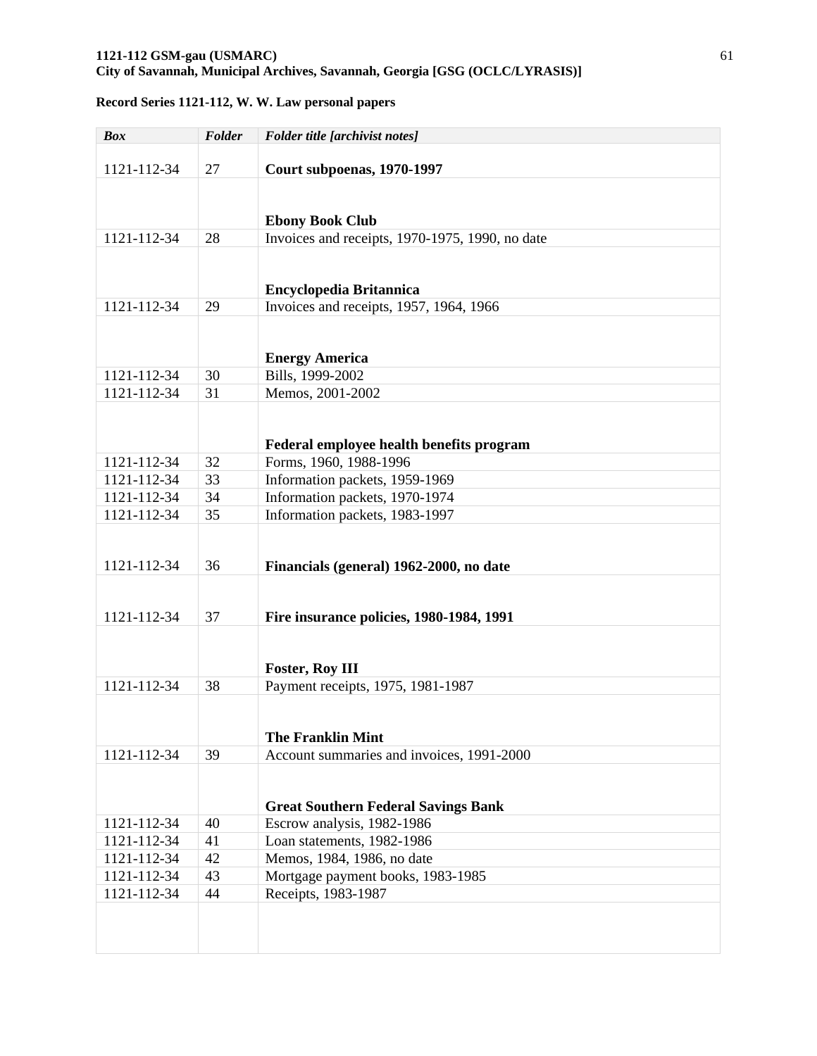**1121-112 GSM-gau (USMARC)**
**City of Savannah, Municipal Archives, Savannah, Georgia [GSG (OCLC/LYRASIS)]**

**Record Series 1121-112, W. W. Law personal papers**

| *Box* | *Folder* | *Folder title [archivist notes]* |
|---|---|---|
| 1121-112-34 | 27 | **Court subpoenas, 1970-1997** |
| | | **Ebony Book Club** |
| 1121-112-34 | 28 | Invoices and receipts, 1970-1975, 1990, no date |
| | | **Encyclopedia Britannica** |
| 1121-112-34 | 29 | Invoices and receipts, 1957, 1964, 1966 |
| | | **Energy America** |
| 1121-112-34 | 30 | Bills, 1999-2002 |
| 1121-112-34 | 31 | Memos, 2001-2002 |
| | | **Federal employee health benefits program** |
| 1121-112-34 | 32 | Forms, 1960, 1988-1996 |
| 1121-112-34 | 33 | Information packets, 1959-1969 |
| 1121-112-34 | 34 | Information packets, 1970-1974 |
| 1121-112-34 | 35 | Information packets, 1983-1997 |
| 1121-112-34 | 36 | **Financials (general) 1962-2000, no date** |
| 1121-112-34 | 37 | **Fire insurance policies, 1980-1984, 1991** |
| | | **Foster, Roy III** |
| 1121-112-34 | 38 | Payment receipts, 1975, 1981-1987 |
| | | **The Franklin Mint** |
| 1121-112-34 | 39 | Account summaries and invoices, 1991-2000 |
| | | **Great Southern Federal Savings Bank** |
| 1121-112-34 | 40 | Escrow analysis, 1982-1986 |
| 1121-112-34 | 41 | Loan statements, 1982-1986 |
| 1121-112-34 | 42 | Memos, 1984, 1986, no date |
| 1121-112-34 | 43 | Mortgage payment books, 1983-1985 |
| 1121-112-34 | 44 | Receipts, 1983-1987 |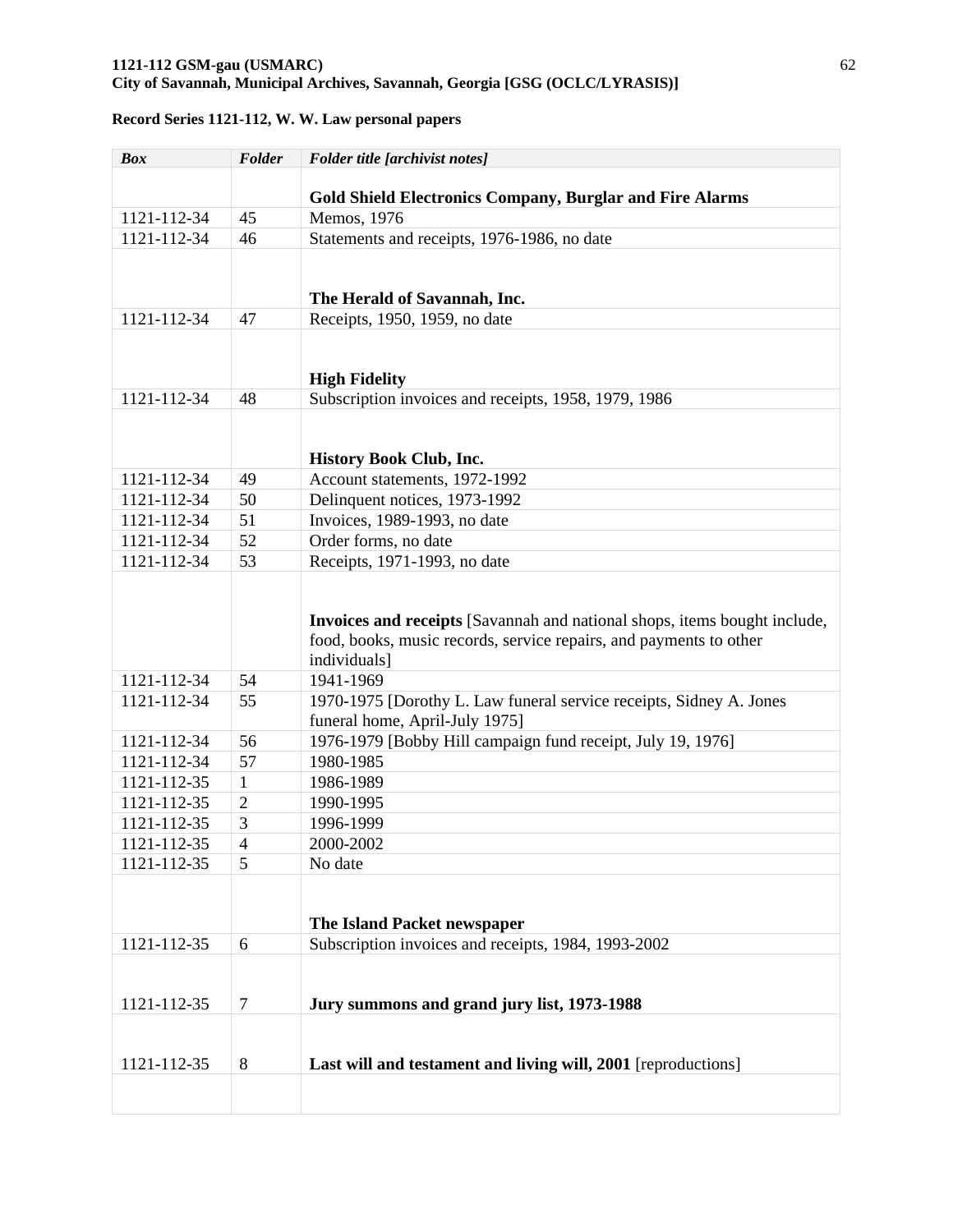**Record Series 1121-112, W. W. Law personal papers**

| *Box* | *Folder* | *Folder title [archivist notes]* |
|---|---|---|
| | | **Gold Shield Electronics Company, Burglar and Fire Alarms** |
| 1121-112-34 | 45 | Memos, 1976 |
| 1121-112-34 | 46 | Statements and receipts, 1976-1986, no date |
| | | **The Herald of Savannah, Inc.** |
| 1121-112-34 | 47 | Receipts, 1950, 1959, no date |
| | | **High Fidelity** |
| 1121-112-34 | 48 | Subscription invoices and receipts, 1958, 1979, 1986 |
| | | **History Book Club, Inc.** |
| 1121-112-34 | 49 | Account statements, 1972-1992 |
| 1121-112-34 | 50 | Delinquent notices, 1973-1992 |
| 1121-112-34 | 51 | Invoices, 1989-1993, no date |
| 1121-112-34 | 52 | Order forms, no date |
| 1121-112-34 | 53 | Receipts, 1971-1993, no date |
| | | **Invoices and receipts** [Savannah and national shops, items bought include, food, books, music records, service repairs, and payments to other individuals] |
| 1121-112-34 | 54 | 1941-1969 |
| 1121-112-34 | 55 | 1970-1975 [Dorothy L. Law funeral service receipts, Sidney A. Jones funeral home, April-July 1975] |
| 1121-112-34 | 56 | 1976-1979 [Bobby Hill campaign fund receipt, July 19, 1976] |
| 1121-112-34 | 57 | 1980-1985 |
| 1121-112-35 | 1 | 1986-1989 |
| 1121-112-35 | 2 | 1990-1995 |
| 1121-112-35 | 3 | 1996-1999 |
| 1121-112-35 | 4 | 2000-2002 |
| 1121-112-35 | 5 | No date |
| | | **The Island Packet newspaper** |
| 1121-112-35 | 6 | Subscription invoices and receipts, 1984, 1993-2002 |
| 1121-112-35 | 7 | **Jury summons and grand jury list, 1973-1988** |
| 1121-112-35 | 8 | **Last will and testament and living will, 2001** [reproductions] |
| | | |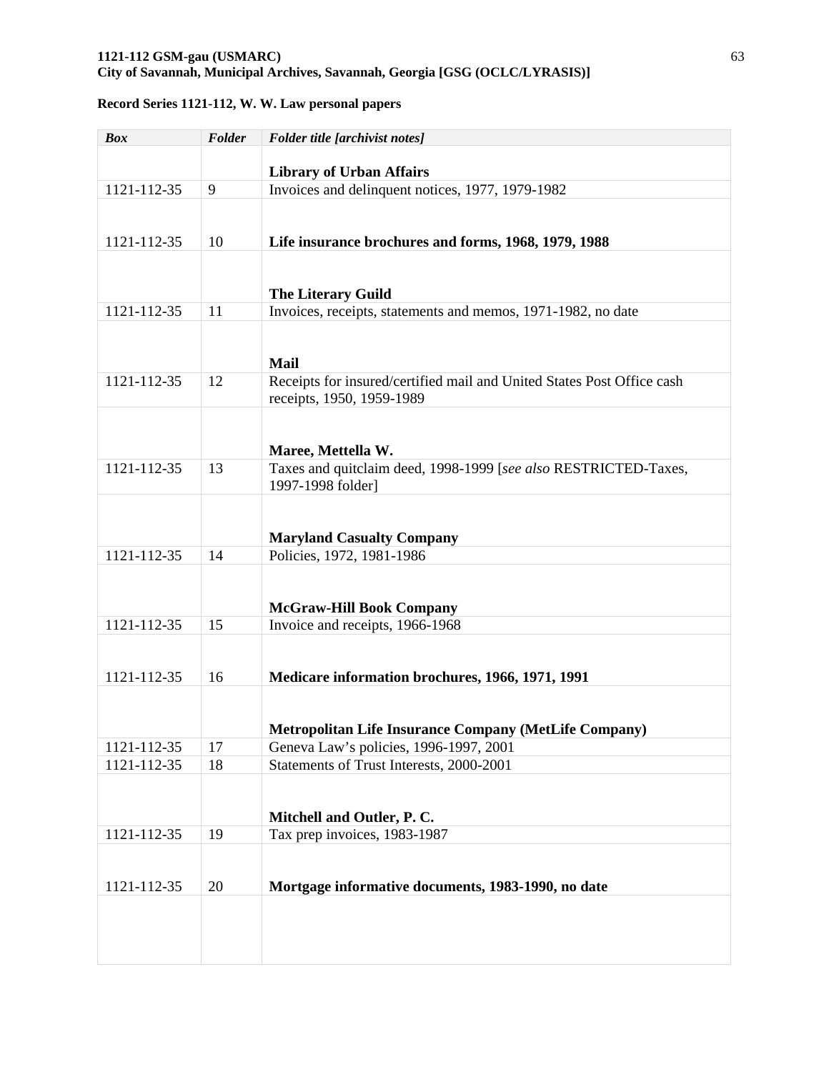**Record Series 1121-112, W. W. Law personal papers**

| *Box* | *Folder* | *Folder title [archivist notes]* |
|---|---|---|
| | | **Library of Urban Affairs** |
| 1121-112-35 | 9 | Invoices and delinquent notices, 1977, 1979-1982 |
| 1121-112-35 | 10 | **Life insurance brochures and forms, 1968, 1979, 1988** |
| | | **The Literary Guild** |
| 1121-112-35 | 11 | Invoices, receipts, statements and memos, 1971-1982, no date |
| | | **Mail** |
| 1121-112-35 | 12 | Receipts for insured/certified mail and United States Post Office cash receipts, 1950, 1959-1989 |
| | | **Maree, Mettella W.** |
| 1121-112-35 | 13 | Taxes and quitclaim deed, 1998-1999 [*see also* RESTRICTED-Taxes, 1997-1998 folder] |
| | | **Maryland Casualty Company** |
| 1121-112-35 | 14 | Policies, 1972, 1981-1986 |
| | | **McGraw-Hill Book Company** |
| 1121-112-35 | 15 | Invoice and receipts, 1966-1968 |
| 1121-112-35 | 16 | **Medicare information brochures, 1966, 1971, 1991** |
| | | **Metropolitan Life Insurance Company (MetLife Company)** |
| 1121-112-35 | 17 | Geneva Law's policies, 1996-1997, 2001 |
| 1121-112-35 | 18 | Statements of Trust Interests, 2000-2001 |
| | | **Mitchell and Outler, P. C.** |
| 1121-112-35 | 19 | Tax prep invoices, 1983-1987 |
| 1121-112-35 | 20 | **Mortgage informative documents, 1983-1990, no date** |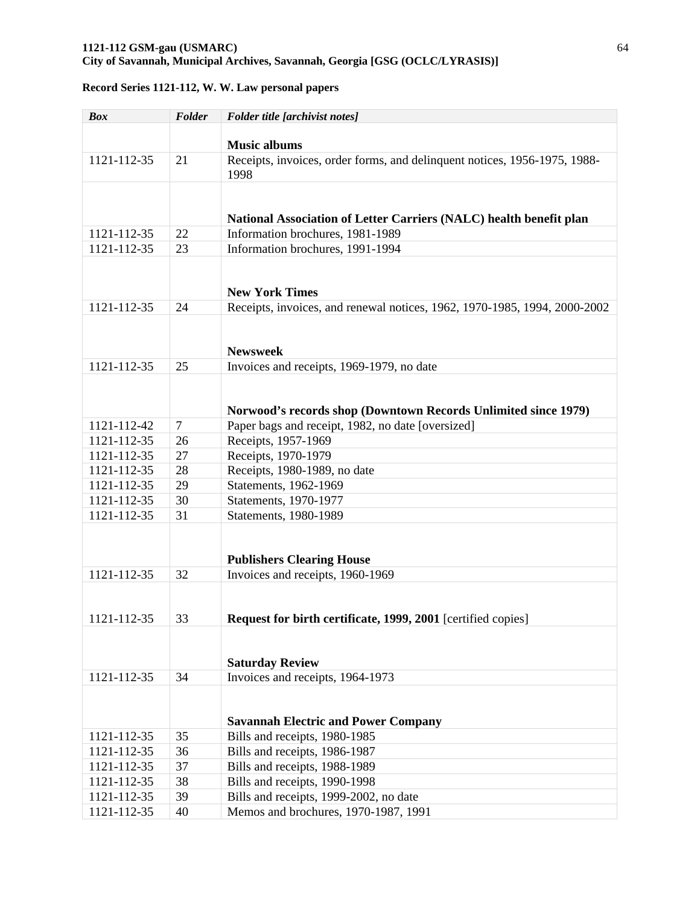**1121-112 GSM-gau (USMARC)**
**City of Savannah, Municipal Archives, Savannah, Georgia [GSG (OCLC/LYRASIS)]**

**Record Series 1121-112, W. W. Law personal papers**

| ***Box*** | ***Folder*** | ***Folder title [archivist notes]*** |
|---|---|---|
| | | **Music albums** |
| 1121-112-35 | 21 | Receipts, invoices, order forms, and delinquent notices, 1956-1975, 1988-1998 |
| | | **National Association of Letter Carriers (NALC) health benefit plan** |
| 1121-112-35 | 22 | Information brochures, 1981-1989 |
| 1121-112-35 | 23 | Information brochures, 1991-1994 |
| | | **New York Times** |
| 1121-112-35 | 24 | Receipts, invoices, and renewal notices, 1962, 1970-1985, 1994, 2000-2002 |
| | | **Newsweek** |
| 1121-112-35 | 25 | Invoices and receipts, 1969-1979, no date |
| | | **Norwood's records shop (Downtown Records Unlimited since 1979)** |
| 1121-112-42 | 7 | Paper bags and receipt, 1982, no date [oversized] |
| 1121-112-35 | 26 | Receipts, 1957-1969 |
| 1121-112-35 | 27 | Receipts, 1970-1979 |
| 1121-112-35 | 28 | Receipts, 1980-1989, no date |
| 1121-112-35 | 29 | Statements, 1962-1969 |
| 1121-112-35 | 30 | Statements, 1970-1977 |
| 1121-112-35 | 31 | Statements, 1980-1989 |
| | | **Publishers Clearing House** |
| 1121-112-35 | 32 | Invoices and receipts, 1960-1969 |
| 1121-112-35 | 33 | **Request for birth certificate, 1999, 2001** [certified copies] |
| | | **Saturday Review** |
| 1121-112-35 | 34 | Invoices and receipts, 1964-1973 |
| | | **Savannah Electric and Power Company** |
| 1121-112-35 | 35 | Bills and receipts, 1980-1985 |
| 1121-112-35 | 36 | Bills and receipts, 1986-1987 |
| 1121-112-35 | 37 | Bills and receipts, 1988-1989 |
| 1121-112-35 | 38 | Bills and receipts, 1990-1998 |
| 1121-112-35 | 39 | Bills and receipts, 1999-2002, no date |
| 1121-112-35 | 40 | Memos and brochures, 1970-1987, 1991 |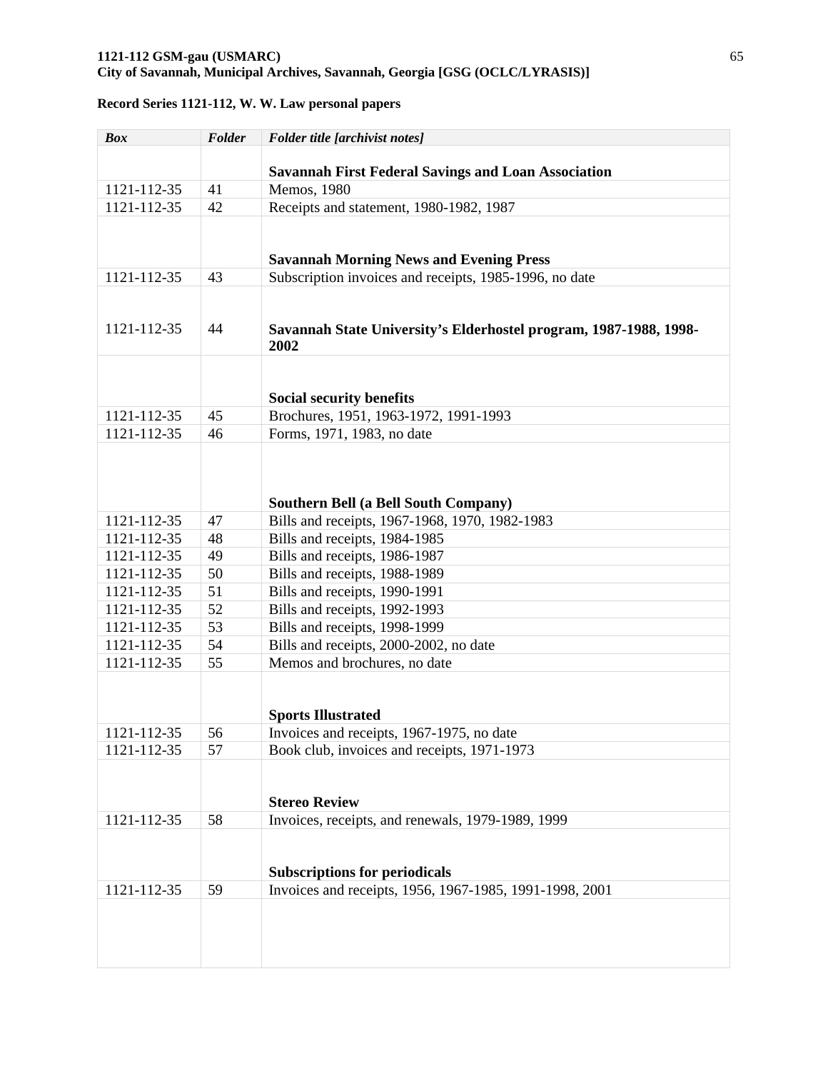**1121-112 GSM-gau (USMARC)**
**City of Savannah, Municipal Archives, Savannah, Georgia [GSG (OCLC/LYRASIS)]**

**Record Series 1121-112, W. W. Law personal papers**

| *Box* | *Folder* | *Folder title [archivist notes]* |
|---|---|---|
| | | **Savannah First Federal Savings and Loan Association** |
| 1121-112-35 | 41 | Memos, 1980 |
| 1121-112-35 | 42 | Receipts and statement, 1980-1982, 1987 |
| | | **Savannah Morning News and Evening Press** |
| 1121-112-35 | 43 | Subscription invoices and receipts, 1985-1996, no date |
| 1121-112-35 | 44 | **Savannah State University's Elderhostel program, 1987-1988, 1998-2002** |
| | | **Social security benefits** |
| 1121-112-35 | 45 | Brochures, 1951, 1963-1972, 1991-1993 |
| 1121-112-35 | 46 | Forms, 1971, 1983, no date |
| | | **Southern Bell (a Bell South Company)** |
| 1121-112-35 | 47 | Bills and receipts, 1967-1968, 1970, 1982-1983 |
| 1121-112-35 | 48 | Bills and receipts, 1984-1985 |
| 1121-112-35 | 49 | Bills and receipts, 1986-1987 |
| 1121-112-35 | 50 | Bills and receipts, 1988-1989 |
| 1121-112-35 | 51 | Bills and receipts, 1990-1991 |
| 1121-112-35 | 52 | Bills and receipts, 1992-1993 |
| 1121-112-35 | 53 | Bills and receipts, 1998-1999 |
| 1121-112-35 | 54 | Bills and receipts, 2000-2002, no date |
| 1121-112-35 | 55 | Memos and brochures, no date |
| | | **Sports Illustrated** |
| 1121-112-35 | 56 | Invoices and receipts, 1967-1975, no date |
| 1121-112-35 | 57 | Book club, invoices and receipts, 1971-1973 |
| | | **Stereo Review** |
| 1121-112-35 | 58 | Invoices, receipts, and renewals, 1979-1989, 1999 |
| | | **Subscriptions for periodicals** |
| 1121-112-35 | 59 | Invoices and receipts, 1956, 1967-1985, 1991-1998, 2001 |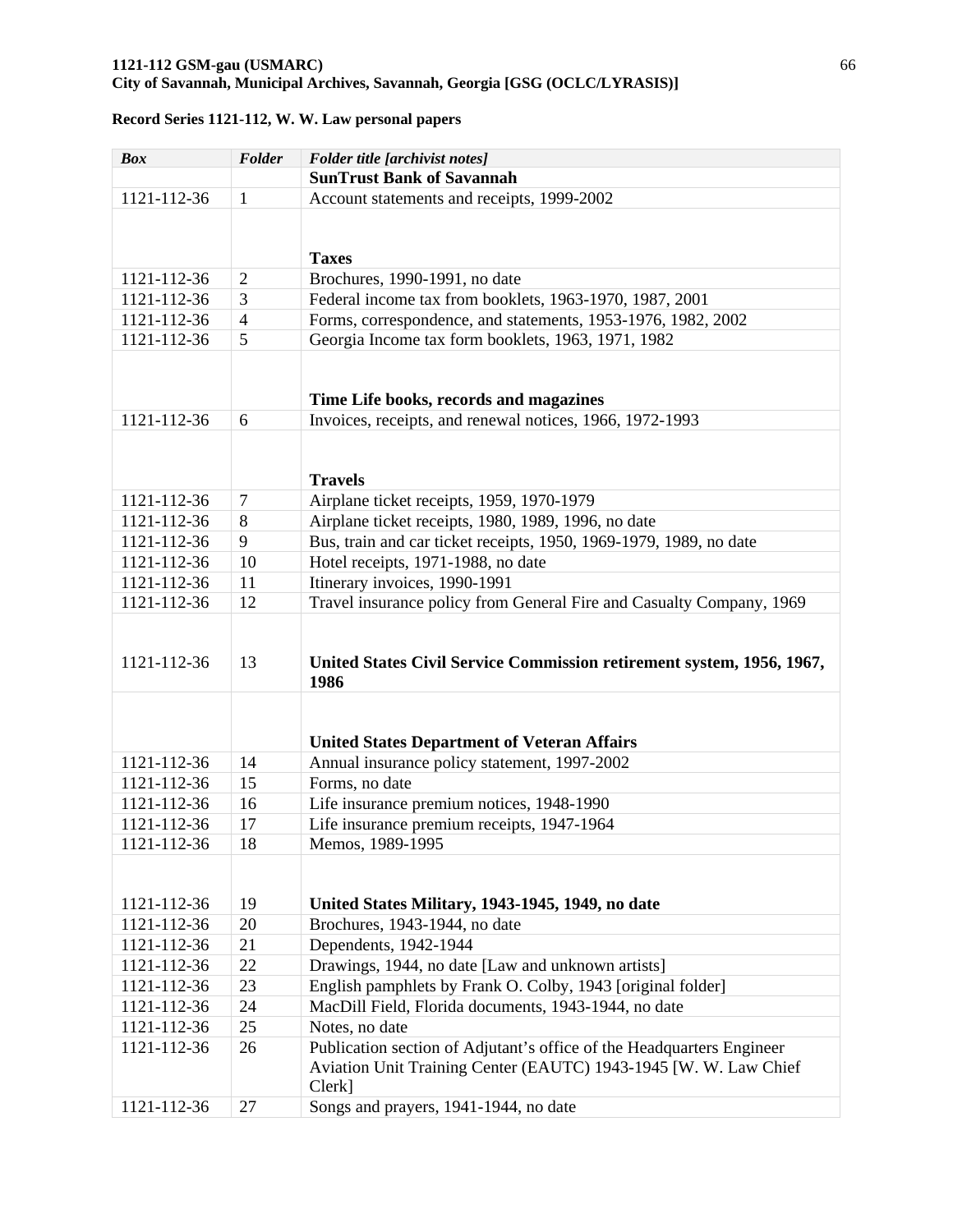**1121-112 GSM-gau (USMARC)**
**City of Savannah, Municipal Archives, Savannah, Georgia [GSG (OCLC/LYRASIS)]**

**Record Series 1121-112, W. W. Law personal papers**

| *Box* | *Folder* | *Folder title [archivist notes]* |
|---|---|---|
| | | **SunTrust Bank of Savannah** |
| 1121-112-36 | 1 | Account statements and receipts, 1999-2002 |
| | | **Taxes** |
| 1121-112-36 | 2 | Brochures, 1990-1991, no date |
| 1121-112-36 | 3 | Federal income tax from booklets, 1963-1970, 1987, 2001 |
| 1121-112-36 | 4 | Forms, correspondence, and statements, 1953-1976, 1982, 2002 |
| 1121-112-36 | 5 | Georgia Income tax form booklets, 1963, 1971, 1982 |
| | | **Time Life books, records and magazines** |
| 1121-112-36 | 6 | Invoices, receipts, and renewal notices, 1966, 1972-1993 |
| | | **Travels** |
| 1121-112-36 | 7 | Airplane ticket receipts, 1959, 1970-1979 |
| 1121-112-36 | 8 | Airplane ticket receipts, 1980, 1989, 1996, no date |
| 1121-112-36 | 9 | Bus, train and car ticket receipts, 1950, 1969-1979, 1989, no date |
| 1121-112-36 | 10 | Hotel receipts, 1971-1988, no date |
| 1121-112-36 | 11 | Itinerary invoices, 1990-1991 |
| 1121-112-36 | 12 | Travel insurance policy from General Fire and Casualty Company, 1969 |
| 1121-112-36 | 13 | **United States Civil Service Commission retirement system, 1956, 1967, 1986** |
| | | **United States Department of Veteran Affairs** |
| 1121-112-36 | 14 | Annual insurance policy statement, 1997-2002 |
| 1121-112-36 | 15 | Forms, no date |
| 1121-112-36 | 16 | Life insurance premium notices, 1948-1990 |
| 1121-112-36 | 17 | Life insurance premium receipts, 1947-1964 |
| 1121-112-36 | 18 | Memos, 1989-1995 |
| 1121-112-36 | 19 | **United States Military, 1943-1945, 1949, no date** |
| 1121-112-36 | 20 | Brochures, 1943-1944, no date |
| 1121-112-36 | 21 | Dependents, 1942-1944 |
| 1121-112-36 | 22 | Drawings, 1944, no date [Law and unknown artists] |
| 1121-112-36 | 23 | English pamphlets by Frank O. Colby, 1943 [original folder] |
| 1121-112-36 | 24 | MacDill Field, Florida documents, 1943-1944, no date |
| 1121-112-36 | 25 | Notes, no date |
| 1121-112-36 | 26 | Publication section of Adjutant's office of the Headquarters Engineer Aviation Unit Training Center (EAUTC) 1943-1945 [W. W. Law Chief Clerk] |
| 1121-112-36 | 27 | Songs and prayers, 1941-1944, no date |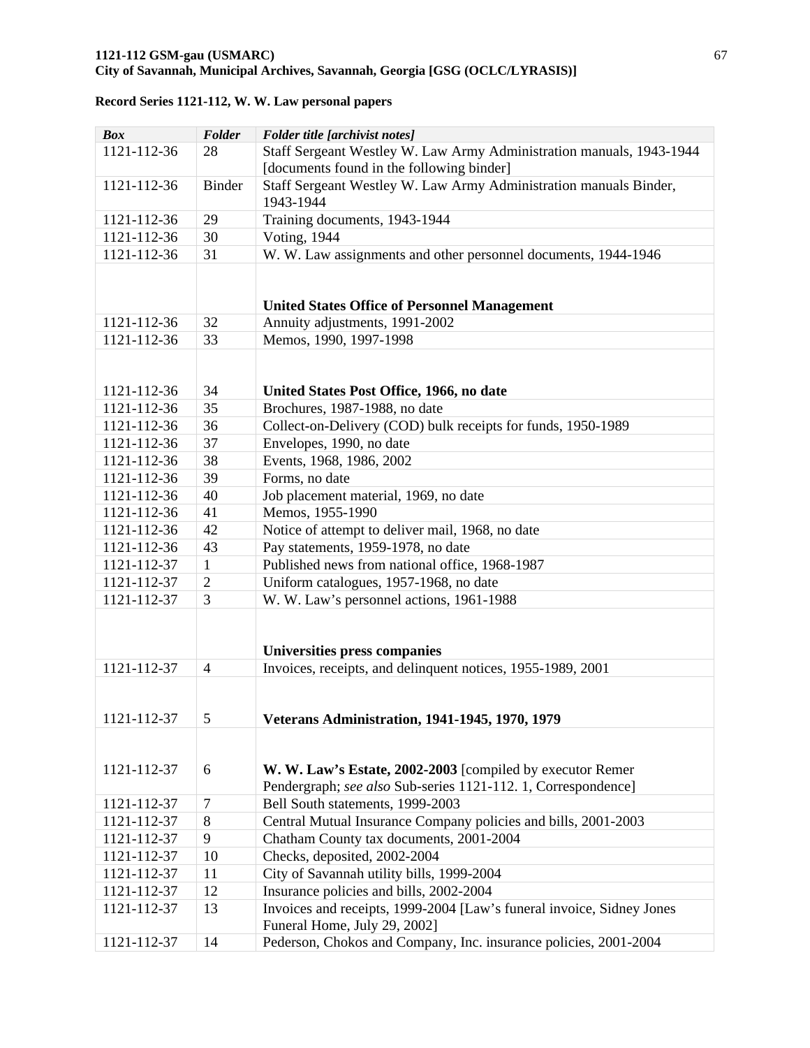**Record Series 1121-112, W. W. Law personal papers**

| *Box* | *Folder* | *Folder title [archivist notes]* |
|---|---|---|
| 1121-112-36 | 28 | Staff Sergeant Westley W. Law Army Administration manuals, 1943-1944 [documents found in the following binder] |
| 1121-112-36 | Binder | Staff Sergeant Westley W. Law Army Administration manuals Binder, 1943-1944 |
| 1121-112-36 | 29 | Training documents, 1943-1944 |
| 1121-112-36 | 30 | Voting, 1944 |
| 1121-112-36 | 31 | W. W. Law assignments and other personnel documents, 1944-1946 |
| | | **United States Office of Personnel Management** |
| 1121-112-36 | 32 | Annuity adjustments, 1991-2002 |
| 1121-112-36 | 33 | Memos, 1990, 1997-1998 |
| 1121-112-36 | 34 | **United States Post Office, 1966, no date** |
| 1121-112-36 | 35 | Brochures, 1987-1988, no date |
| 1121-112-36 | 36 | Collect-on-Delivery (COD) bulk receipts for funds, 1950-1989 |
| 1121-112-36 | 37 | Envelopes, 1990, no date |
| 1121-112-36 | 38 | Events, 1968, 1986, 2002 |
| 1121-112-36 | 39 | Forms, no date |
| 1121-112-36 | 40 | Job placement material, 1969, no date |
| 1121-112-36 | 41 | Memos, 1955-1990 |
| 1121-112-36 | 42 | Notice of attempt to deliver mail, 1968, no date |
| 1121-112-36 | 43 | Pay statements, 1959-1978, no date |
| 1121-112-37 | 1 | Published news from national office, 1968-1987 |
| 1121-112-37 | 2 | Uniform catalogues, 1957-1968, no date |
| 1121-112-37 | 3 | W. W. Law's personnel actions, 1961-1988 |
| | | **Universities press companies** |
| 1121-112-37 | 4 | Invoices, receipts, and delinquent notices, 1955-1989, 2001 |
| 1121-112-37 | 5 | **Veterans Administration, 1941-1945, 1970, 1979** |
| 1121-112-37 | 6 | **W. W. Law's Estate, 2002-2003** [compiled by executor Remer Pendergraph; *see also* Sub-series 1121-112. 1, Correspondence] |
| 1121-112-37 | 7 | Bell South statements, 1999-2003 |
| 1121-112-37 | 8 | Central Mutual Insurance Company policies and bills, 2001-2003 |
| 1121-112-37 | 9 | Chatham County tax documents, 2001-2004 |
| 1121-112-37 | 10 | Checks, deposited, 2002-2004 |
| 1121-112-37 | 11 | City of Savannah utility bills, 1999-2004 |
| 1121-112-37 | 12 | Insurance policies and bills, 2002-2004 |
| 1121-112-37 | 13 | Invoices and receipts, 1999-2004 [Law's funeral invoice, Sidney Jones Funeral Home, July 29, 2002] |
| 1121-112-37 | 14 | Pederson, Chokos and Company, Inc. insurance policies, 2001-2004 |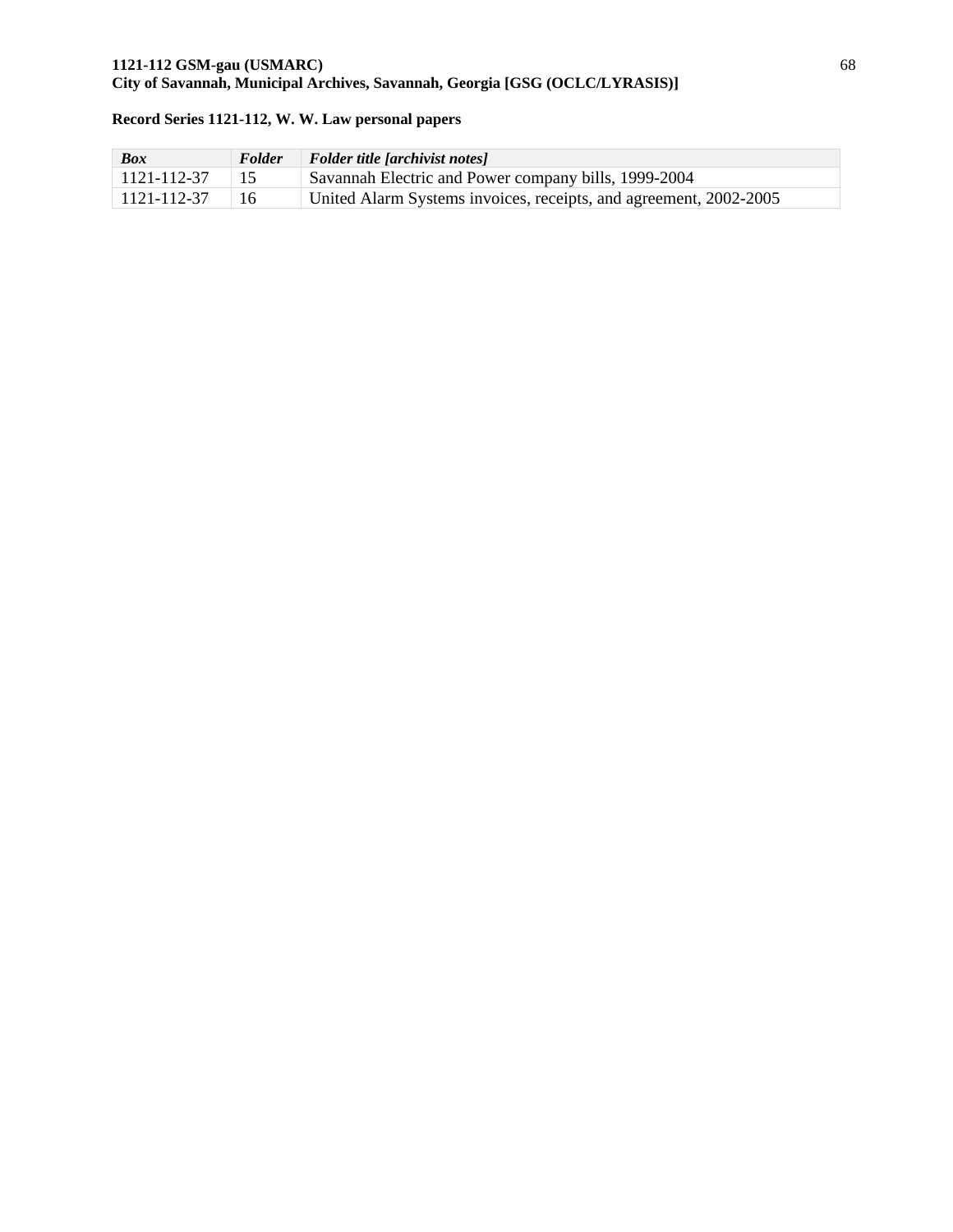**Record Series 1121-112, W. W. Law personal papers**

| *Box* | *Folder* | *Folder title [archivist notes]* |
|---|---|---|
| 1121-112-37 | 15 | Savannah Electric and Power company bills, 1999-2004 |
| 1121-112-37 | 16 | United Alarm Systems invoices, receipts, and agreement, 2002-2005 |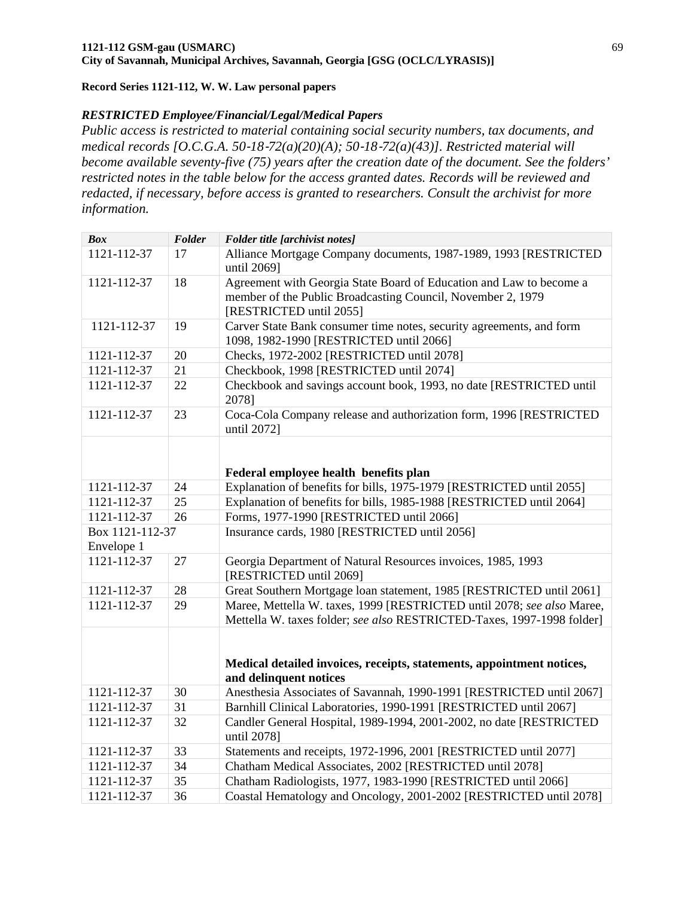**Record Series 1121-112, W. W. Law personal papers**

***RESTRICTED Employee/Financial/Legal/Medical Papers***

*Public access is restricted to material containing social security numbers, tax documents, and medical records [O.C.G.A. 50-18-72(a)(20)(A); 50-18-72(a)(43)]. Restricted material will become available seventy-five (75) years after the creation date of the document. See the folders' restricted notes in the table below for the access granted dates. Records will be reviewed and redacted, if necessary, before access is granted to researchers. Consult the archivist for more information.*

| ***Box*** | ***Folder*** | ***Folder title [archivist notes]*** |
|---|---|---|
| 1121-112-37 | 17 | Alliance Mortgage Company documents, 1987-1989, 1993 [RESTRICTED until 2069] |
| 1121-112-37 | 18 | Agreement with Georgia State Board of Education and Law to become a member of the Public Broadcasting Council, November 2, 1979 [RESTRICTED until 2055] |
| 1121-112-37 | 19 | Carver State Bank consumer time notes, security agreements, and form 1098, 1982-1990 [RESTRICTED until 2066] |
| 1121-112-37 | 20 | Checks, 1972-2002 [RESTRICTED until 2078] |
| 1121-112-37 | 21 | Checkbook, 1998 [RESTRICTED until 2074] |
| 1121-112-37 | 22 | Checkbook and savings account book, 1993, no date [RESTRICTED until 2078] |
| 1121-112-37 | 23 | Coca-Cola Company release and authorization form, 1996 [RESTRICTED until 2072] |
| | | **Federal employee health benefits plan** |
| 1121-112-37 | 24 | Explanation of benefits for bills, 1975-1979 [RESTRICTED until 2055] |
| 1121-112-37 | 25 | Explanation of benefits for bills, 1985-1988 [RESTRICTED until 2064] |
| 1121-112-37 | 26 | Forms, 1977-1990 [RESTRICTED until 2066] |
| Box 1121-112-37 Envelope 1 | | Insurance cards, 1980 [RESTRICTED until 2056] |
| 1121-112-37 | 27 | Georgia Department of Natural Resources invoices, 1985, 1993 [RESTRICTED until 2069] |
| 1121-112-37 | 28 | Great Southern Mortgage loan statement, 1985 [RESTRICTED until 2061] |
| 1121-112-37 | 29 | Maree, Mettella W. taxes, 1999 [RESTRICTED until 2078; *see also* Maree, Mettella W. taxes folder; *see also* RESTRICTED-Taxes, 1997-1998 folder] |
| | | **Medical detailed invoices, receipts, statements, appointment notices, and delinquent notices** |
| 1121-112-37 | 30 | Anesthesia Associates of Savannah, 1990-1991 [RESTRICTED until 2067] |
| 1121-112-37 | 31 | Barnhill Clinical Laboratories, 1990-1991 [RESTRICTED until 2067] |
| 1121-112-37 | 32 | Candler General Hospital, 1989-1994, 2001-2002, no date [RESTRICTED until 2078] |
| 1121-112-37 | 33 | Statements and receipts, 1972-1996, 2001 [RESTRICTED until 2077] |
| 1121-112-37 | 34 | Chatham Medical Associates, 2002 [RESTRICTED until 2078] |
| 1121-112-37 | 35 | Chatham Radiologists, 1977, 1983-1990 [RESTRICTED until 2066] |
| 1121-112-37 | 36 | Coastal Hematology and Oncology, 2001-2002 [RESTRICTED until 2078] |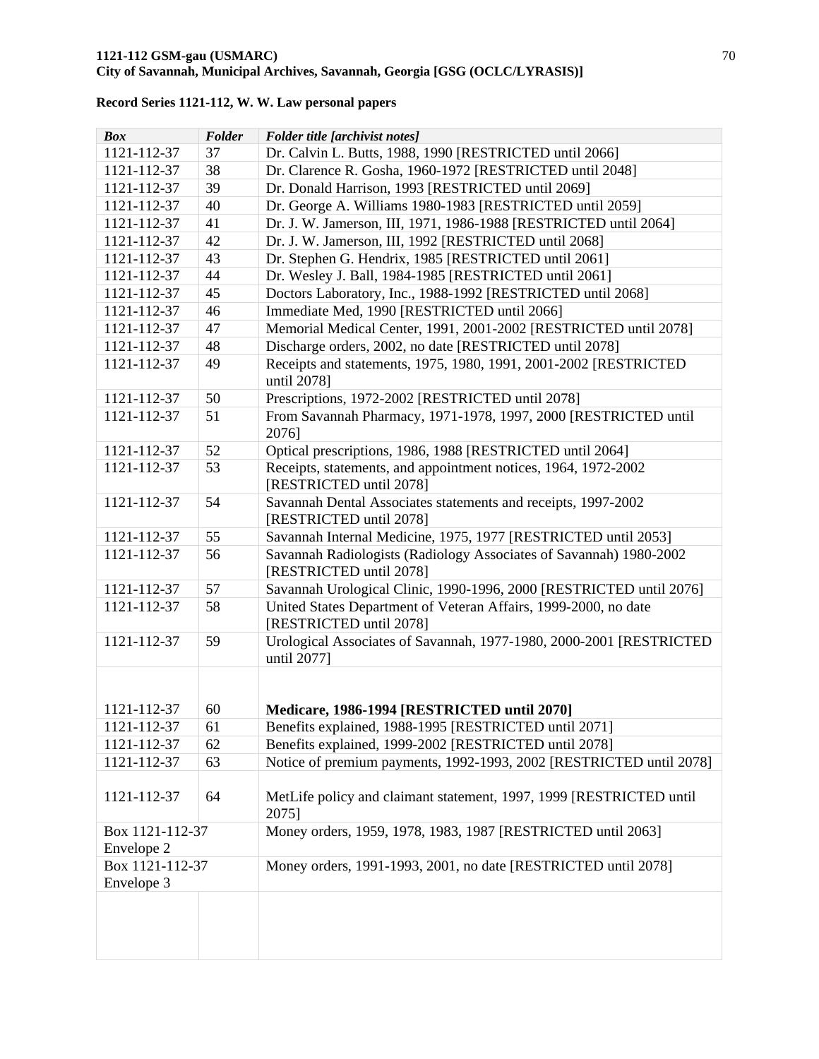**1121-112 GSM-gau (USMARC)**
**City of Savannah, Municipal Archives, Savannah, Georgia [GSG (OCLC/LYRASIS)]**

**Record Series 1121-112, W. W. Law personal papers**

| *Box* | *Folder* | *Folder title [archivist notes]* |
|---|---|---|
| 1121-112-37 | 37 | Dr. Calvin L. Butts, 1988, 1990 [RESTRICTED until 2066] |
| 1121-112-37 | 38 | Dr. Clarence R. Gosha, 1960-1972 [RESTRICTED until 2048] |
| 1121-112-37 | 39 | Dr. Donald Harrison, 1993 [RESTRICTED until 2069] |
| 1121-112-37 | 40 | Dr. George A. Williams 1980-1983 [RESTRICTED until 2059] |
| 1121-112-37 | 41 | Dr. J. W. Jamerson, III, 1971, 1986-1988 [RESTRICTED until 2064] |
| 1121-112-37 | 42 | Dr. J. W. Jamerson, III, 1992 [RESTRICTED until 2068] |
| 1121-112-37 | 43 | Dr. Stephen G. Hendrix, 1985 [RESTRICTED until 2061] |
| 1121-112-37 | 44 | Dr. Wesley J. Ball, 1984-1985 [RESTRICTED until 2061] |
| 1121-112-37 | 45 | Doctors Laboratory, Inc., 1988-1992 [RESTRICTED until 2068] |
| 1121-112-37 | 46 | Immediate Med, 1990 [RESTRICTED until 2066] |
| 1121-112-37 | 47 | Memorial Medical Center, 1991, 2001-2002 [RESTRICTED until 2078] |
| 1121-112-37 | 48 | Discharge orders, 2002, no date [RESTRICTED until 2078] |
| 1121-112-37 | 49 | Receipts and statements, 1975, 1980, 1991, 2001-2002 [RESTRICTED until 2078] |
| 1121-112-37 | 50 | Prescriptions, 1972-2002 [RESTRICTED until 2078] |
| 1121-112-37 | 51 | From Savannah Pharmacy, 1971-1978, 1997, 2000 [RESTRICTED until 2076] |
| 1121-112-37 | 52 | Optical prescriptions, 1986, 1988 [RESTRICTED until 2064] |
| 1121-112-37 | 53 | Receipts, statements, and appointment notices, 1964, 1972-2002 [RESTRICTED until 2078] |
| 1121-112-37 | 54 | Savannah Dental Associates statements and receipts, 1997-2002 [RESTRICTED until 2078] |
| 1121-112-37 | 55 | Savannah Internal Medicine, 1975, 1977 [RESTRICTED until 2053] |
| 1121-112-37 | 56 | Savannah Radiologists (Radiology Associates of Savannah) 1980-2002 [RESTRICTED until 2078] |
| 1121-112-37 | 57 | Savannah Urological Clinic, 1990-1996, 2000 [RESTRICTED until 2076] |
| 1121-112-37 | 58 | United States Department of Veteran Affairs, 1999-2000, no date [RESTRICTED until 2078] |
| 1121-112-37 | 59 | Urological Associates of Savannah, 1977-1980, 2000-2001 [RESTRICTED until 2077] |
| 1121-112-37 | 60 | **Medicare, 1986-1994 [RESTRICTED until 2070]** |
| 1121-112-37 | 61 | Benefits explained, 1988-1995 [RESTRICTED until 2071] |
| 1121-112-37 | 62 | Benefits explained, 1999-2002 [RESTRICTED until 2078] |
| 1121-112-37 | 63 | Notice of premium payments, 1992-1993, 2002 [RESTRICTED until 2078] |
| 1121-112-37 | 64 | MetLife policy and claimant statement, 1997, 1999 [RESTRICTED until 2075] |
| Box 1121-112-37 Envelope 2 | | Money orders, 1959, 1978, 1983, 1987 [RESTRICTED until 2063] |
| Box 1121-112-37 Envelope 3 | | Money orders, 1991-1993, 2001, no date [RESTRICTED until 2078] |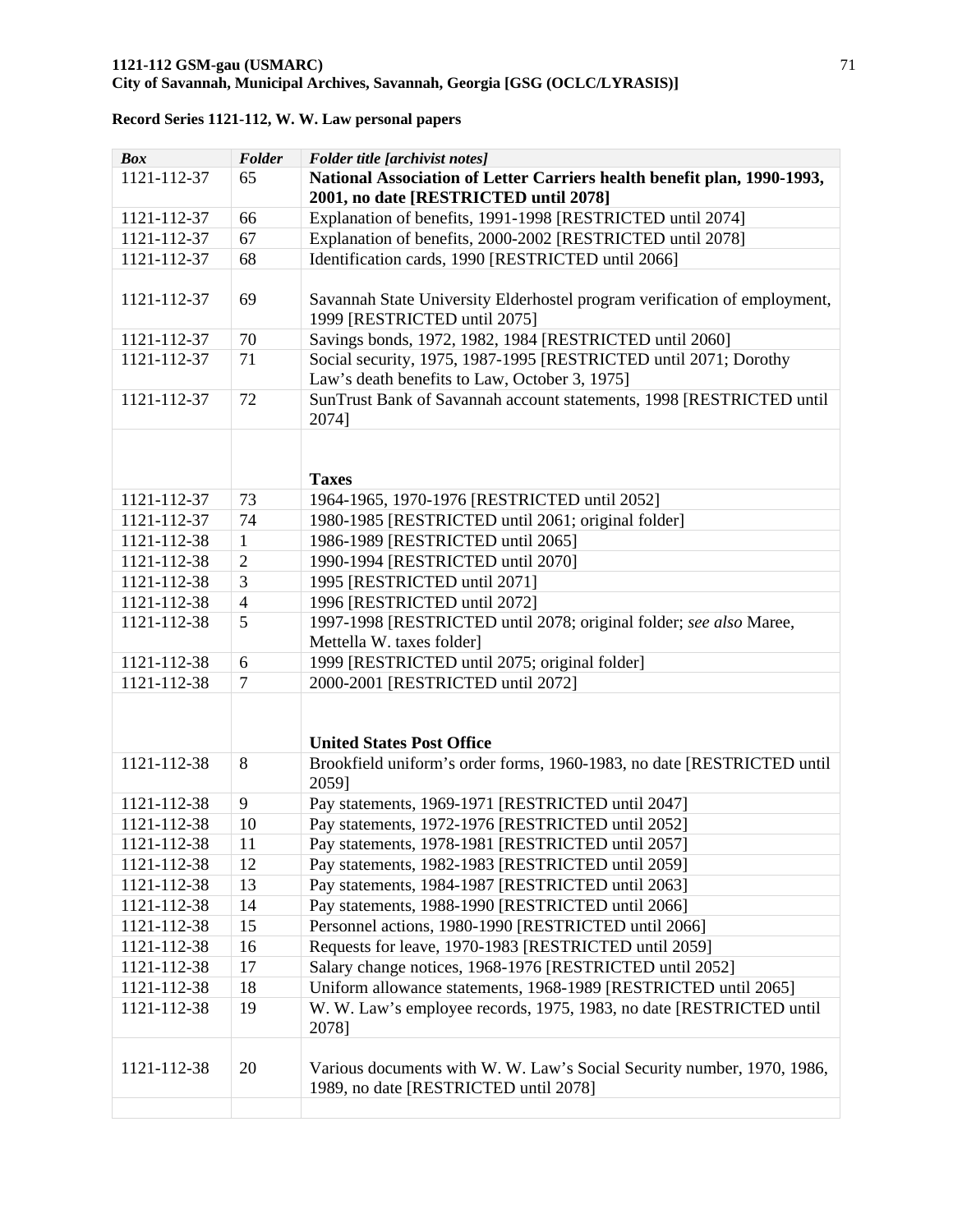**1121-112 GSM-gau (USMARC)**
**City of Savannah, Municipal Archives, Savannah, Georgia [GSG (OCLC/LYRASIS)]**

**Record Series 1121-112, W. W. Law personal papers**

| *Box* | *Folder* | *Folder title [archivist notes]* |
|---|---|---|
| 1121-112-37 | 65 | **National Association of Letter Carriers health benefit plan, 1990-1993, 2001, no date [RESTRICTED until 2078]** |
| 1121-112-37 | 66 | Explanation of benefits, 1991-1998 [RESTRICTED until 2074] |
| 1121-112-37 | 67 | Explanation of benefits, 2000-2002 [RESTRICTED until 2078] |
| 1121-112-37 | 68 | Identification cards, 1990 [RESTRICTED until 2066] |
| 1121-112-37 | 69 | Savannah State University Elderhostel program verification of employment, 1999 [RESTRICTED until 2075] |
| 1121-112-37 | 70 | Savings bonds, 1972, 1982, 1984 [RESTRICTED until 2060] |
| 1121-112-37 | 71 | Social security, 1975, 1987-1995 [RESTRICTED until 2071; Dorothy Law's death benefits to Law, October 3, 1975] |
| 1121-112-37 | 72 | SunTrust Bank of Savannah account statements, 1998 [RESTRICTED until 2074] |
| | | **Taxes** |
| 1121-112-37 | 73 | 1964-1965, 1970-1976 [RESTRICTED until 2052] |
| 1121-112-37 | 74 | 1980-1985 [RESTRICTED until 2061; original folder] |
| 1121-112-38 | 1 | 1986-1989 [RESTRICTED until 2065] |
| 1121-112-38 | 2 | 1990-1994 [RESTRICTED until 2070] |
| 1121-112-38 | 3 | 1995 [RESTRICTED until 2071] |
| 1121-112-38 | 4 | 1996 [RESTRICTED until 2072] |
| 1121-112-38 | 5 | 1997-1998 [RESTRICTED until 2078; original folder; *see also* Maree, Mettella W. taxes folder] |
| 1121-112-38 | 6 | 1999 [RESTRICTED until 2075; original folder] |
| 1121-112-38 | 7 | 2000-2001 [RESTRICTED until 2072] |
| | | **United States Post Office** |
| 1121-112-38 | 8 | Brookfield uniform's order forms, 1960-1983, no date [RESTRICTED until 2059] |
| 1121-112-38 | 9 | Pay statements, 1969-1971 [RESTRICTED until 2047] |
| 1121-112-38 | 10 | Pay statements, 1972-1976 [RESTRICTED until 2052] |
| 1121-112-38 | 11 | Pay statements, 1978-1981 [RESTRICTED until 2057] |
| 1121-112-38 | 12 | Pay statements, 1982-1983 [RESTRICTED until 2059] |
| 1121-112-38 | 13 | Pay statements, 1984-1987 [RESTRICTED until 2063] |
| 1121-112-38 | 14 | Pay statements, 1988-1990 [RESTRICTED until 2066] |
| 1121-112-38 | 15 | Personnel actions, 1980-1990 [RESTRICTED until 2066] |
| 1121-112-38 | 16 | Requests for leave, 1970-1983 [RESTRICTED until 2059] |
| 1121-112-38 | 17 | Salary change notices, 1968-1976 [RESTRICTED until 2052] |
| 1121-112-38 | 18 | Uniform allowance statements, 1968-1989 [RESTRICTED until 2065] |
| 1121-112-38 | 19 | W. W. Law's employee records, 1975, 1983, no date [RESTRICTED until 2078] |
| 1121-112-38 | 20 | Various documents with W. W. Law's Social Security number, 1970, 1986, 1989, no date [RESTRICTED until 2078] |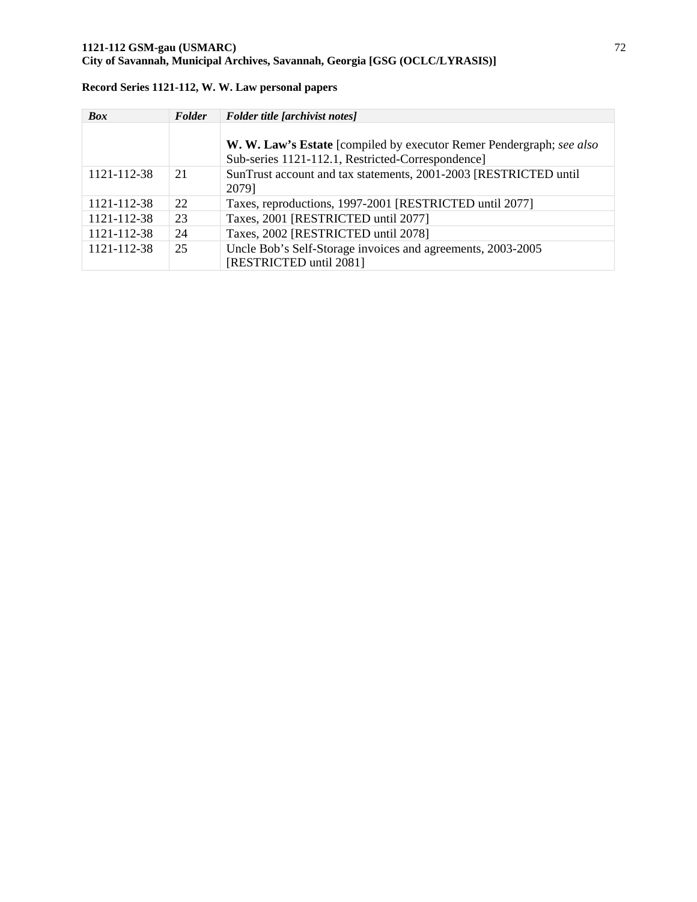**Record Series 1121-112, W. W. Law personal papers**

| *Box* | *Folder* | *Folder title [archivist notes]* |
|---|---|---|
| | | **W. W. Law's Estate** [compiled by executor Remer Pendergraph; *see also* Sub-series 1121-112.1, Restricted-Correspondence] |
| 1121-112-38 | 21 | SunTrust account and tax statements, 2001-2003 [RESTRICTED until 2079] |
| 1121-112-38 | 22 | Taxes, reproductions, 1997-2001 [RESTRICTED until 2077] |
| 1121-112-38 | 23 | Taxes, 2001 [RESTRICTED until 2077] |
| 1121-112-38 | 24 | Taxes, 2002 [RESTRICTED until 2078] |
| 1121-112-38 | 25 | Uncle Bob's Self-Storage invoices and agreements, 2003-2005 [RESTRICTED until 2081] |